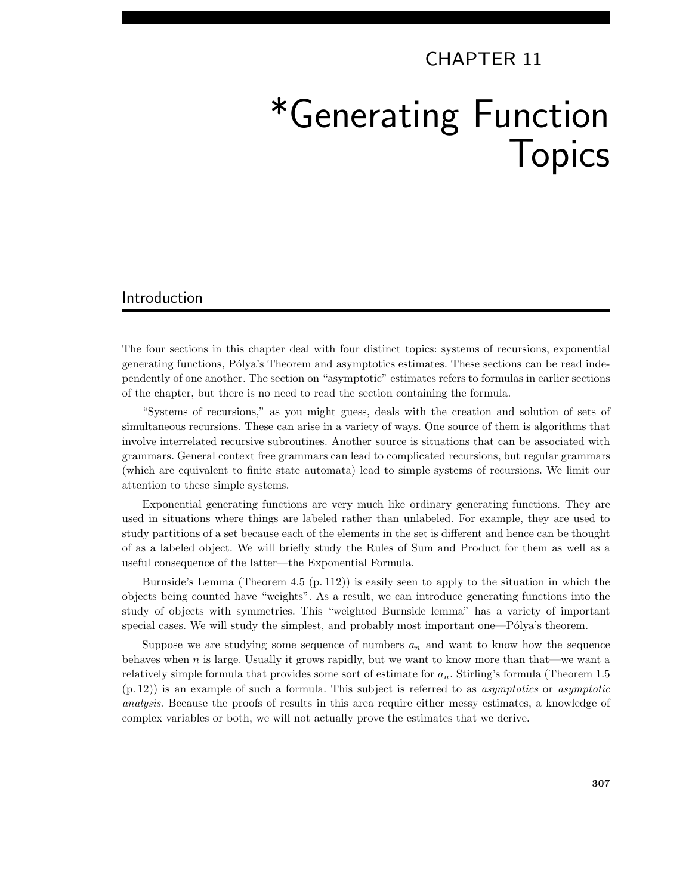# CHAPTER 11

# *Generating Function Topics

## Introduction

The four sections in this chapter deal with four distinct topics: systems of recursions, exponential generating functions, Pólya's Theorem and asymptotics estimates. These sections can be read independently of one another. The section on "asymptotic" estimates refers to formulas in earlier sections of the chapter, but there is no need to read the section containing the formula.

"Systems of recursions," as you might guess, deals with the creation and solution of sets of simultaneous recursions. These can arise in a variety of ways. One source of them is algorithms that involve interrelated recursive subroutines. Another source is situations that can be associated with grammars. General context free grammars can lead to complicated recursions, but regular grammars (which are equivalent to finite state automata) lead to simple systems of recursions. We limit our attention to these simple systems.

Exponential generating functions are very much like ordinary generating functions. They are used in situations where things are labeled rather than unlabeled. For example, they are used to study partitions of a set because each of the elements in the set is different and hence can be thought of as a labeled object. We will briefly study the Rules of Sum and Product for them as well as a useful consequence of the latter—the Exponential Formula.

Burnside's Lemma (Theorem 4.5 (p. 112)) is easily seen to apply to the situation in which the objects being counted have "weights". As a result, we can introduce generating functions into the study of objects with symmetries. This "weighted Burnside lemma" has a variety of important special cases. We will study the simplest, and probably most important one—Pólya's theorem.

Suppose we are studying some sequence of numbers $a_n$ and want to know how the sequence behaves when $n$ is large. Usually it grows rapidly, but we want to know more than that—we want a relatively simple formula that provides some sort of estimate for $a_n$. Stirling's formula (Theorem 1.5 (p. 12)) is an example of such a formula. This subject is referred to as *asymptotics* or *asymptotic analysis*. Because the proofs of results in this area require either messy estimates, a knowledge of complex variables or both, we will not actually prove the estimates that we derive.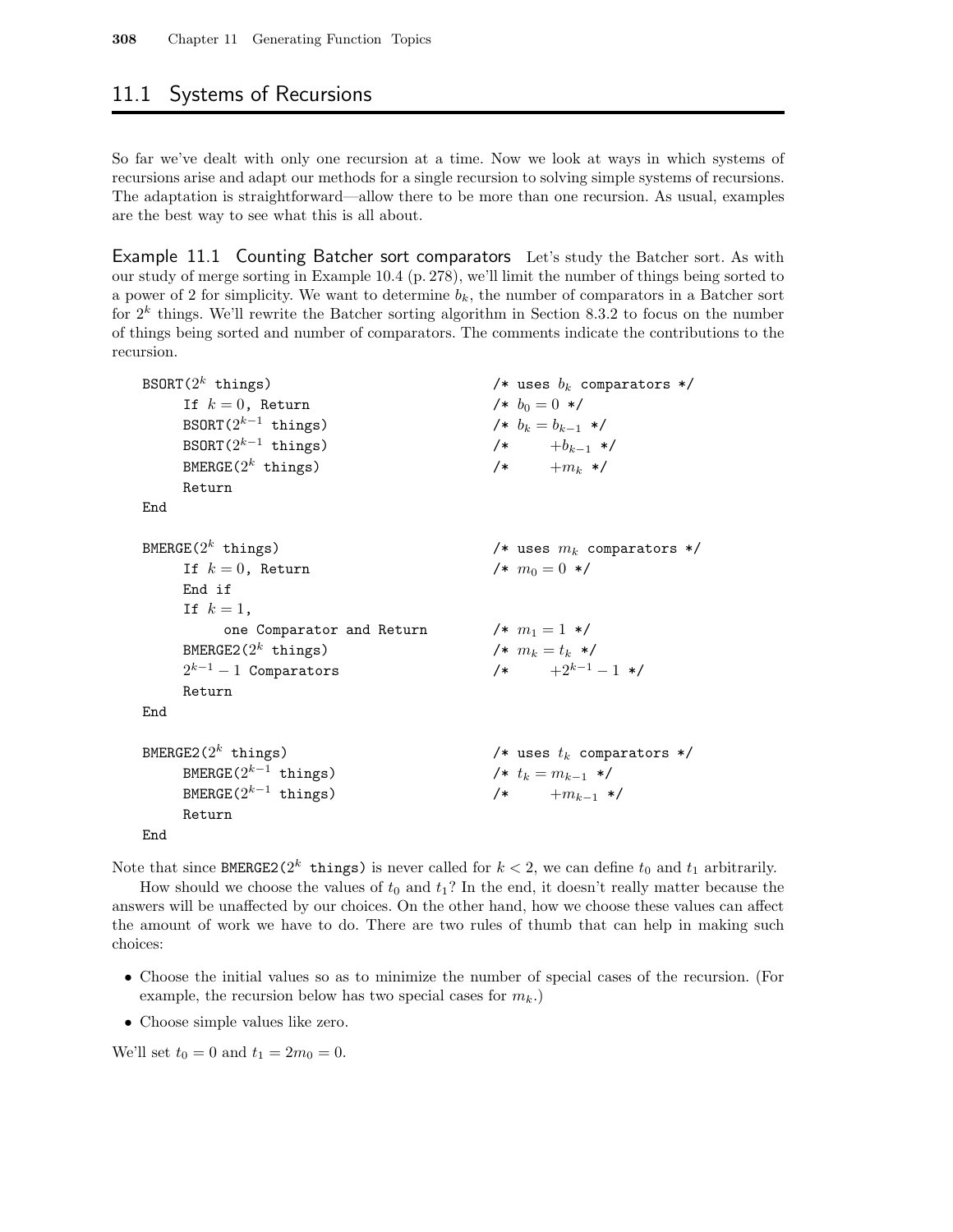## 11.1 Systems of Recursions

So far we've dealt with only one recursion at a time. Now we look at ways in which systems of recursions arise and adapt our methods for a single recursion to solving simple systems of recursions. The adaptation is straightforward—allow there to be more than one recursion. As usual, examples are the best way to see what this is all about.

**Example 11.1 Counting Batcher sort comparators** Let's study the Batcher sort. As with our study of merge sorting in Example 10.4 (p. 278), we'll limit the number of things being sorted to a power of 2 for simplicity. We want to determine $b_k$, the number of comparators in a Batcher sort for $2^k$ things. We'll rewrite the Batcher sorting algorithm in Section 8.3.2 to focus on the number of things being sorted and number of comparators. The comments indicate the contributions to the recursion.

```
BSORT(2^k things)                        /* uses b_k comparators */
     If k = 0, Return                    /* b_0 = 0 */
     BSORT(2^{k-1} things)               /* b_k = b_{k-1} */
     BSORT(2^{k-1} things)               /*       +b_{k-1} */
     BMERGE(2^k things)                  /*       +m_k */
     Return
End

BMERGE(2^k things)                       /* uses m_k comparators */
     If k = 0, Return                    /* m_0 = 0 */
     End if
     If k = 1,
          one Comparator and Return      /* m_1 = 1 */
     BMERGE2(2^k things)                 /* m_k = t_k */
     2^{k-1} - 1 Comparators             /*       +2^{k-1} - 1 */
     Return
End

BMERGE2(2^k things)                      /* uses t_k comparators */
     BMERGE(2^{k-1} things)              /* t_k = m_{k-1} */
     BMERGE(2^{k-1} things)              /*       +m_{k-1} */
     Return
End
```

Note that since `BMERGE2(2^k things)` is never called for $k < 2$, we can define $t_0$ and $t_1$ arbitrarily.

How should we choose the values of $t_0$ and $t_1$? In the end, it doesn't really matter because the answers will be unaffected by our choices. On the other hand, how we choose these values can affect the amount of work we have to do. There are two rules of thumb that can help in making such choices:

- Choose the initial values so as to minimize the number of special cases of the recursion. (For example, the recursion below has two special cases for $m_k$.)
- Choose simple values like zero.

We'll set $t_0 = 0$ and $t_1 = 2m_0 = 0$.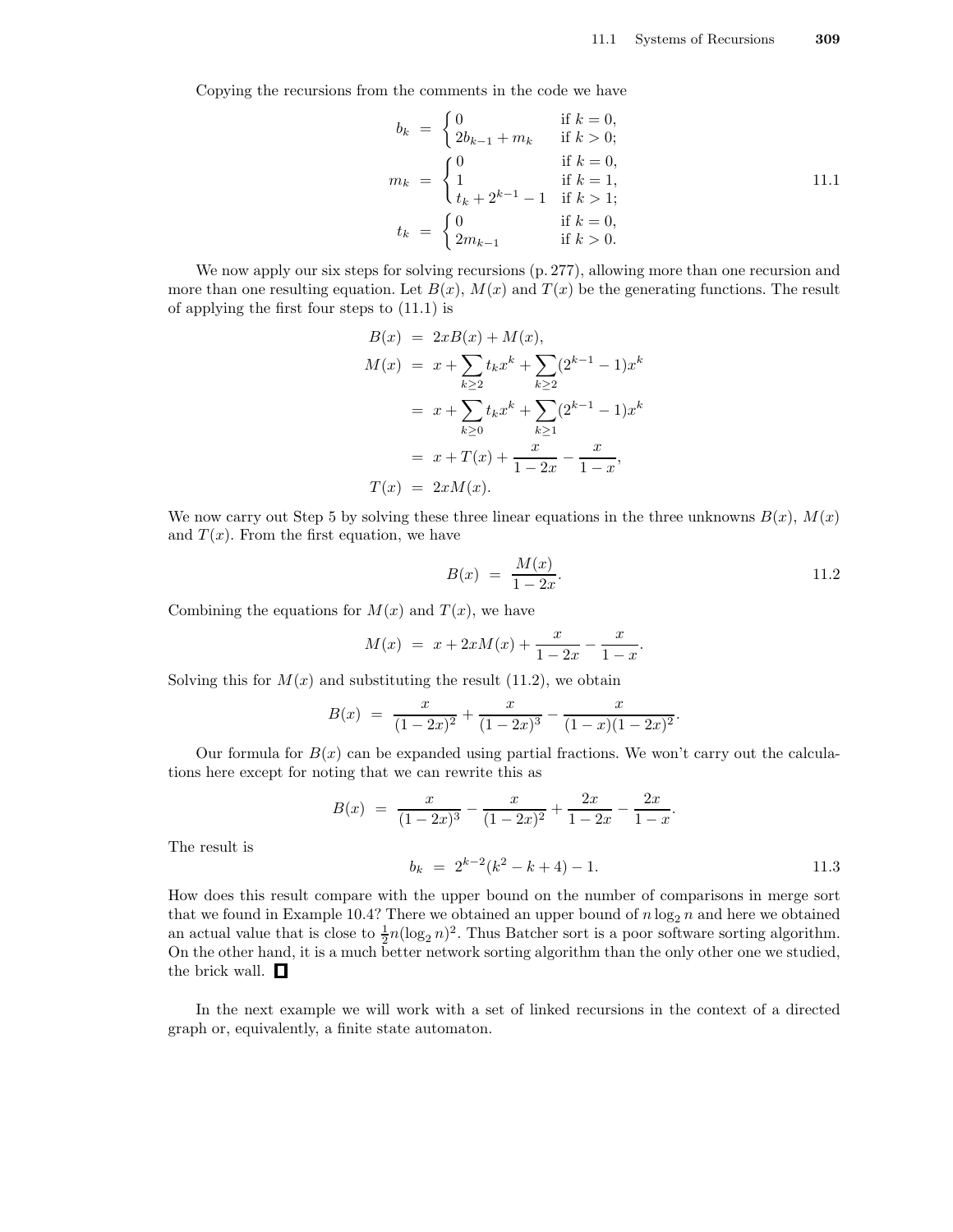Copying the recursions from the comments in the code we have

$$
\begin{aligned}
b_k &= \begin{cases} 0 & \text{if } k = 0, \\ 2b_{k-1} + m_k & \text{if } k > 0; \end{cases} \\
m_k &= \begin{cases} 0 & \text{if } k = 0, \\ 1 & \text{if } k = 1, \\ t_k + 2^{k-1} - 1 & \text{if } k > 1; \end{cases} \\
t_k &= \begin{cases} 0 & \text{if } k = 0, \\ 2m_{k-1} & \text{if } k > 0. \end{cases}
\end{aligned}
\qquad 11.1
$$

We now apply our six steps for solving recursions (p. 277), allowing more than one recursion and more than one resulting equation. Let $B(x)$, $M(x)$ and $T(x)$ be the generating functions. The result of applying the first four steps to (11.1) is

$$
\begin{aligned}
B(x) &= 2xB(x) + M(x), \\
M(x) &= x + \sum_{k \ge 2} t_k x^k + \sum_{k \ge 2} (2^{k-1} - 1)x^k \\
&= x + \sum_{k \ge 0} t_k x^k + \sum_{k \ge 1} (2^{k-1} - 1)x^k \\
&= x + T(x) + \frac{x}{1-2x} - \frac{x}{1-x}, \\
T(x) &= 2xM(x).
\end{aligned}
$$

We now carry out Step 5 by solving these three linear equations in the three unknowns $B(x)$, $M(x)$ and $T(x)$. From the first equation, we have

$$
B(x) = \frac{M(x)}{1-2x}. \qquad 11.2
$$

Combining the equations for $M(x)$ and $T(x)$, we have

$$
M(x) = x + 2xM(x) + \frac{x}{1-2x} - \frac{x}{1-x}.
$$

Solving this for $M(x)$ and substituting the result (11.2), we obtain

$$
B(x) = \frac{x}{(1-2x)^2} + \frac{x}{(1-2x)^3} - \frac{x}{(1-x)(1-2x)^2}.
$$

Our formula for $B(x)$ can be expanded using partial fractions. We won't carry out the calculations here except for noting that we can rewrite this as

$$
B(x) = \frac{x}{(1-2x)^3} - \frac{x}{(1-2x)^2} + \frac{2x}{1-2x} - \frac{2x}{1-x}.
$$

The result is

$$
b_k = 2^{k-2}(k^2 - k + 4) - 1. \qquad 11.3
$$

How does this result compare with the upper bound on the number of comparisons in merge sort that we found in Example 10.4? There we obtained an upper bound of $n \log_2 n$ and here we obtained an actual value that is close to $\frac{1}{2}n(\log_2 n)^2$. Thus Batcher sort is a poor software sorting algorithm. On the other hand, it is a much better network sorting algorithm than the only other one we studied, the brick wall. ☐

In the next example we will work with a set of linked recursions in the context of a directed graph or, equivalently, a finite state automaton.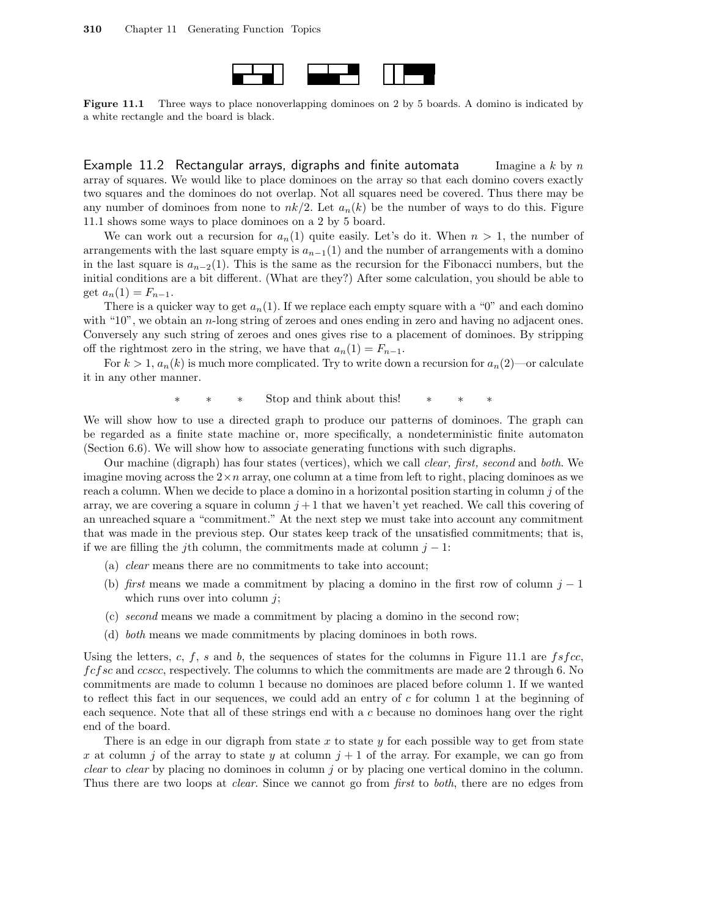**Figure 11.1** Three ways to place nonoverlapping dominoes on 2 by 5 boards. A domino is indicated by a white rectangle and the board is black.

**Example 11.2 Rectangular arrays, digraphs and finite automata** Imagine a $k$ by $n$ array of squares. We would like to place dominoes on the array so that each domino covers exactly two squares and the dominoes do not overlap. Not all squares need be covered. Thus there may be any number of dominoes from none to $nk/2$. Let $a_n(k)$ be the number of ways to do this. Figure 11.1 shows some ways to place dominoes on a 2 by 5 board.

We can work out a recursion for $a_n(1)$ quite easily. Let's do it. When $n > 1$, the number of arrangements with the last square empty is $a_{n-1}(1)$ and the number of arrangements with a domino in the last square is $a_{n-2}(1)$. This is the same as the recursion for the Fibonacci numbers, but the initial conditions are a bit different. (What are they?) After some calculation, you should be able to get $a_n(1) = F_{n-1}$.

There is a quicker way to get $a_n(1)$. If we replace each empty square with a "0" and each domino with "10", we obtain an $n$-long string of zeroes and ones ending in zero and having no adjacent ones. Conversely any such string of zeroes and ones gives rise to a placement of dominoes. By stripping off the rightmost zero in the string, we have that $a_n(1) = F_{n-1}$.

For $k > 1$, $a_n(k)$ is much more complicated. Try to write down a recursion for $a_n(2)$—or calculate it in any other manner.

\* \* \* Stop and think about this! \* \* \*

We will show how to use a directed graph to produce our patterns of dominoes. The graph can be regarded as a finite state machine or, more specifically, a nondeterministic finite automaton (Section 6.6). We will show how to associate generating functions with such digraphs.

Our machine (digraph) has four states (vertices), which we call *clear, first, second* and *both.* We imagine moving across the $2 \times n$ array, one column at a time from left to right, placing dominoes as we reach a column. When we decide to place a domino in a horizontal position starting in column $j$ of the array, we are covering a square in column $j + 1$ that we haven't yet reached. We call this covering of an unreached square a "commitment." At the next step we must take into account any commitment that was made in the previous step. Our states keep track of the unsatisfied commitments; that is, if we are filling the $j$th column, the commitments made at column $j - 1$:

(a) *clear* means there are no commitments to take into account;

(b) *first* means we made a commitment by placing a domino in the first row of column $j - 1$ which runs over into column $j$;

(c) *second* means we made a commitment by placing a domino in the second row;

(d) *both* means we made commitments by placing dominoes in both rows.

Using the letters, $c$, $f$, $s$ and $b$, the sequences of states for the columns in Figure 11.1 are $fsfcc$, $fcfsc$ and $ccscc$, respectively. The columns to which the commitments are made are 2 through 6. No commitments are made to column 1 because no dominoes are placed before column 1. If we wanted to reflect this fact in our sequences, we could add an entry of $c$ for column 1 at the beginning of each sequence. Note that all of these strings end with a $c$ because no dominoes hang over the right end of the board.

There is an edge in our digraph from state $x$ to state $y$ for each possible way to get from state $x$ at column $j$ of the array to state $y$ at column $j + 1$ of the array. For example, we can go from *clear* to *clear* by placing no dominoes in column $j$ or by placing one vertical domino in the column. Thus there are two loops at *clear*. Since we cannot go from *first* to *both*, there are no edges from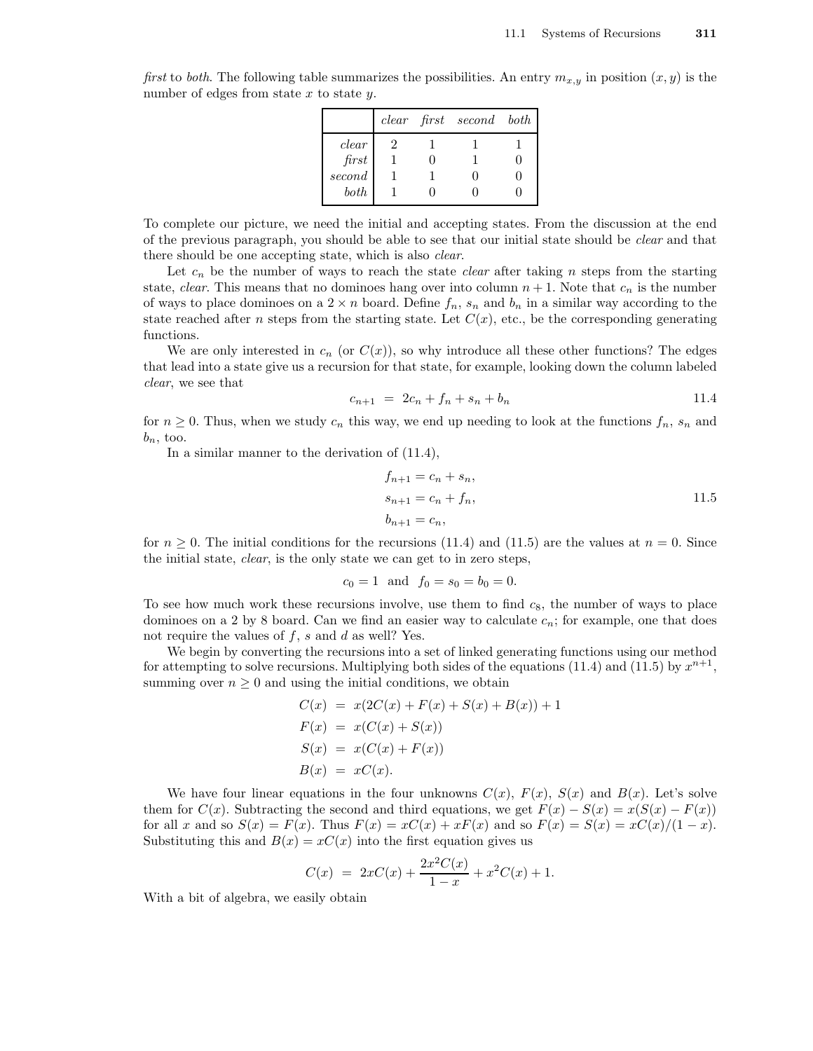*first* to *both*. The following table summarizes the possibilities. An entry $m_{x,y}$ in position $(x, y)$ is the number of edges from state $x$ to state $y$.

| | *clear* | *first* | *second* | *both* |
|---|---|---|---|---|
| *clear* | 2 | 1 | 1 | 1 |
| *first* | 1 | 0 | 1 | 0 |
| *second* | 1 | 1 | 0 | 0 |
| *both* | 1 | 0 | 0 | 0 |

To complete our picture, we need the initial and accepting states. From the discussion at the end of the previous paragraph, you should be able to see that our initial state should be *clear* and that there should be one accepting state, which is also *clear*.

Let $c_n$ be the number of ways to reach the state *clear* after taking $n$ steps from the starting state, *clear*. This means that no dominoes hang over into column $n+1$. Note that $c_n$ is the number of ways to place dominoes on a $2 \times n$ board. Define $f_n$, $s_n$ and $b_n$ in a similar way according to the state reached after $n$ steps from the starting state. Let $C(x)$, etc., be the corresponding generating functions.

We are only interested in $c_n$ (or $C(x)$), so why introduce all these other functions? The edges that lead into a state give us a recursion for that state, for example, looking down the column labeled *clear*, we see that

$$c_{n+1} \;=\; 2c_n + f_n + s_n + b_n \tag{11.4}$$

for $n \geq 0$. Thus, when we study $c_n$ this way, we end up needing to look at the functions $f_n$, $s_n$ and $b_n$, too.

In a similar manner to the derivation of (11.4),

$$\begin{aligned} f_{n+1} &= c_n + s_n, \\ s_{n+1} &= c_n + f_n, \\ b_{n+1} &= c_n, \end{aligned} \tag{11.5}$$

for $n \geq 0$. The initial conditions for the recursions (11.4) and (11.5) are the values at $n = 0$. Since the initial state, *clear*, is the only state we can get to in zero steps,

$$c_0 = 1 \;\text{ and }\; f_0 = s_0 = b_0 = 0.$$

To see how much work these recursions involve, use them to find $c_8$, the number of ways to place dominoes on a 2 by 8 board. Can we find an easier way to calculate $c_n$; for example, one that does not require the values of $f$, $s$ and $d$ as well? Yes.

We begin by converting the recursions into a set of linked generating functions using our method for attempting to solve recursions. Multiplying both sides of the equations (11.4) and (11.5) by $x^{n+1}$, summing over $n \geq 0$ and using the initial conditions, we obtain

$$\begin{aligned} C(x) &= x(2C(x) + F(x) + S(x) + B(x)) + 1 \\ F(x) &= x(C(x) + S(x)) \\ S(x) &= x(C(x) + F(x)) \\ B(x) &= xC(x). \end{aligned}$$

We have four linear equations in the four unknowns $C(x)$, $F(x)$, $S(x)$ and $B(x)$. Let's solve them for $C(x)$. Subtracting the second and third equations, we get $F(x) - S(x) = x(S(x) - F(x))$ for all $x$ and so $S(x) = F(x)$. Thus $F(x) = xC(x) + xF(x)$ and so $F(x) = S(x) = xC(x)/(1-x)$. Substituting this and $B(x) = xC(x)$ into the first equation gives us

$$C(x) \;=\; 2xC(x) + \frac{2x^2C(x)}{1-x} + x^2C(x) + 1.$$

With a bit of algebra, we easily obtain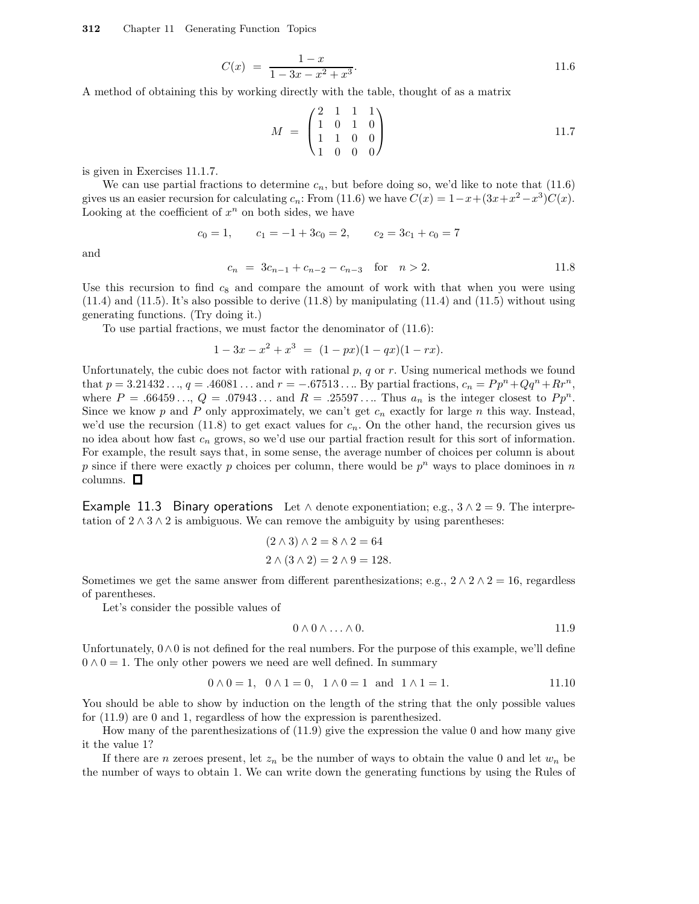$$C(x) \;=\; \frac{1-x}{1-3x-x^2+x^3}. \tag{11.6}$$

A method of obtaining this by working directly with the table, thought of as a matrix

$$M \;=\; \begin{pmatrix} 2 & 1 & 1 & 1 \\ 1 & 0 & 1 & 0 \\ 1 & 1 & 0 & 0 \\ 1 & 0 & 0 & 0 \end{pmatrix} \tag{11.7}$$

is given in Exercises 11.1.7.

We can use partial fractions to determine $c_n$, but before doing so, we'd like to note that (11.6) gives us an easier recursion for calculating $c_n$: From (11.6) we have $C(x) = 1-x+(3x+x^2-x^3)C(x)$. Looking at the coefficient of $x^n$ on both sides, we have

$$c_0 = 1, \qquad c_1 = -1+3c_0 = 2, \qquad c_2 = 3c_1 + c_0 = 7$$

and

$$c_n \;=\; 3c_{n-1} + c_{n-2} - c_{n-3} \quad \text{for} \quad n > 2. \tag{11.8}$$

Use this recursion to find $c_8$ and compare the amount of work with that when you were using (11.4) and (11.5). It's also possible to derive (11.8) by manipulating (11.4) and (11.5) without using generating functions. (Try doing it.)

To use partial fractions, we must factor the denominator of (11.6):

$$1-3x-x^2+x^3 \;=\; (1-px)(1-qx)(1-rx).$$

Unfortunately, the cubic does not factor with rational $p$, $q$ or $r$. Using numerical methods we found that $p = 3.21432\ldots$, $q = .46081\ldots$ and $r = -.67513\ldots$. By partial fractions, $c_n = Pp^n + Qq^n + Rr^n$, where $P = .66459\ldots$, $Q = .07943\ldots$ and $R = .25597\ldots$. Thus $a_n$ is the integer closest to $Pp^n$. Since we know $p$ and $P$ only approximately, we can't get $c_n$ exactly for large $n$ this way. Instead, we'd use the recursion (11.8) to get exact values for $c_n$. On the other hand, the recursion gives us no idea about how fast $c_n$ grows, so we'd use our partial fraction result for this sort of information. For example, the result says that, in some sense, the average number of choices per column is about $p$ since if there were exactly $p$ choices per column, there would be $p^n$ ways to place dominoes in $n$ columns. □

**Example 11.3 Binary operations** Let $\wedge$ denote exponentiation; e.g., $3 \wedge 2 = 9$. The interpretation of $2 \wedge 3 \wedge 2$ is ambiguous. We can remove the ambiguity by using parentheses:

$$(2 \wedge 3) \wedge 2 = 8 \wedge 2 = 64$$
$$2 \wedge (3 \wedge 2) = 2 \wedge 9 = 128.$$

Sometimes we get the same answer from different parenthesizations; e.g., $2 \wedge 2 \wedge 2 = 16$, regardless of parentheses.

Let's consider the possible values of

$$0 \wedge 0 \wedge \ldots \wedge 0. \tag{11.9}$$

Unfortunately, $0 \wedge 0$ is not defined for the real numbers. For the purpose of this example, we'll define $0 \wedge 0 = 1$. The only other powers we need are well defined. In summary

$$0 \wedge 0 = 1, \quad 0 \wedge 1 = 0, \quad 1 \wedge 0 = 1 \quad \text{and} \quad 1 \wedge 1 = 1. \tag{11.10}$$

You should be able to show by induction on the length of the string that the only possible values for (11.9) are 0 and 1, regardless of how the expression is parenthesized.

How many of the parenthesizations of (11.9) give the expression the value 0 and how many give it the value 1?

If there are $n$ zeroes present, let $z_n$ be the number of ways to obtain the value 0 and let $w_n$ be the number of ways to obtain 1. We can write down the generating functions by using the Rules of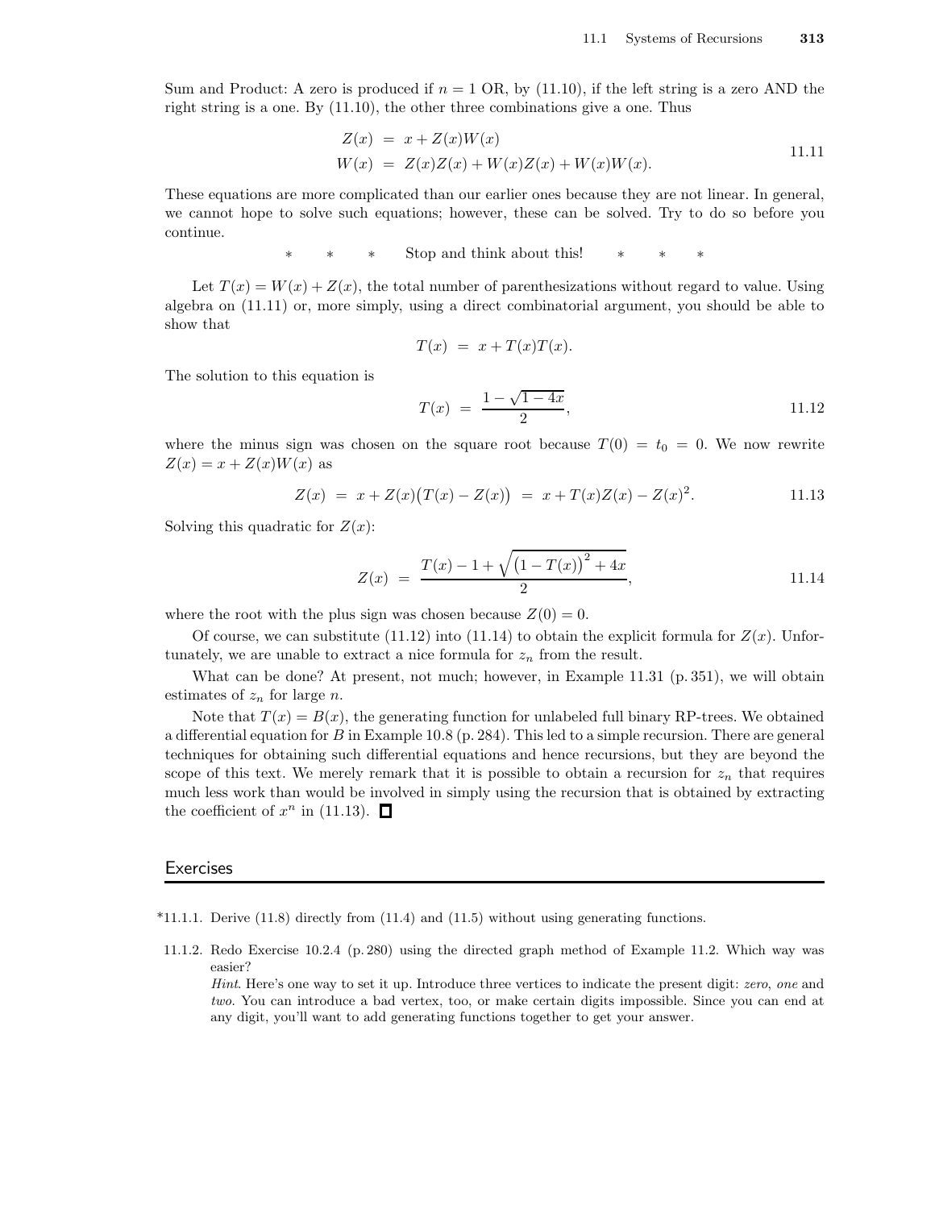Sum and Product: A zero is produced if $n = 1$ OR, by (11.10), if the left string is a zero AND the right string is a one. By (11.10), the other three combinations give a one. Thus

$$\begin{aligned} Z(x) &= x + Z(x)W(x) \\ W(x) &= Z(x)Z(x) + W(x)Z(x) + W(x)W(x). \end{aligned} \tag{11.11}$$

These equations are more complicated than our earlier ones because they are not linear. In general, we cannot hope to solve such equations; however, these can be solved. Try to do so before you continue.

\* \* \* Stop and think about this! \* \* \*

Let $T(x) = W(x) + Z(x)$, the total number of parenthesizations without regard to value. Using algebra on (11.11) or, more simply, using a direct combinatorial argument, you should be able to show that

$$T(x) = x + T(x)T(x).$$

The solution to this equation is

$$T(x) = \frac{1 - \sqrt{1-4x}}{2}, \tag{11.12}$$

where the minus sign was chosen on the square root because $T(0) = t_0 = 0$. We now rewrite $Z(x) = x + Z(x)W(x)$ as

$$Z(x) = x + Z(x)\big(T(x) - Z(x)\big) = x + T(x)Z(x) - Z(x)^2. \tag{11.13}$$

Solving this quadratic for $Z(x)$:

$$Z(x) = \frac{T(x) - 1 + \sqrt{\big(1 - T(x)\big)^2 + 4x}}{2}, \tag{11.14}$$

where the root with the plus sign was chosen because $Z(0) = 0$.

Of course, we can substitute (11.12) into (11.14) to obtain the explicit formula for $Z(x)$. Unfortunately, we are unable to extract a nice formula for $z_n$ from the result.

What can be done? At present, not much; however, in Example 11.31 (p. 351), we will obtain estimates of $z_n$ for large $n$.

Note that $T(x) = B(x)$, the generating function for unlabeled full binary RP-trees. We obtained a differential equation for $B$ in Example 10.8 (p. 284). This led to a simple recursion. There are general techniques for obtaining such differential equations and hence recursions, but they are beyond the scope of this text. We merely remark that it is possible to obtain a recursion for $z_n$ that requires much less work than would be involved in simply using the recursion that is obtained by extracting the coefficient of $x^n$ in (11.13). □

## Exercises

\*11.1.1. Derive (11.8) directly from (11.4) and (11.5) without using generating functions.

11.1.2. Redo Exercise 10.2.4 (p. 280) using the directed graph method of Example 11.2. Which way was easier?

*Hint*. Here's one way to set it up. Introduce three vertices to indicate the present digit: *zero*, *one* and *two*. You can introduce a bad vertex, too, or make certain digits impossible. Since you can end at any digit, you'll want to add generating functions together to get your answer.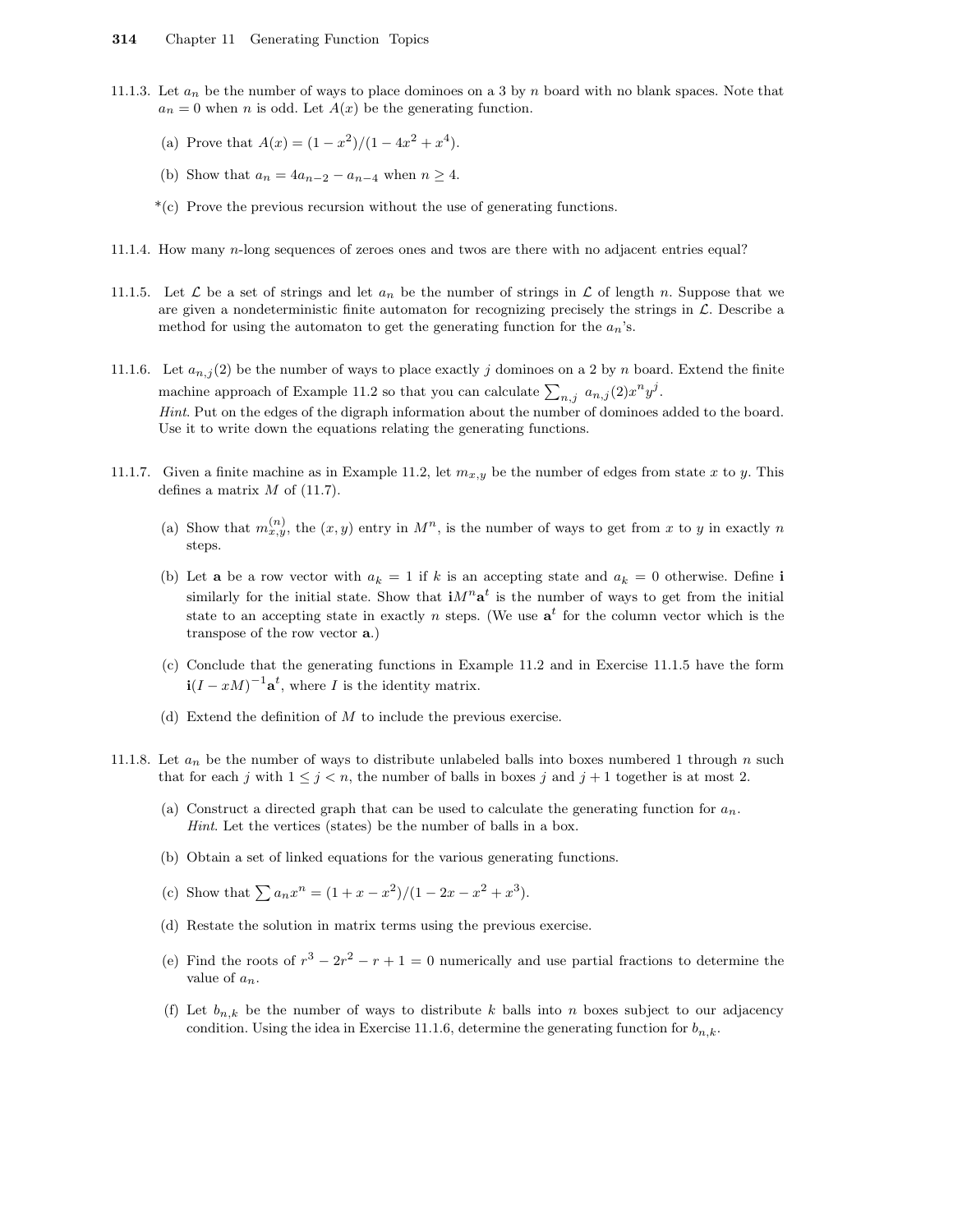11.1.3. Let $a_n$ be the number of ways to place dominoes on a 3 by $n$ board with no blank spaces. Note that $a_n = 0$ when $n$ is odd. Let $A(x)$ be the generating function.

(a) Prove that $A(x) = (1 - x^2)/(1 - 4x^2 + x^4)$.

(b) Show that $a_n = 4a_{n-2} - a_{n-4}$ when $n \geq 4$.

*(c) Prove the previous recursion without the use of generating functions.

11.1.4. How many $n$-long sequences of zeroes ones and twos are there with no adjacent entries equal?

11.1.5. Let $\mathcal{L}$ be a set of strings and let $a_n$ be the number of strings in $\mathcal{L}$ of length $n$. Suppose that we are given a nondeterministic finite automaton for recognizing precisely the strings in $\mathcal{L}$. Describe a method for using the automaton to get the generating function for the $a_n$'s.

11.1.6. Let $a_{n,j}(2)$ be the number of ways to place exactly $j$ dominoes on a 2 by $n$ board. Extend the finite machine approach of Example 11.2 so that you can calculate $\sum_{n,j} a_{n,j}(2)x^n y^j$.
*Hint.* Put on the edges of the digraph information about the number of dominoes added to the board. Use it to write down the equations relating the generating functions.

11.1.7. Given a finite machine as in Example 11.2, let $m_{x,y}$ be the number of edges from state $x$ to $y$. This defines a matrix $M$ of (11.7).

(a) Show that $m_{x,y}^{(n)}$, the $(x, y)$ entry in $M^n$, is the number of ways to get from $x$ to $y$ in exactly $n$ steps.

(b) Let $\mathbf{a}$ be a row vector with $a_k = 1$ if $k$ is an accepting state and $a_k = 0$ otherwise. Define $\mathbf{i}$ similarly for the initial state. Show that $\mathbf{i}M^n\mathbf{a}^t$ is the number of ways to get from the initial state to an accepting state in exactly $n$ steps. (We use $\mathbf{a}^t$ for the column vector which is the transpose of the row vector $\mathbf{a}$.)

(c) Conclude that the generating functions in Example 11.2 and in Exercise 11.1.5 have the form $\mathbf{i}(I - xM)^{-1}\mathbf{a}^t$, where $I$ is the identity matrix.

(d) Extend the definition of $M$ to include the previous exercise.

11.1.8. Let $a_n$ be the number of ways to distribute unlabeled balls into boxes numbered 1 through $n$ such that for each $j$ with $1 \leq j < n$, the number of balls in boxes $j$ and $j + 1$ together is at most 2.

(a) Construct a directed graph that can be used to calculate the generating function for $a_n$.
*Hint.* Let the vertices (states) be the number of balls in a box.

(b) Obtain a set of linked equations for the various generating functions.

(c) Show that $\sum a_n x^n = (1 + x - x^2)/(1 - 2x - x^2 + x^3)$.

(d) Restate the solution in matrix terms using the previous exercise.

(e) Find the roots of $r^3 - 2r^2 - r + 1 = 0$ numerically and use partial fractions to determine the value of $a_n$.

(f) Let $b_{n,k}$ be the number of ways to distribute $k$ balls into $n$ boxes subject to our adjacency condition. Using the idea in Exercise 11.1.6, determine the generating function for $b_{n,k}$.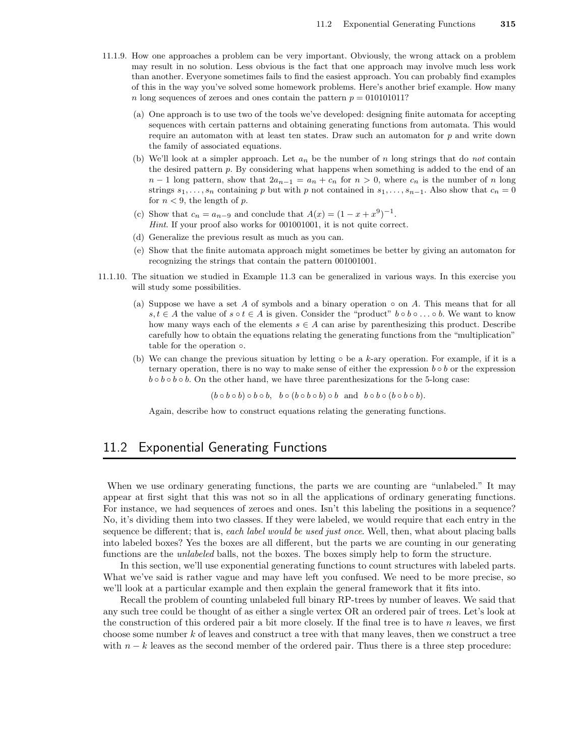11.1.9. How one approaches a problem can be very important. Obviously, the wrong attack on a problem may result in no solution. Less obvious is the fact that one approach may involve much less work than another. Everyone sometimes fails to find the easiest approach. You can probably find examples of this in the way you've solved some homework problems. Here's another brief example. How many $n$ long sequences of zeroes and ones contain the pattern $p = 010101011$?

   (a) One approach is to use two of the tools we've developed: designing finite automata for accepting sequences with certain patterns and obtaining generating functions from automata. This would require an automaton with at least ten states. Draw such an automaton for $p$ and write down the family of associated equations.

   (b) We'll look at a simpler approach. Let $a_n$ be the number of $n$ long strings that do *not* contain the desired pattern $p$. By considering what happens when something is added to the end of an $n-1$ long pattern, show that $2a_{n-1} = a_n + c_n$ for $n > 0$, where $c_n$ is the number of $n$ long strings $s_1, \ldots, s_n$ containing $p$ but with $p$ not contained in $s_1, \ldots, s_{n-1}$. Also show that $c_n = 0$ for $n < 9$, the length of $p$.

   (c) Show that $c_n = a_{n-9}$ and conclude that $A(x) = (1 - x + x^9)^{-1}$.
   *Hint*. If your proof also works for 001001001, it is not quite correct.

   (d) Generalize the previous result as much as you can.

   (e) Show that the finite automata approach might sometimes be better by giving an automaton for recognizing the strings that contain the pattern 001001001.

11.1.10. The situation we studied in Example 11.3 can be generalized in various ways. In this exercise you will study some possibilities.

   (a) Suppose we have a set $A$ of symbols and a binary operation $\circ$ on $A$. This means that for all $s, t \in A$ the value of $s \circ t \in A$ is given. Consider the "product" $b \circ b \circ \ldots \circ b$. We want to know how many ways each of the elements $s \in A$ can arise by parenthesizing this product. Describe carefully how to obtain the equations relating the generating functions from the "multiplication" table for the operation $\circ$.

   (b) We can change the previous situation by letting $\circ$ be a $k$-ary operation. For example, if it is a ternary operation, there is no way to make sense of either the expression $b \circ b$ or the expression $b \circ b \circ b \circ b$. On the other hand, we have three parenthesizations for the 5-long case:

$$(b \circ b \circ b) \circ b \circ b, \quad b \circ (b \circ b \circ b) \circ b \quad \text{and} \quad b \circ b \circ (b \circ b \circ b).$$

   Again, describe how to construct equations relating the generating functions.

## 11.2 Exponential Generating Functions

When we use ordinary generating functions, the parts we are counting are "unlabeled." It may appear at first sight that this was not so in all the applications of ordinary generating functions. For instance, we had sequences of zeroes and ones. Isn't this labeling the positions in a sequence? No, it's dividing them into two classes. If they were labeled, we would require that each entry in the sequence be different; that is, *each label would be used just once*. Well, then, what about placing balls into labeled boxes? Yes the boxes are all different, but the parts we are counting in our generating functions are the *unlabeled* balls, not the boxes. The boxes simply help to form the structure.

In this section, we'll use exponential generating functions to count structures with labeled parts. What we've said is rather vague and may have left you confused. We need to be more precise, so we'll look at a particular example and then explain the general framework that it fits into.

Recall the problem of counting unlabeled full binary RP-trees by number of leaves. We said that any such tree could be thought of as either a single vertex OR an ordered pair of trees. Let's look at the construction of this ordered pair a bit more closely. If the final tree is to have $n$ leaves, we first choose some number $k$ of leaves and construct a tree with that many leaves, then we construct a tree with $n - k$ leaves as the second member of the ordered pair. Thus there is a three step procedure: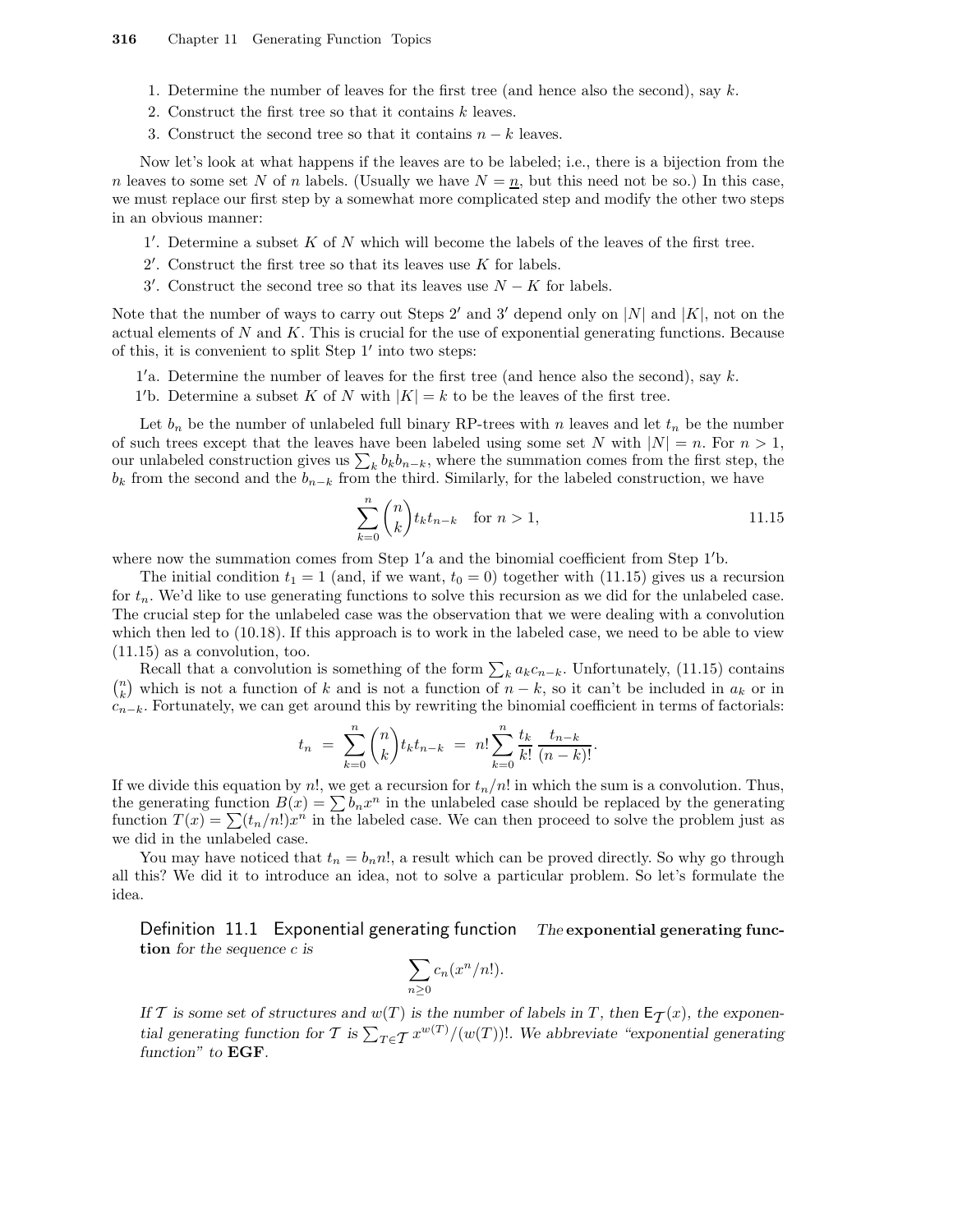1. Determine the number of leaves for the first tree (and hence also the second), say $k$.
2. Construct the first tree so that it contains $k$ leaves.
3. Construct the second tree so that it contains $n-k$ leaves.

Now let's look at what happens if the leaves are to be labeled; i.e., there is a bijection from the $n$ leaves to some set $N$ of $n$ labels. (Usually we have $N = \underline{n}$, but this need not be so.) In this case, we must replace our first step by a somewhat more complicated step and modify the other two steps in an obvious manner:

1′. Determine a subset $K$ of $N$ which will become the labels of the leaves of the first tree.

2′. Construct the first tree so that its leaves use $K$ for labels.

3′. Construct the second tree so that its leaves use $N - K$ for labels.

Note that the number of ways to carry out Steps 2′ and 3′ depend only on $|N|$ and $|K|$, not on the actual elements of $N$ and $K$. This is crucial for the use of exponential generating functions. Because of this, it is convenient to split Step 1′ into two steps:

1′a. Determine the number of leaves for the first tree (and hence also the second), say $k$.

1′b. Determine a subset $K$ of $N$ with $|K| = k$ to be the leaves of the first tree.

Let $b_n$ be the number of unlabeled full binary RP-trees with $n$ leaves and let $t_n$ be the number of such trees except that the leaves have been labeled using some set $N$ with $|N| = n$. For $n > 1$, our unlabeled construction gives us $\sum_k b_k b_{n-k}$, where the summation comes from the first step, the $b_k$ from the second and the $b_{n-k}$ from the third. Similarly, for the labeled construction, we have

$$\sum_{k=0}^{n} \binom{n}{k} t_k t_{n-k} \quad \text{for } n > 1, \qquad 11.15$$

where now the summation comes from Step 1′a and the binomial coefficient from Step 1′b.

The initial condition $t_1 = 1$ (and, if we want, $t_0 = 0$) together with (11.15) gives us a recursion for $t_n$. We'd like to use generating functions to solve this recursion as we did for the unlabeled case. The crucial step for the unlabeled case was the observation that we were dealing with a convolution which then led to (10.18). If this approach is to work in the labeled case, we need to be able to view (11.15) as a convolution, too.

Recall that a convolution is something of the form $\sum_k a_k c_{n-k}$. Unfortunately, (11.15) contains $\binom{n}{k}$ which is not a function of $k$ and is not a function of $n-k$, so it can't be included in $a_k$ or in $c_{n-k}$. Fortunately, we can get around this by rewriting the binomial coefficient in terms of factorials:

$$t_n \;=\; \sum_{k=0}^{n} \binom{n}{k} t_k t_{n-k} \;=\; n! \sum_{k=0}^{n} \frac{t_k}{k!}\, \frac{t_{n-k}}{(n-k)!}.$$

If we divide this equation by $n!$, we get a recursion for $t_n/n!$ in which the sum is a convolution. Thus, the generating function $B(x) = \sum b_n x^n$ in the unlabeled case should be replaced by the generating function $T(x) = \sum (t_n/n!) x^n$ in the labeled case. We can then proceed to solve the problem just as we did in the unlabeled case.

You may have noticed that $t_n = b_n n!$, a result which can be proved directly. So why go through all this? We did it to introduce an idea, not to solve a particular problem. So let's formulate the idea.

**Definition 11.1 Exponential generating function** *The* **exponential generating function** *for the sequence $c$ is*

$$\sum_{n \geq 0} c_n (x^n/n!).$$

*If $\mathcal{T}$ is some set of structures and $w(T)$ is the number of labels in $T$, then $\mathsf{E}_{\mathcal{T}}(x)$, the exponential generating function for $\mathcal{T}$ is $\sum_{T \in \mathcal{T}} x^{w(T)}/(w(T))!$. We abbreviate "exponential generating function" to* **EGF**.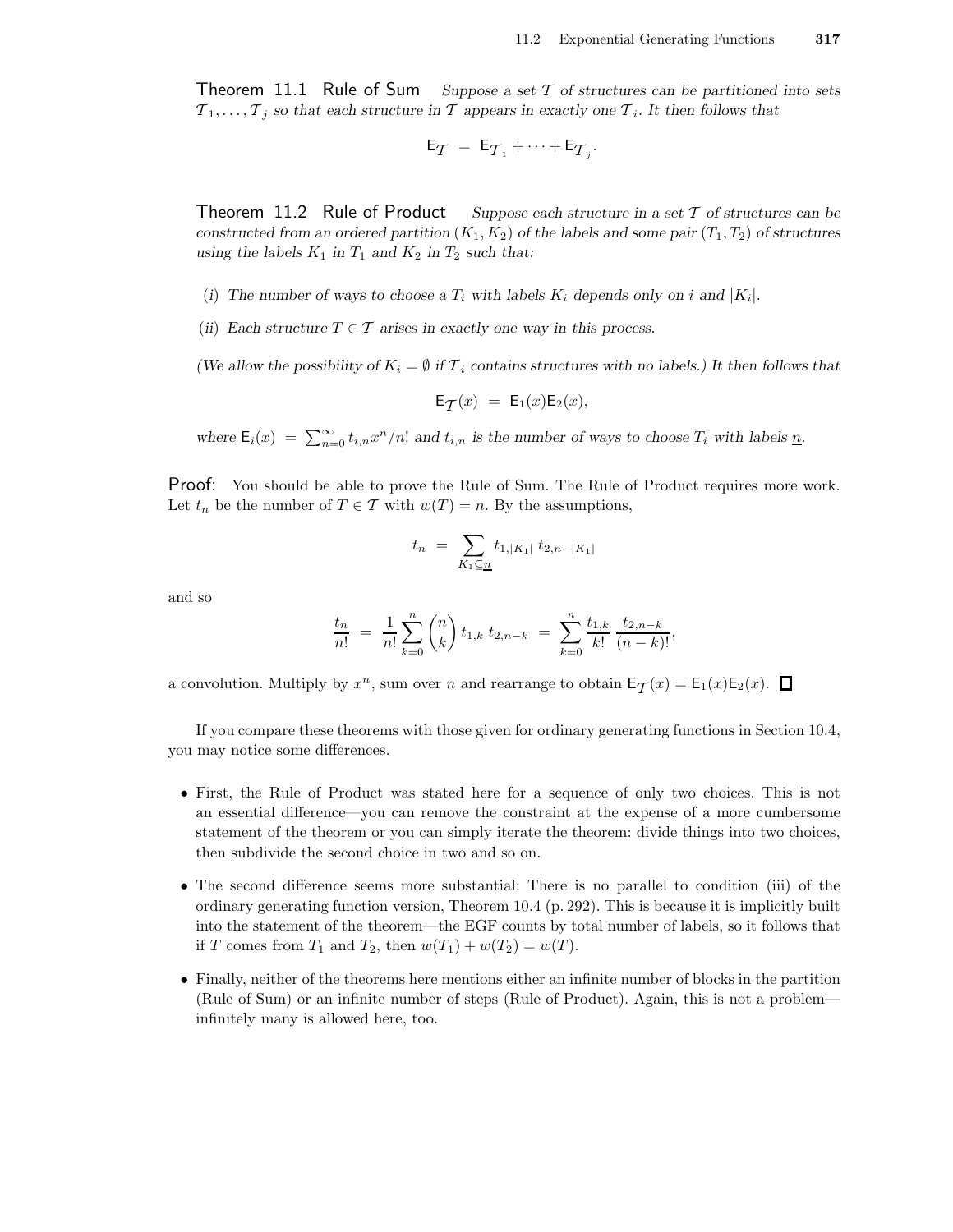**Theorem 11.1 Rule of Sum** *Suppose a set $\mathcal{T}$ of structures can be partitioned into sets $\mathcal{T}_1, \ldots, \mathcal{T}_j$ so that each structure in $\mathcal{T}$ appears in exactly one $\mathcal{T}_i$. It then follows that*

$$\mathsf{E}_{\mathcal{T}} = \mathsf{E}_{\mathcal{T}_1} + \cdots + \mathsf{E}_{\mathcal{T}_j}.$$

**Theorem 11.2 Rule of Product** *Suppose each structure in a set $\mathcal{T}$ of structures can be constructed from an ordered partition $(K_1, K_2)$ of the labels and some pair $(T_1, T_2)$ of structures using the labels $K_1$ in $T_1$ and $K_2$ in $T_2$ such that:*

- (i) *The number of ways to choose a $T_i$ with labels $K_i$ depends only on $i$ and $|K_i|$.*
- (ii) *Each structure $T \in \mathcal{T}$ arises in exactly one way in this process.*

*(We allow the possibility of $K_i = \emptyset$ if $\mathcal{T}_i$ contains structures with no labels.) It then follows that*

$$\mathsf{E}_{\mathcal{T}}(x) = \mathsf{E}_1(x)\mathsf{E}_2(x),$$

*where $\mathsf{E}_i(x) = \sum_{n=0}^{\infty} t_{i,n} x^n/n!$ and $t_{i,n}$ is the number of ways to choose $T_i$ with labels $\underline{n}$.*

**Proof:** You should be able to prove the Rule of Sum. The Rule of Product requires more work. Let $t_n$ be the number of $T \in \mathcal{T}$ with $w(T) = n$. By the assumptions,

$$t_n = \sum_{K_1 \subseteq \underline{n}} t_{1,|K_1|}\, t_{2,n-|K_1|}$$

and so

$$\frac{t_n}{n!} = \frac{1}{n!} \sum_{k=0}^{n} \binom{n}{k} t_{1,k}\, t_{2,n-k} = \sum_{k=0}^{n} \frac{t_{1,k}}{k!} \frac{t_{2,n-k}}{(n-k)!},$$

a convolution. Multiply by $x^n$, sum over $n$ and rearrange to obtain $\mathsf{E}_{\mathcal{T}}(x) = \mathsf{E}_1(x)\mathsf{E}_2(x)$. □

If you compare these theorems with those given for ordinary generating functions in Section 10.4, you may notice some differences.

- First, the Rule of Product was stated here for a sequence of only two choices. This is not an essential difference—you can remove the constraint at the expense of a more cumbersome statement of the theorem or you can simply iterate the theorem: divide things into two choices, then subdivide the second choice in two and so on.
- The second difference seems more substantial: There is no parallel to condition (iii) of the ordinary generating function version, Theorem 10.4 (p. 292). This is because it is implicitly built into the statement of the theorem—the EGF counts by total number of labels, so it follows that if $T$ comes from $T_1$ and $T_2$, then $w(T_1) + w(T_2) = w(T)$.
- Finally, neither of the theorems here mentions either an infinite number of blocks in the partition (Rule of Sum) or an infinite number of steps (Rule of Product). Again, this is not a problem—infinitely many is allowed here, too.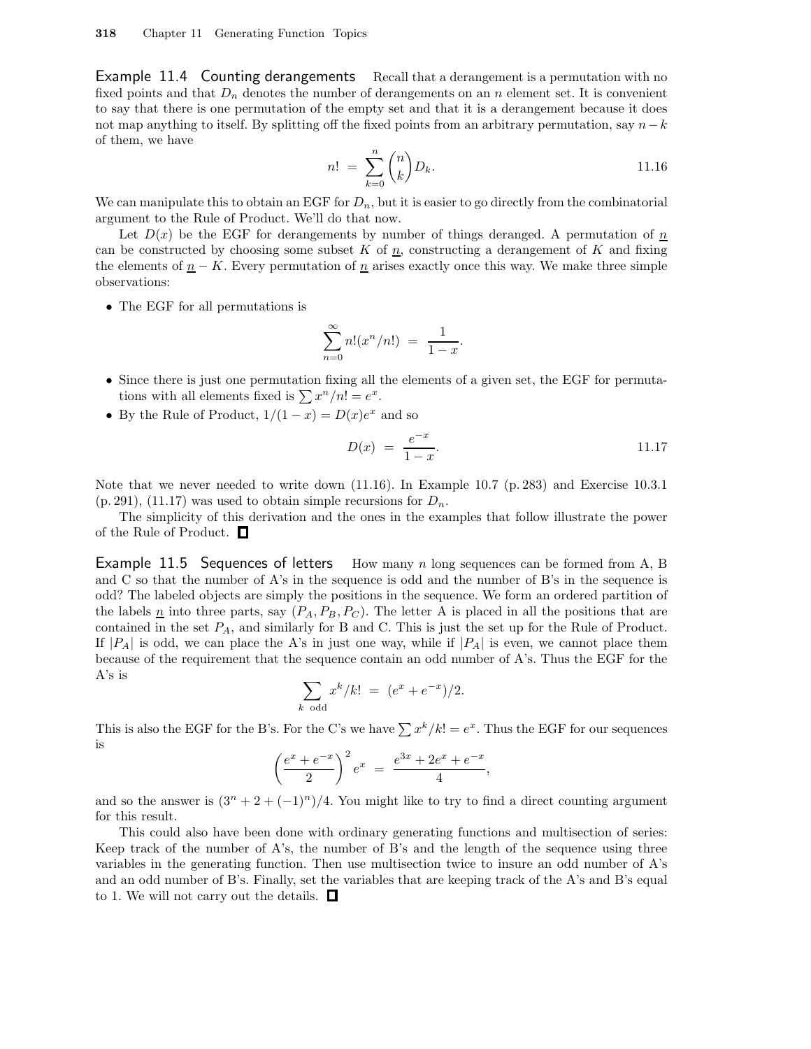**Example 11.4 Counting derangements** Recall that a derangement is a permutation with no fixed points and that $D_n$ denotes the number of derangements on an $n$ element set. It is convenient to say that there is one permutation of the empty set and that it is a derangement because it does not map anything to itself. By splitting off the fixed points from an arbitrary permutation, say $n-k$ of them, we have

$$n! \;=\; \sum_{k=0}^{n} \binom{n}{k} D_k. \tag{11.16}$$

We can manipulate this to obtain an EGF for $D_n$, but it is easier to go directly from the combinatorial argument to the Rule of Product. We'll do that now.

Let $D(x)$ be the EGF for derangements by number of things deranged. A permutation of $\underline{n}$ can be constructed by choosing some subset $K$ of $\underline{n}$, constructing a derangement of $K$ and fixing the elements of $\underline{n} - K$. Every permutation of $\underline{n}$ arises exactly once this way. We make three simple observations:

- The EGF for all permutations is

$$\sum_{n=0}^{\infty} n!(x^n/n!) \;=\; \frac{1}{1-x}.$$

- Since there is just one permutation fixing all the elements of a given set, the EGF for permutations with all elements fixed is $\sum x^n/n! = e^x$.
- By the Rule of Product, $1/(1-x) = D(x)e^x$ and so

$$D(x) \;=\; \frac{e^{-x}}{1-x}. \tag{11.17}$$

Note that we never needed to write down (11.16). In Example 10.7 (p. 283) and Exercise 10.3.1 (p. 291), (11.17) was used to obtain simple recursions for $D_n$.

The simplicity of this derivation and the ones in the examples that follow illustrate the power of the Rule of Product. □

**Example 11.5 Sequences of letters** How many $n$ long sequences can be formed from A, B and C so that the number of A's in the sequence is odd and the number of B's in the sequence is odd? The labeled objects are simply the positions in the sequence. We form an ordered partition of the labels $\underline{n}$ into three parts, say $(P_A, P_B, P_C)$. The letter A is placed in all the positions that are contained in the set $P_A$, and similarly for B and C. This is just the set up for the Rule of Product. If $|P_A|$ is odd, we can place the A's in just one way, while if $|P_A|$ is even, we cannot place them because of the requirement that the sequence contain an odd number of A's. Thus the EGF for the A's is

$$\sum_{k \text{ odd}} x^k/k! \;=\; (e^x + e^{-x})/2.$$

This is also the EGF for the B's. For the C's we have $\sum x^k/k! = e^x$. Thus the EGF for our sequences is

$$\left(\frac{e^x + e^{-x}}{2}\right)^2 e^x \;=\; \frac{e^{3x} + 2e^x + e^{-x}}{4},$$

and so the answer is $(3^n + 2 + (-1)^n)/4$. You might like to try to find a direct counting argument for this result.

This could also have been done with ordinary generating functions and multisection of series: Keep track of the number of A's, the number of B's and the length of the sequence using three variables in the generating function. Then use multisection twice to insure an odd number of A's and an odd number of B's. Finally, set the variables that are keeping track of the A's and B's equal to 1. We will not carry out the details. □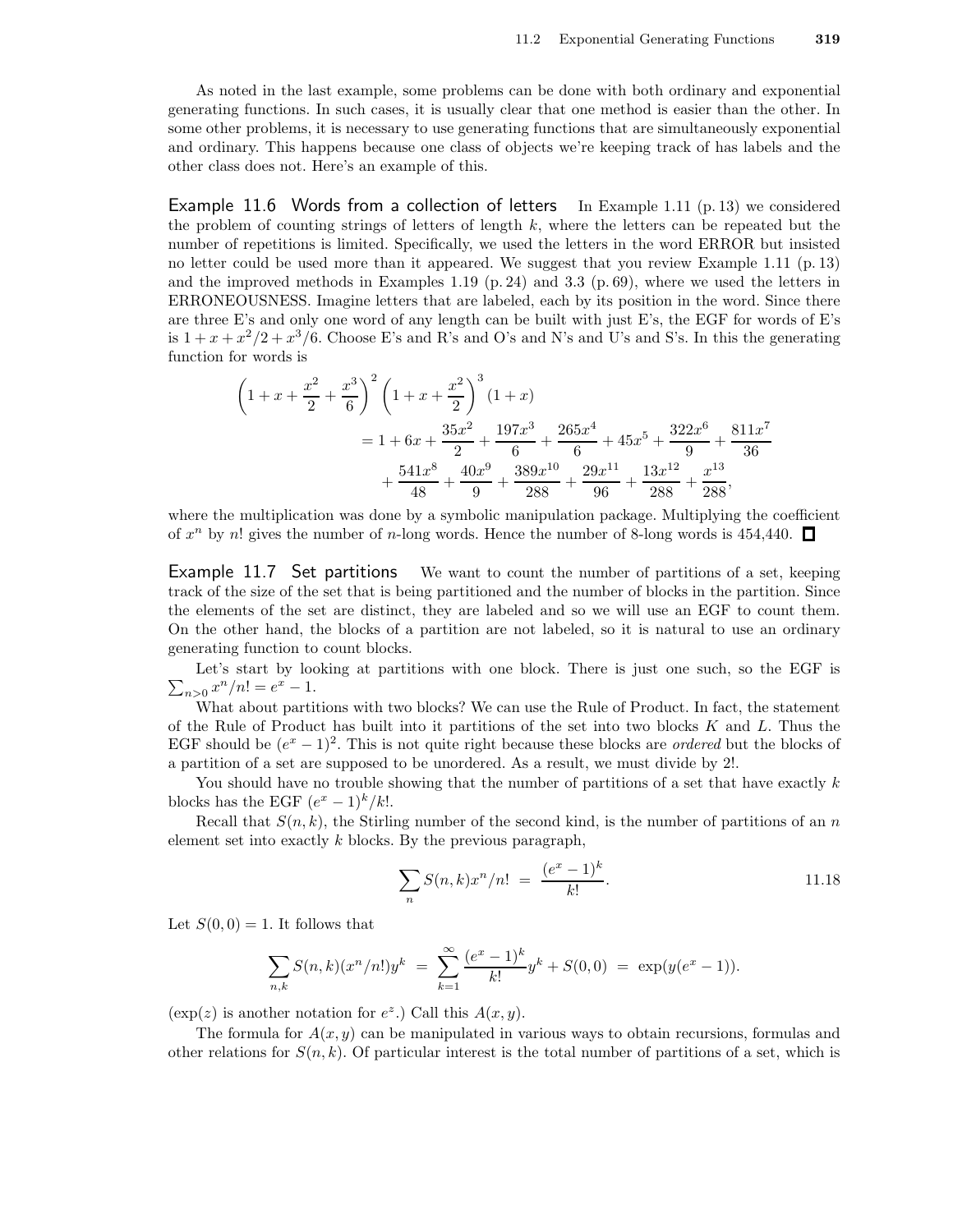As noted in the last example, some problems can be done with both ordinary and exponential generating functions. In such cases, it is usually clear that one method is easier than the other. In some other problems, it is necessary to use generating functions that are simultaneously exponential and ordinary. This happens because one class of objects we're keeping track of has labels and the other class does not. Here's an example of this.

**Example 11.6 Words from a collection of letters** In Example 1.11 (p. 13) we considered the problem of counting strings of letters of length $k$, where the letters can be repeated but the number of repetitions is limited. Specifically, we used the letters in the word ERROR but insisted no letter could be used more than it appeared. We suggest that you review Example 1.11 (p. 13) and the improved methods in Examples 1.19 (p. 24) and 3.3 (p. 69), where we used the letters in ERRONEOUSNESS. Imagine letters that are labeled, each by its position in the word. Since there are three E's and only one word of any length can be built with just E's, the EGF for words of E's is $1 + x + x^2/2 + x^3/6$. Choose E's and R's and O's and N's and U's and S's. In this the generating function for words is

$$\left(1 + x + \frac{x^2}{2} + \frac{x^3}{6}\right)^2 \left(1 + x + \frac{x^2}{2}\right)^3 (1 + x)$$
$$= 1 + 6x + \frac{35x^2}{2} + \frac{197x^3}{6} + \frac{265x^4}{6} + 45x^5 + \frac{322x^6}{9} + \frac{811x^7}{36}$$
$$+ \frac{541x^8}{48} + \frac{40x^9}{9} + \frac{389x^{10}}{288} + \frac{29x^{11}}{96} + \frac{13x^{12}}{288} + \frac{x^{13}}{288},$$

where the multiplication was done by a symbolic manipulation package. Multiplying the coefficient of $x^n$ by $n!$ gives the number of $n$-long words. Hence the number of 8-long words is 454,440. □

**Example 11.7 Set partitions** We want to count the number of partitions of a set, keeping track of the size of the set that is being partitioned and the number of blocks in the partition. Since the elements of the set are distinct, they are labeled and so we will use an EGF to count them. On the other hand, the blocks of a partition are not labeled, so it is natural to use an ordinary generating function to count blocks.

Let's start by looking at partitions with one block. There is just one such, so the EGF is $\sum_{n>0} x^n/n! = e^x - 1$.

What about partitions with two blocks? We can use the Rule of Product. In fact, the statement of the Rule of Product has built into it partitions of the set into two blocks $K$ and $L$. Thus the EGF should be $(e^x - 1)^2$. This is not quite right because these blocks are *ordered* but the blocks of a partition of a set are supposed to be unordered. As a result, we must divide by 2!.

You should have no trouble showing that the number of partitions of a set that have exactly $k$ blocks has the EGF $(e^x - 1)^k/k!$.

Recall that $S(n, k)$, the Stirling number of the second kind, is the number of partitions of an $n$ element set into exactly $k$ blocks. By the previous paragraph,

$$\sum_n S(n,k)x^n/n! \;=\; \frac{(e^x - 1)^k}{k!}. \qquad 11.18$$

Let $S(0, 0) = 1$. It follows that

$$\sum_{n,k} S(n,k)(x^n/n!)y^k \;=\; \sum_{k=1}^{\infty} \frac{(e^x - 1)^k}{k!} y^k + S(0,0) \;=\; \exp(y(e^x - 1)).$$

($\exp(z)$ is another notation for $e^z$.) Call this $A(x, y)$.

The formula for $A(x, y)$ can be manipulated in various ways to obtain recursions, formulas and other relations for $S(n, k)$. Of particular interest is the total number of partitions of a set, which is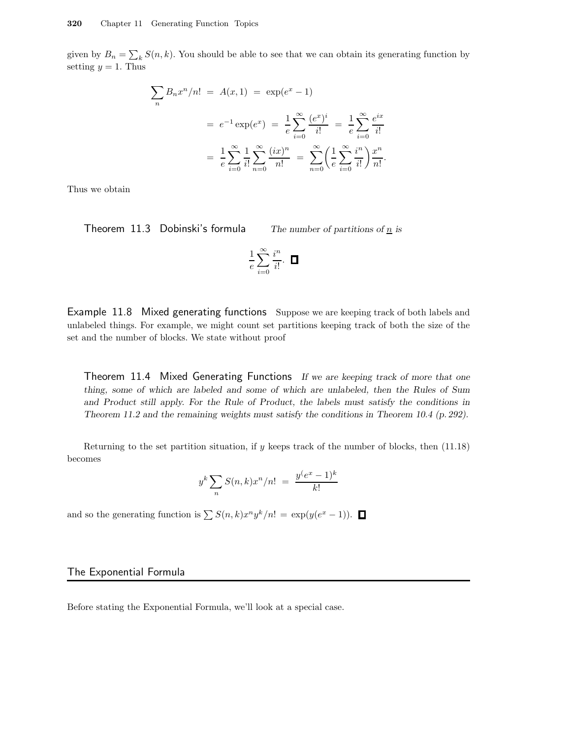given by $B_n = \sum_k S(n,k)$. You should be able to see that we can obtain its generating function by setting $y = 1$. Thus

$$
\begin{aligned}
\sum_n B_n x^n/n! &= A(x,1) = \exp(e^x - 1) \\
&= e^{-1}\exp(e^x) = \frac{1}{e}\sum_{i=0}^{\infty}\frac{(e^x)^i}{i!} = \frac{1}{e}\sum_{i=0}^{\infty}\frac{e^{ix}}{i!} \\
&= \frac{1}{e}\sum_{i=0}^{\infty}\frac{1}{i!}\sum_{n=0}^{\infty}\frac{(ix)^n}{n!} = \sum_{n=0}^{\infty}\left(\frac{1}{e}\sum_{i=0}^{\infty}\frac{i^n}{i!}\right)\frac{x^n}{n!}.
\end{aligned}
$$

Thus we obtain

**Theorem 11.3 Dobinski's formula** *The number of partitions of $\underline{n}$ is*

$$\frac{1}{e}\sum_{i=0}^{\infty}\frac{i^n}{i!}. \quad \square$$

**Example 11.8 Mixed generating functions** Suppose we are keeping track of both labels and unlabeled things. For example, we might count set partitions keeping track of both the size of the set and the number of blocks. We state without proof

**Theorem 11.4 Mixed Generating Functions** *If we are keeping track of more that one thing, some of which are labeled and some of which are unlabeled, then the Rules of Sum and Product still apply. For the Rule of Product, the labels must satisfy the conditions in Theorem 11.2 and the remaining weights must satisfy the conditions in Theorem 10.4 (p. 292).*

Returning to the set partition situation, if $y$ keeps track of the number of blocks, then (11.18) becomes

$$y^k \sum_n S(n,k)x^n/n! = \frac{y^(e^x - 1)^k}{k!}$$

and so the generating function is $\sum S(n,k)x^n y^k/n! = \exp(y(e^x - 1))$. $\square$

## The Exponential Formula

Before stating the Exponential Formula, we'll look at a special case.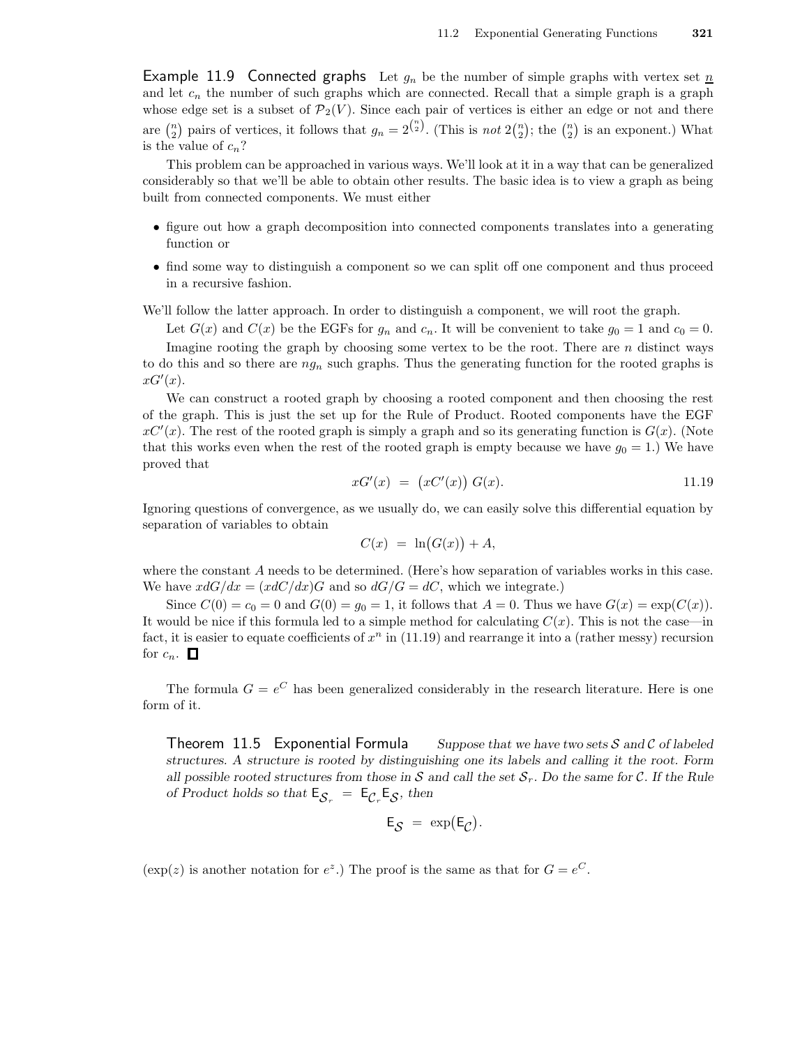**Example 11.9 Connected graphs** Let $g_n$ be the number of simple graphs with vertex set $\underline{n}$ and let $c_n$ the number of such graphs which are connected. Recall that a simple graph is a graph whose edge set is a subset of $\mathcal{P}_2(V)$. Since each pair of vertices is either an edge or not and there are $\binom{n}{2}$ pairs of vertices, it follows that $g_n = 2^{\binom{n}{2}}$. (This is *not* $2\binom{n}{2}$; the $\binom{n}{2}$ is an exponent.) What is the value of $c_n$?

This problem can be approached in various ways. We'll look at it in a way that can be generalized considerably so that we'll be able to obtain other results. The basic idea is to view a graph as being built from connected components. We must either

- figure out how a graph decomposition into connected components translates into a generating function or
- find some way to distinguish a component so we can split off one component and thus proceed in a recursive fashion.

We'll follow the latter approach. In order to distinguish a component, we will root the graph.

Let $G(x)$ and $C(x)$ be the EGFs for $g_n$ and $c_n$. It will be convenient to take $g_0 = 1$ and $c_0 = 0$.

Imagine rooting the graph by choosing some vertex to be the root. There are $n$ distinct ways to do this and so there are $ng_n$ such graphs. Thus the generating function for the rooted graphs is $xG'(x)$.

We can construct a rooted graph by choosing a rooted component and then choosing the rest of the graph. This is just the set up for the Rule of Product. Rooted components have the EGF $xC'(x)$. The rest of the rooted graph is simply a graph and so its generating function is $G(x)$. (Note that this works even when the rest of the rooted graph is empty because we have $g_0 = 1$.) We have proved that

$$xG'(x) \;=\; \bigl(xC'(x)\bigr)\,G(x). \qquad 11.19$$

Ignoring questions of convergence, as we usually do, we can easily solve this differential equation by separation of variables to obtain

$$C(x) \;=\; \ln\bigl(G(x)\bigr) + A,$$

where the constant $A$ needs to be determined. (Here's how separation of variables works in this case. We have $x\,dG/dx = (x\,dC/dx)G$ and so $dG/G = dC$, which we integrate.)

Since $C(0) = c_0 = 0$ and $G(0) = g_0 = 1$, it follows that $A = 0$. Thus we have $G(x) = \exp(C(x))$. It would be nice if this formula led to a simple method for calculating $C(x)$. This is not the case—in fact, it is easier to equate coefficients of $x^n$ in (11.19) and rearrange it into a (rather messy) recursion for $c_n$. $\square$

The formula $G = e^C$ has been generalized considerably in the research literature. Here is one form of it.

**Theorem 11.5 Exponential Formula** *Suppose that we have two sets $\mathcal{S}$ and $\mathcal{C}$ of labeled structures. A structure is rooted by distinguishing one its labels and calling it the root. Form all possible rooted structures from those in $\mathcal{S}$ and call the set $\mathcal{S}_r$. Do the same for $\mathcal{C}$. If the Rule of Product holds so that $\mathsf{E}_{\mathcal{S}_r} \;=\; \mathsf{E}_{\mathcal{C}_r}\mathsf{E}_{\mathcal{S}}$, then*

$$\mathsf{E}_{\mathcal{S}} \;=\; \exp\bigl(\mathsf{E}_{\mathcal{C}}\bigr).$$

($\exp(z)$ is another notation for $e^z$.) The proof is the same as that for $G = e^C$.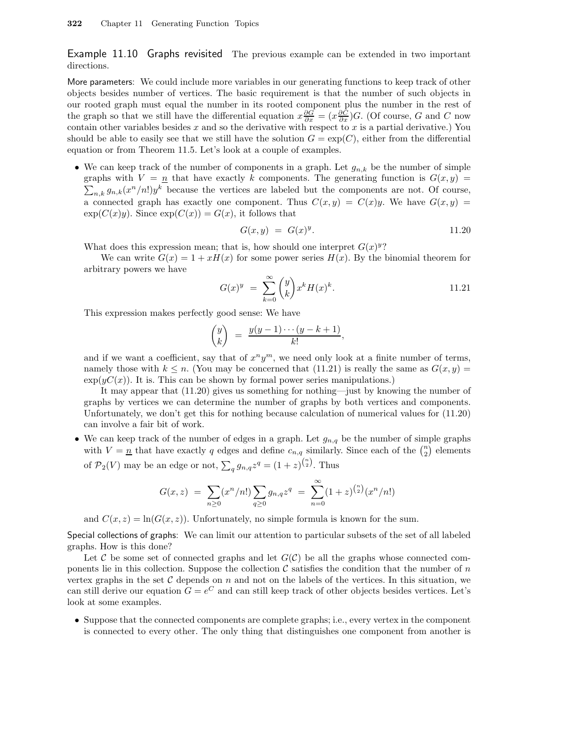**Example 11.10 Graphs revisited** The previous example can be extended in two important directions.

*More parameters*: We could include more variables in our generating functions to keep track of other objects besides number of vertices. The basic requirement is that the number of such objects in our rooted graph must equal the number in its rooted component plus the number in the rest of the graph so that we still have the differential equation $x\frac{\partial G}{\partial x} = (x\frac{\partial C}{\partial x})G$. (Of course, $G$ and $C$ now contain other variables besides $x$ and so the derivative with respect to $x$ is a partial derivative.) You should be able to easily see that we still have the solution $G = \exp(C)$, either from the differential equation or from Theorem 11.5. Let's look at a couple of examples.

- We can keep track of the number of components in a graph. Let $g_{n,k}$ be the number of simple graphs with $V = \underline{n}$ that have exactly $k$ components. The generating function is $G(x,y) = \sum_{n,k} g_{n,k}(x^n/n!)y^k$ because the vertices are labeled but the components are not. Of course, a connected graph has exactly one component. Thus $C(x,y) = C(x)y$. We have $G(x,y) = \exp(C(x)y)$. Since $\exp(C(x)) = G(x)$, it follows that

$$G(x,y) \;=\; G(x)^y. \qquad 11.20$$

  What does this expression mean; that is, how should one interpret $G(x)^y$?

  We can write $G(x) = 1 + xH(x)$ for some power series $H(x)$. By the binomial theorem for arbitrary powers we have

$$G(x)^y \;=\; \sum_{k=0}^{\infty} \binom{y}{k} x^k H(x)^k. \qquad 11.21$$

  This expression makes perfectly good sense: We have

$$\binom{y}{k} \;=\; \frac{y(y-1)\cdots(y-k+1)}{k!},$$

  and if we want a coefficient, say that of $x^n y^m$, we need only look at a finite number of terms, namely those with $k \le n$. (You may be concerned that (11.21) is really the same as $G(x,y) = \exp(yC(x))$. It is. This can be shown by formal power series manipulations.)

  It may appear that (11.20) gives us something for nothing—just by knowing the number of graphs by vertices we can determine the number of graphs by both vertices and components. Unfortunately, we don't get this for nothing because calculation of numerical values for (11.20) can involve a fair bit of work.

- We can keep track of the number of edges in a graph. Let $g_{n,q}$ be the number of simple graphs with $V = \underline{n}$ that have exactly $q$ edges and define $c_{n,q}$ similarly. Since each of the $\binom{n}{2}$ elements of $\mathcal{P}_2(V)$ may be an edge or not, $\sum_q g_{n,q}z^q = (1+z)^{\binom{n}{2}}$. Thus

$$G(x,z) \;=\; \sum_{n\ge 0}(x^n/n!)\sum_{q\ge 0} g_{n,q}z^q \;=\; \sum_{n=0}^{\infty}(1+z)^{\binom{n}{2}}(x^n/n!)$$

  and $C(x,z) = \ln(G(x,z))$. Unfortunately, no simple formula is known for the sum.

*Special collections of graphs*: We can limit our attention to particular subsets of the set of all labeled graphs. How is this done?

Let $\mathcal{C}$ be some set of connected graphs and let $G(\mathcal{C})$ be all the graphs whose connected components lie in this collection. Suppose the collection $\mathcal{C}$ satisfies the condition that the number of $n$ vertex graphs in the set $\mathcal{C}$ depends on $n$ and not on the labels of the vertices. In this situation, we can still derive our equation $G = e^C$ and can still keep track of other objects besides vertices. Let's look at some examples.

- Suppose that the connected components are complete graphs; i.e., every vertex in the component is connected to every other. The only thing that distinguishes one component from another is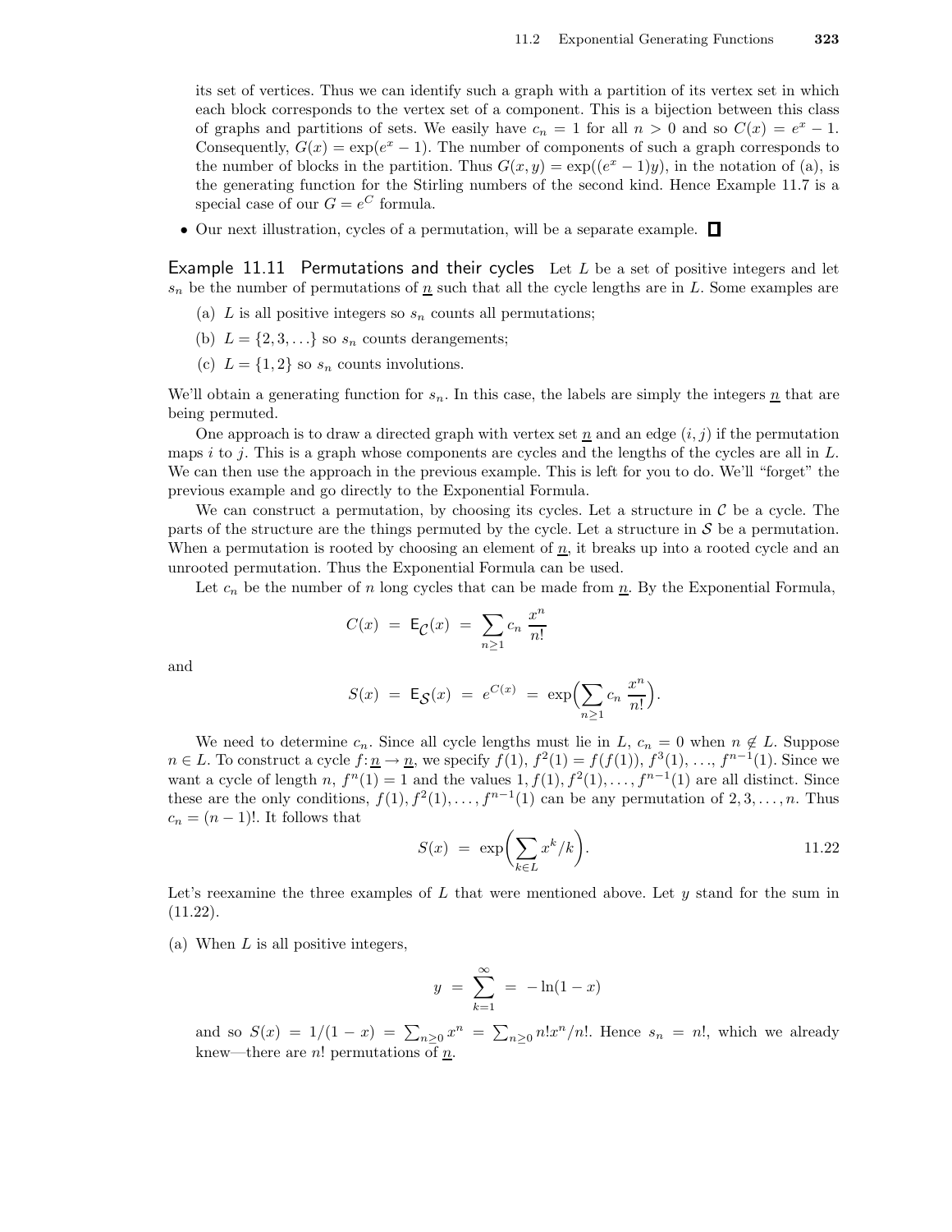its set of vertices. Thus we can identify such a graph with a partition of its vertex set in which each block corresponds to the vertex set of a component. This is a bijection between this class of graphs and partitions of sets. We easily have $c_n = 1$ for all $n > 0$ and so $C(x) = e^x - 1$. Consequently, $G(x) = \exp(e^x - 1)$. The number of components of such a graph corresponds to the number of blocks in the partition. Thus $G(x, y) = \exp((e^x - 1)y)$, in the notation of (a), is the generating function for the Stirling numbers of the second kind. Hence Example 11.7 is a special case of our $G = e^C$ formula.

- Our next illustration, cycles of a permutation, will be a separate example. □

**Example 11.11 Permutations and their cycles** Let $L$ be a set of positive integers and let $s_n$ be the number of permutations of $\underline{n}$ such that all the cycle lengths are in $L$. Some examples are

(a) $L$ is all positive integers so $s_n$ counts all permutations;

(b) $L = \{2, 3, \ldots\}$ so $s_n$ counts derangements;

(c) $L = \{1, 2\}$ so $s_n$ counts involutions.

We'll obtain a generating function for $s_n$. In this case, the labels are simply the integers $\underline{n}$ that are being permuted.

One approach is to draw a directed graph with vertex set $\underline{n}$ and an edge $(i, j)$ if the permutation maps $i$ to $j$. This is a graph whose components are cycles and the lengths of the cycles are all in $L$. We can then use the approach in the previous example. This is left for you to do. We'll "forget" the previous example and go directly to the Exponential Formula.

We can construct a permutation, by choosing its cycles. Let a structure in $\mathcal{C}$ be a cycle. The parts of the structure are the things permuted by the cycle. Let a structure in $\mathcal{S}$ be a permutation. When a permutation is rooted by choosing an element of $\underline{n}$, it breaks up into a rooted cycle and an unrooted permutation. Thus the Exponential Formula can be used.

Let $c_n$ be the number of $n$ long cycles that can be made from $\underline{n}$. By the Exponential Formula,

$$C(x) \;=\; \mathsf{E}_{\mathcal{C}}(x) \;=\; \sum_{n\ge 1} c_n \,\frac{x^n}{n!}$$

and

$$S(x) \;=\; \mathsf{E}_{\mathcal{S}}(x) \;=\; e^{C(x)} \;=\; \exp\Bigl(\sum_{n\ge 1} c_n \,\frac{x^n}{n!}\Bigr).$$

We need to determine $c_n$. Since all cycle lengths must lie in $L$, $c_n = 0$ when $n \notin L$. Suppose $n \in L$. To construct a cycle $f\colon \underline{n} \to \underline{n}$, we specify $f(1)$, $f^2(1) = f(f(1))$, $f^3(1)$, $\ldots$, $f^{n-1}(1)$. Since we want a cycle of length $n$, $f^n(1) = 1$ and the values $1, f(1), f^2(1), \ldots, f^{n-1}(1)$ are all distinct. Since these are the only conditions, $f(1), f^2(1), \ldots, f^{n-1}(1)$ can be any permutation of $2, 3, \ldots, n$. Thus $c_n = (n-1)!$. It follows that

$$S(x) \;=\; \exp\Bigl(\sum_{k\in L} x^k/k\Bigr). \qquad 11.22$$

Let's reexamine the three examples of $L$ that were mentioned above. Let $y$ stand for the sum in (11.22).

(a) When $L$ is all positive integers,

$$y \;=\; \sum_{k=1}^{\infty} \;=\; -\ln(1-x)$$

and so $S(x) = 1/(1-x) = \sum_{n\ge 0} x^n = \sum_{n\ge 0} n!x^n/n!$. Hence $s_n = n!$, which we already knew—there are $n!$ permutations of $\underline{n}$.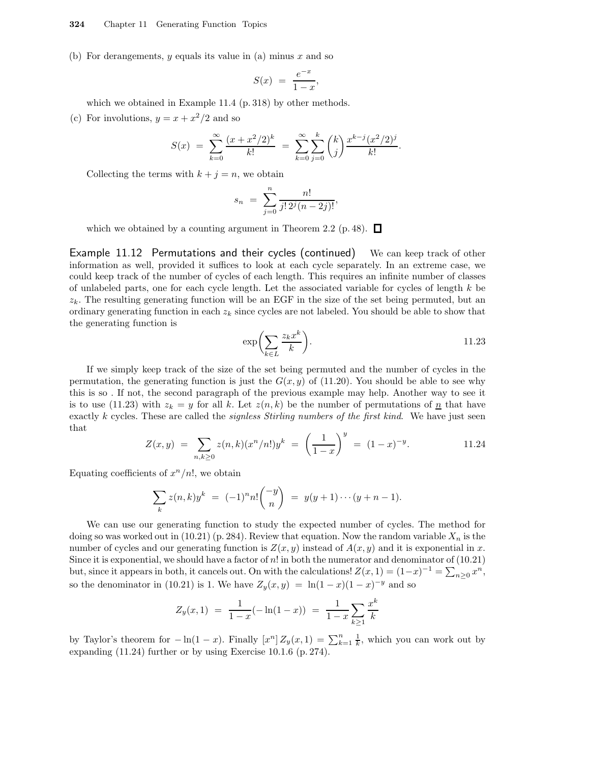(b) For derangements, $y$ equals its value in (a) minus $x$ and so

$$S(x) = \frac{e^{-x}}{1-x},$$

which we obtained in Example 11.4 (p. 318) by other methods.

(c) For involutions, $y = x + x^2/2$ and so

$$S(x) = \sum_{k=0}^{\infty} \frac{(x+x^2/2)^k}{k!} = \sum_{k=0}^{\infty}\sum_{j=0}^{k} \binom{k}{j} \frac{x^{k-j}(x^2/2)^j}{k!}.$$

Collecting the terms with $k+j=n$, we obtain

$$s_n = \sum_{j=0}^{n} \frac{n!}{j!\,2^j(n-2j)!},$$

which we obtained by a counting argument in Theorem 2.2 (p. 48). □

**Example 11.12 Permutations and their cycles (continued)** We can keep track of other information as well, provided it suffices to look at each cycle separately. In an extreme case, we could keep track of the number of cycles of each length. This requires an infinite number of classes of unlabeled parts, one for each cycle length. Let the associated variable for cycles of length $k$ be $z_k$. The resulting generating function will be an EGF in the size of the set being permuted, but an ordinary generating function in each $z_k$ since cycles are not labeled. You should be able to show that the generating function is

$$\exp\biggl(\sum_{k\in L} \frac{z_k x^k}{k}\biggr). \tag{11.23}$$

If we simply keep track of the size of the set being permuted and the number of cycles in the permutation, the generating function is just the $G(x,y)$ of (11.20). You should be able to see why this is so . If not, the second paragraph of the previous example may help. Another way to see it is to use (11.23) with $z_k = y$ for all $k$. Let $z(n,k)$ be the number of permutations of $\underline{n}$ that have exactly $k$ cycles. These are called the *signless Stirling numbers of the first kind*. We have just seen that

$$Z(x,y) = \sum_{n,k\ge 0} z(n,k)(x^n/n!)y^k = \left(\frac{1}{1-x}\right)^{y} = (1-x)^{-y}. \tag{11.24}$$

Equating coefficients of $x^n/n!$, we obtain

$$\sum_k z(n,k)y^k = (-1)^n n!\binom{-y}{n} = y(y+1)\cdots(y+n-1).$$

We can use our generating function to study the expected number of cycles. The method for doing so was worked out in (10.21) (p. 284). Review that equation. Now the random variable $X_n$ is the number of cycles and our generating function is $Z(x,y)$ instead of $A(x,y)$ and it is exponential in $x$. Since it is exponential, we should have a factor of $n!$ in both the numerator and denominator of (10.21) but, since it appears in both, it cancels out. On with the calculations! $Z(x,1) = (1-x)^{-1} = \sum_{n\ge 0} x^n$, so the denominator in (10.21) is 1. We have $Z_y(x,y) = \ln(1-x)(1-x)^{-y}$ and so

$$Z_y(x,1) = \frac{1}{1-x}(-\ln(1-x)) = \frac{1}{1-x}\sum_{k\ge 1}\frac{x^k}{k}$$

by Taylor's theorem for $-\ln(1-x)$. Finally $[x^n]\,Z_y(x,1) = \sum_{k=1}^{n}\frac{1}{k}$, which you can work out by expanding (11.24) further or by using Exercise 10.1.6 (p. 274).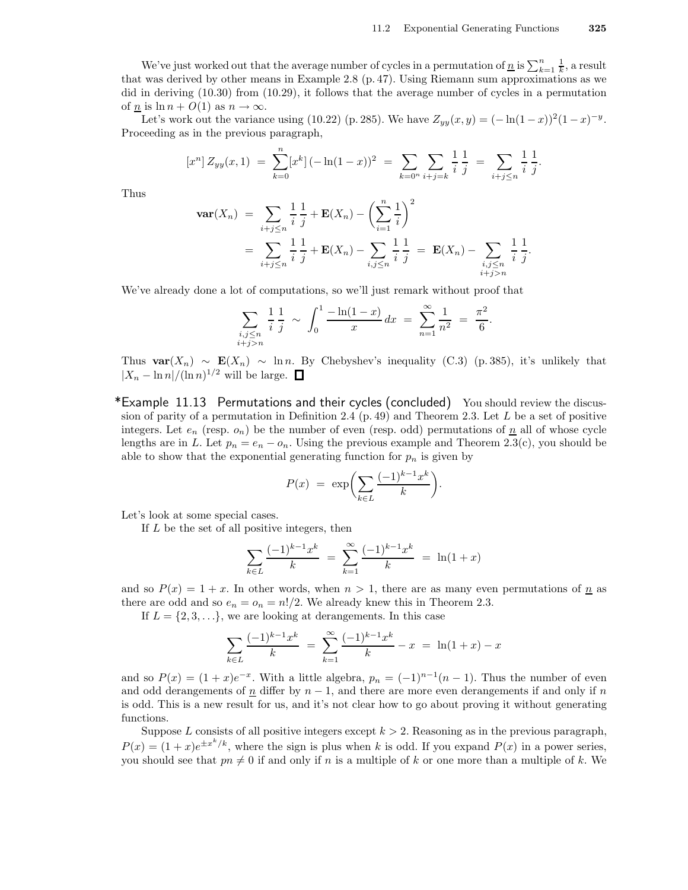We've just worked out that the average number of cycles in a permutation of $\underline{n}$ is $\sum_{k=1}^{n} \frac{1}{k}$, a result that was derived by other means in Example 2.8 (p. 47). Using Riemann sum approximations as we did in deriving (10.30) from (10.29), it follows that the average number of cycles in a permutation of $\underline{n}$ is $\ln n + O(1)$ as $n \to \infty$.

Let's work out the variance using (10.22) (p. 285). We have $Z_{yy}(x,y) = (-\ln(1-x))^2(1-x)^{-y}$. Proceeding as in the previous paragraph,

$$[x^n]\, Z_{yy}(x,1) \;=\; \sum_{k=0}^{n} [x^k]\,(-\ln(1-x))^2 \;=\; \sum_{k=0^n} \sum_{i+j=k} \frac{1}{i}\,\frac{1}{j} \;=\; \sum_{i+j \le n} \frac{1}{i}\,\frac{1}{j}.$$

Thus

$$\begin{aligned}
\mathbf{var}(X_n) \;&=\; \sum_{i+j\le n} \frac{1}{i}\,\frac{1}{j} + \mathbf{E}(X_n) - \left(\sum_{i=1}^{n} \frac{1}{i}\right)^2 \\
&=\; \sum_{i+j\le n} \frac{1}{i}\,\frac{1}{j} + \mathbf{E}(X_n) - \sum_{i,j\le n} \frac{1}{i}\,\frac{1}{j} \;=\; \mathbf{E}(X_n) - \sum_{\substack{i,j\le n\\ i+j>n}} \frac{1}{i}\,\frac{1}{j}.
\end{aligned}$$

We've already done a lot of computations, so we'll just remark without proof that

$$\sum_{\substack{i,j\le n\\ i+j>n}} \frac{1}{i}\,\frac{1}{j} \;\sim\; \int_0^1 \frac{-\ln(1-x)}{x}\,dx \;=\; \sum_{n=1}^{\infty} \frac{1}{n^2} \;=\; \frac{\pi^2}{6}.$$

Thus $\mathbf{var}(X_n) \sim \mathbf{E}(X_n) \sim \ln n$. By Chebyshev's inequality (C.3) (p. 385), it's unlikely that $|X_n - \ln n|/(\ln n)^{1/2}$ will be large. □

**\*Example 11.13 Permutations and their cycles (concluded)** You should review the discussion of parity of a permutation in Definition 2.4 (p. 49) and Theorem 2.3. Let $L$ be a set of positive integers. Let $e_n$ (resp. $o_n$) be the number of even (resp. odd) permutations of $\underline{n}$ all of whose cycle lengths are in $L$. Let $p_n = e_n - o_n$. Using the previous example and Theorem 2.3(c), you should be able to show that the exponential generating function for $p_n$ is given by

$$P(x) \;=\; \exp\!\left(\sum_{k\in L} \frac{(-1)^{k-1}x^k}{k}\right).$$

Let's look at some special cases.

If $L$ be the set of all positive integers, then

$$\sum_{k\in L} \frac{(-1)^{k-1}x^k}{k} \;=\; \sum_{k=1}^{\infty} \frac{(-1)^{k-1}x^k}{k} \;=\; \ln(1+x)$$

and so $P(x) = 1 + x$. In other words, when $n > 1$, there are as many even permutations of $\underline{n}$ as there are odd and so $e_n = o_n = n!/2$. We already knew this in Theorem 2.3.

If $L = \{2, 3, \ldots\}$, we are looking at derangements. In this case

$$\sum_{k\in L} \frac{(-1)^{k-1}x^k}{k} \;=\; \sum_{k=1}^{\infty} \frac{(-1)^{k-1}x^k}{k} - x \;=\; \ln(1+x) - x$$

and so $P(x) = (1+x)e^{-x}$. With a little algebra, $p_n = (-1)^{n-1}(n-1)$. Thus the number of even and odd derangements of $\underline{n}$ differ by $n-1$, and there are more even derangements if and only if $n$ is odd. This is a new result for us, and it's not clear how to go about proving it without generating functions.

Suppose $L$ consists of all positive integers except $k > 2$. Reasoning as in the previous paragraph, $P(x) = (1+x)e^{\pm x^k/k}$, where the sign is plus when $k$ is odd. If you expand $P(x)$ in a power series, you should see that $pn \neq 0$ if and only if $n$ is a multiple of $k$ or one more than a multiple of $k$. We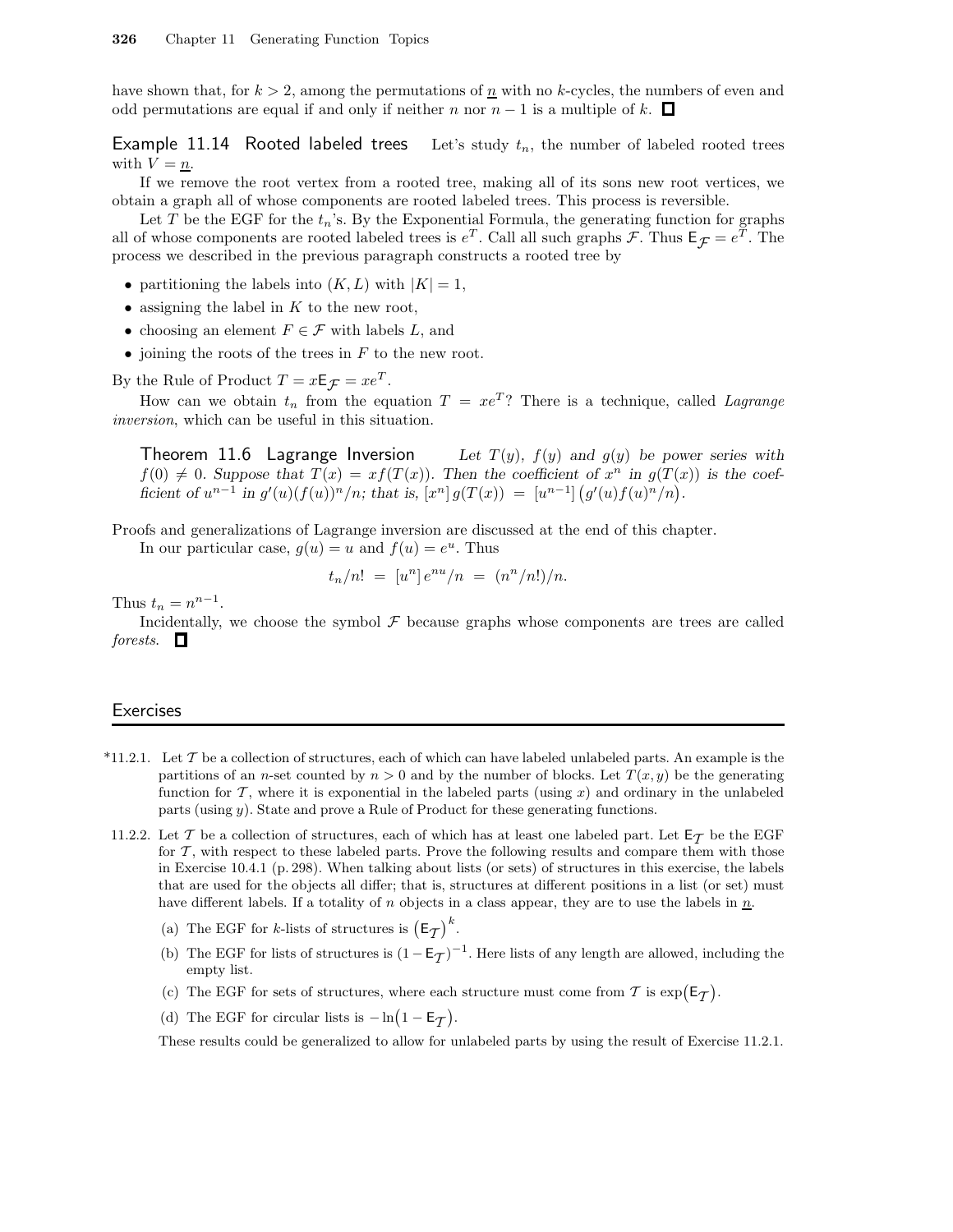have shown that, for $k > 2$, among the permutations of $\underline{n}$ with no $k$-cycles, the numbers of even and odd permutations are equal if and only if neither $n$ nor $n-1$ is a multiple of $k$. □

**Example 11.14 Rooted labeled trees** Let's study $t_n$, the number of labeled rooted trees with $V = \underline{n}$.

If we remove the root vertex from a rooted tree, making all of its sons new root vertices, we obtain a graph all of whose components are rooted labeled trees. This process is reversible.

Let $T$ be the EGF for the $t_n$'s. By the Exponential Formula, the generating function for graphs all of whose components are rooted labeled trees is $e^T$. Call all such graphs $\mathcal{F}$. Thus $\mathsf{E}_{\mathcal{F}} = e^T$. The process we described in the previous paragraph constructs a rooted tree by

- partitioning the labels into $(K, L)$ with $|K| = 1$,
- assigning the label in $K$ to the new root,
- choosing an element $F \in \mathcal{F}$ with labels $L$, and
- joining the roots of the trees in $F$ to the new root.

By the Rule of Product $T = x\mathsf{E}_{\mathcal{F}} = xe^T$.

How can we obtain $t_n$ from the equation $T = xe^T$? There is a technique, called *Lagrange inversion*, which can be useful in this situation.

> **Theorem 11.6 Lagrange Inversion** *Let $T(y)$, $f(y)$ and $g(y)$ be power series with $f(0) \neq 0$. Suppose that $T(x) = xf(T(x))$. Then the coefficient of $x^n$ in $g(T(x))$ is the coefficient of $u^{n-1}$ in $g'(u)(f(u))^n/n$; that is, $[x^n]\, g(T(x)) \;=\; [u^{n-1}]\,\big(g'(u)f(u)^n/n\big)$.*

Proofs and generalizations of Lagrange inversion are discussed at the end of this chapter.

In our particular case, $g(u) = u$ and $f(u) = e^u$. Thus

$$t_n/n! \;=\; [u^n]\, e^{nu}/n \;=\; (n^n/n!)/n.$$

Thus $t_n = n^{n-1}$.

Incidentally, we choose the symbol $\mathcal{F}$ because graphs whose components are trees are called *forests*. □

## Exercises

*11.2.1. Let $\mathcal{T}$ be a collection of structures, each of which can have labeled unlabeled parts. An example is the partitions of an $n$-set counted by $n > 0$ and by the number of blocks. Let $T(x, y)$ be the generating function for $\mathcal{T}$, where it is exponential in the labeled parts (using $x$) and ordinary in the unlabeled parts (using $y$). State and prove a Rule of Product for these generating functions.

11.2.2. Let $\mathcal{T}$ be a collection of structures, each of which has at least one labeled part. Let $\mathsf{E}_{\mathcal{T}}$ be the EGF for $\mathcal{T}$, with respect to these labeled parts. Prove the following results and compare them with those in Exercise 10.4.1 (p. 298). When talking about lists (or sets) of structures in this exercise, the labels that are used for the objects all differ; that is, structures at different positions in a list (or set) must have different labels. If a totality of $n$ objects in a class appear, they are to use the labels in $\underline{n}$.

(a) The EGF for $k$-lists of structures is $\big(\mathsf{E}_{\mathcal{T}}\big)^k$.

(b) The EGF for lists of structures is $(1 - \mathsf{E}_{\mathcal{T}})^{-1}$. Here lists of any length are allowed, including the empty list.

(c) The EGF for sets of structures, where each structure must come from $\mathcal{T}$ is $\exp\big(\mathsf{E}_{\mathcal{T}}\big)$.

(d) The EGF for circular lists is $-\ln\big(1 - \mathsf{E}_{\mathcal{T}}\big)$.

These results could be generalized to allow for unlabeled parts by using the result of Exercise 11.2.1.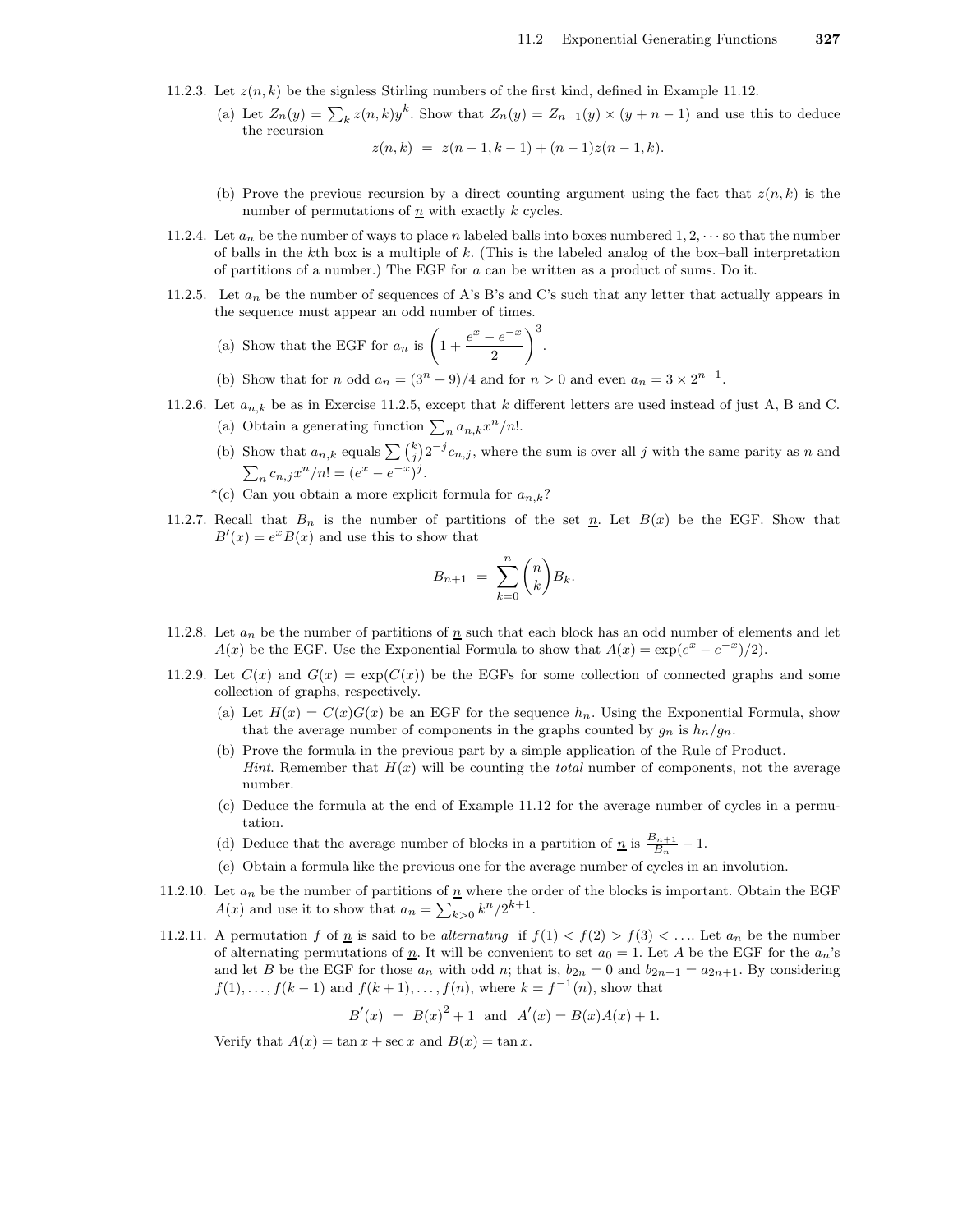11.2.3. Let $z(n,k)$ be the signless Stirling numbers of the first kind, defined in Example 11.12.

(a) Let $Z_n(y) = \sum_k z(n,k)y^k$. Show that $Z_n(y) = Z_{n-1}(y) \times (y + n - 1)$ and use this to deduce the recursion

$$z(n,k) \;=\; z(n-1,k-1) + (n-1)z(n-1,k).$$

(b) Prove the previous recursion by a direct counting argument using the fact that $z(n,k)$ is the number of permutations of $\underline{n}$ with exactly $k$ cycles.

11.2.4. Let $a_n$ be the number of ways to place $n$ labeled balls into boxes numbered $1, 2, \cdots$ so that the number of balls in the $k$th box is a multiple of $k$. (This is the labeled analog of the box–ball interpretation of partitions of a number.) The EGF for $a$ can be written as a product of sums. Do it.

11.2.5. Let $a_n$ be the number of sequences of A's B's and C's such that any letter that actually appears in the sequence must appear an odd number of times.

(a) Show that the EGF for $a_n$ is $\left(1 + \dfrac{e^x - e^{-x}}{2}\right)^3$.

(b) Show that for $n$ odd $a_n = (3^n + 9)/4$ and for $n > 0$ and even $a_n = 3 \times 2^{n-1}$.

11.2.6. Let $a_{n,k}$ be as in Exercise 11.2.5, except that $k$ different letters are used instead of just A, B and C.

(a) Obtain a generating function $\sum_n a_{n,k}x^n/n!$.

(b) Show that $a_{n,k}$ equals $\sum \binom{k}{j} 2^{-j} c_{n,j}$, where the sum is over all $j$ with the same parity as $n$ and $\sum_n c_{n,j}x^n/n! = (e^x - e^{-x})^j$.

*(c) Can you obtain a more explicit formula for $a_{n,k}$?

11.2.7. Recall that $B_n$ is the number of partitions of the set $\underline{n}$. Let $B(x)$ be the EGF. Show that $B'(x) = e^x B(x)$ and use this to show that

$$B_{n+1} \;=\; \sum_{k=0}^{n} \binom{n}{k} B_k.$$

11.2.8. Let $a_n$ be the number of partitions of $\underline{n}$ such that each block has an odd number of elements and let $A(x)$ be the EGF. Use the Exponential Formula to show that $A(x) = \exp((e^x - e^{-x})/2)$.

11.2.9. Let $C(x)$ and $G(x) = \exp(C(x))$ be the EGFs for some collection of connected graphs and some collection of graphs, respectively.

(a) Let $H(x) = C(x)G(x)$ be an EGF for the sequence $h_n$. Using the Exponential Formula, show that the average number of components in the graphs counted by $g_n$ is $h_n/g_n$.

(b) Prove the formula in the previous part by a simple application of the Rule of Product.
*Hint*. Remember that $H(x)$ will be counting the *total* number of components, not the average number.

(c) Deduce the formula at the end of Example 11.12 for the average number of cycles in a permutation.

(d) Deduce that the average number of blocks in a partition of $\underline{n}$ is $\frac{B_{n+1}}{B_n} - 1$.

(e) Obtain a formula like the previous one for the average number of cycles in an involution.

11.2.10. Let $a_n$ be the number of partitions of $\underline{n}$ where the order of the blocks is important. Obtain the EGF $A(x)$ and use it to show that $a_n = \sum_{k>0} k^n/2^{k+1}$.

11.2.11. A permutation $f$ of $\underline{n}$ is said to be *alternating* if $f(1) < f(2) > f(3) < \ldots$. Let $a_n$ be the number of alternating permutations of $\underline{n}$. It will be convenient to set $a_0 = 1$. Let $A$ be the EGF for the $a_n$'s and let $B$ be the EGF for those $a_n$ with odd $n$; that is, $b_{2n} = 0$ and $b_{2n+1} = a_{2n+1}$. By considering $f(1), \ldots, f(k-1)$ and $f(k+1), \ldots, f(n)$, where $k = f^{-1}(n)$, show that

$$B'(x) \;=\; B(x)^2 + 1 \;\text{ and }\; A'(x) = B(x)A(x) + 1.$$

Verify that $A(x) = \tan x + \sec x$ and $B(x) = \tan x$.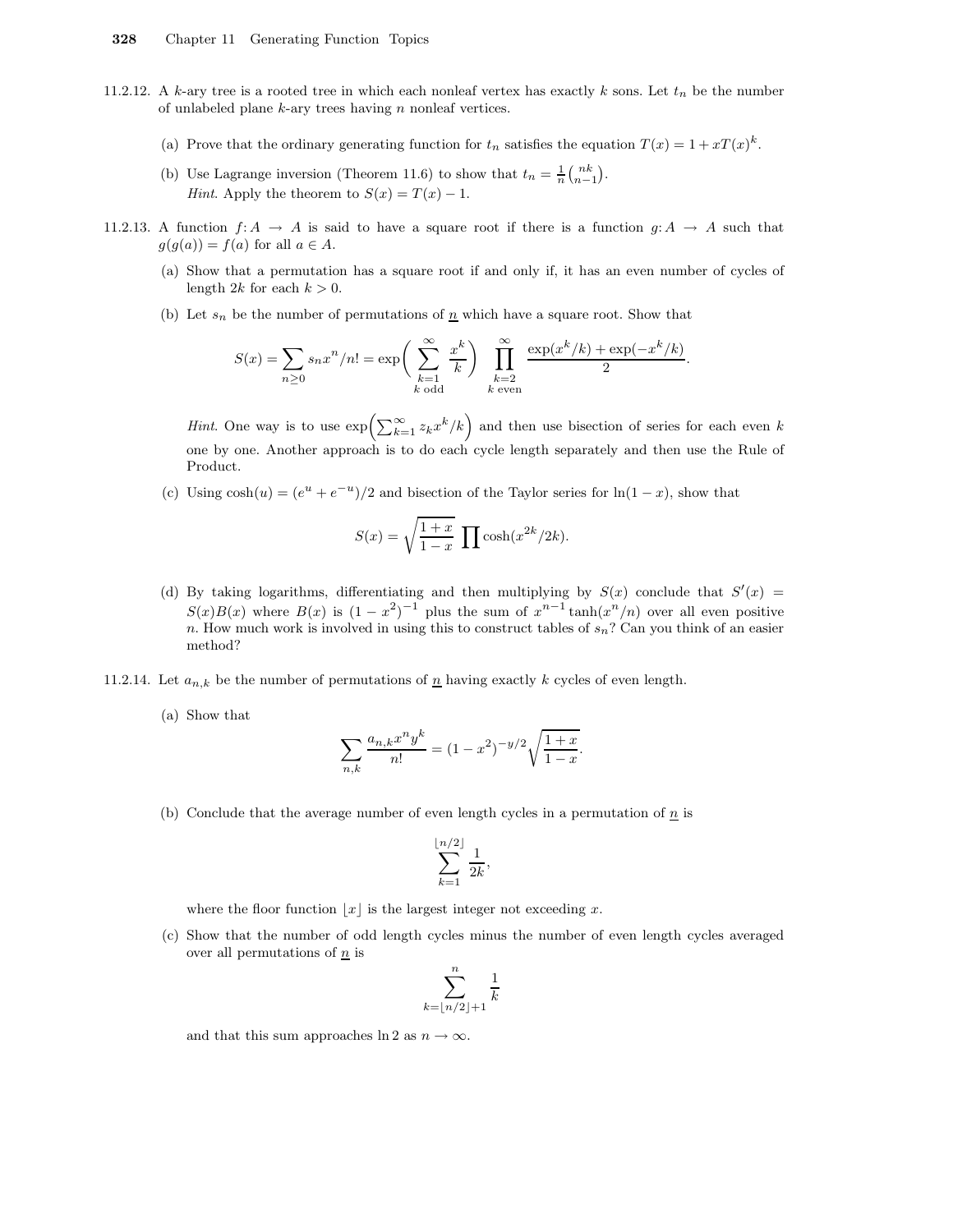11.2.12. A $k$-ary tree is a rooted tree in which each nonleaf vertex has exactly $k$ sons. Let $t_n$ be the number of unlabeled plane $k$-ary trees having $n$ nonleaf vertices.

(a) Prove that the ordinary generating function for $t_n$ satisfies the equation $T(x) = 1 + xT(x)^k$.

(b) Use Lagrange inversion (Theorem 11.6) to show that $t_n = \frac{1}{n}\binom{nk}{n-1}$.
*Hint*. Apply the theorem to $S(x) = T(x) - 1$.

11.2.13. A function $f\colon A \to A$ is said to have a square root if there is a function $g\colon A \to A$ such that $g(g(a)) = f(a)$ for all $a \in A$.

(a) Show that a permutation has a square root if and only if, it has an even number of cycles of length $2k$ for each $k > 0$.

(b) Let $s_n$ be the number of permutations of $\underline{n}$ which have a square root. Show that

$$S(x) = \sum_{n\geq 0} s_n x^n/n! = \exp\Bigg( \sum_{\substack{k=1\\ k \text{ odd}}}^{\infty} \frac{x^k}{k} \Bigg) \prod_{\substack{k=2\\ k \text{ even}}}^{\infty} \frac{\exp(x^k/k) + \exp(-x^k/k)}{2}.$$

*Hint*. One way is to use $\exp\Big(\sum_{k=1}^{\infty} z_k x^k/k\Big)$ and then use bisection of series for each even $k$ one by one. Another approach is to do each cycle length separately and then use the Rule of Product.

(c) Using $\cosh(u) = (e^u + e^{-u})/2$ and bisection of the Taylor series for $\ln(1-x)$, show that

$$S(x) = \sqrt{\frac{1+x}{1-x}} \prod \cosh(x^{2k}/2k).$$

(d) By taking logarithms, differentiating and then multiplying by $S(x)$ conclude that $S'(x) = S(x)B(x)$ where $B(x)$ is $(1-x^2)^{-1}$ plus the sum of $x^{n-1}\tanh(x^n/n)$ over all even positive $n$. How much work is involved in using this to construct tables of $s_n$? Can you think of an easier method?

11.2.14. Let $a_{n,k}$ be the number of permutations of $\underline{n}$ having exactly $k$ cycles of even length.

(a) Show that

$$\sum_{n,k} \frac{a_{n,k} x^n y^k}{n!} = (1-x^2)^{-y/2} \sqrt{\frac{1+x}{1-x}}.$$

(b) Conclude that the average number of even length cycles in a permutation of $\underline{n}$ is

$$\sum_{k=1}^{\lfloor n/2 \rfloor} \frac{1}{2k},$$

where the floor function $\lfloor x \rfloor$ is the largest integer not exceeding $x$.

(c) Show that the number of odd length cycles minus the number of even length cycles averaged over all permutations of $\underline{n}$ is

$$\sum_{k=\lfloor n/2 \rfloor + 1}^{n} \frac{1}{k}$$

and that this sum approaches $\ln 2$ as $n \to \infty$.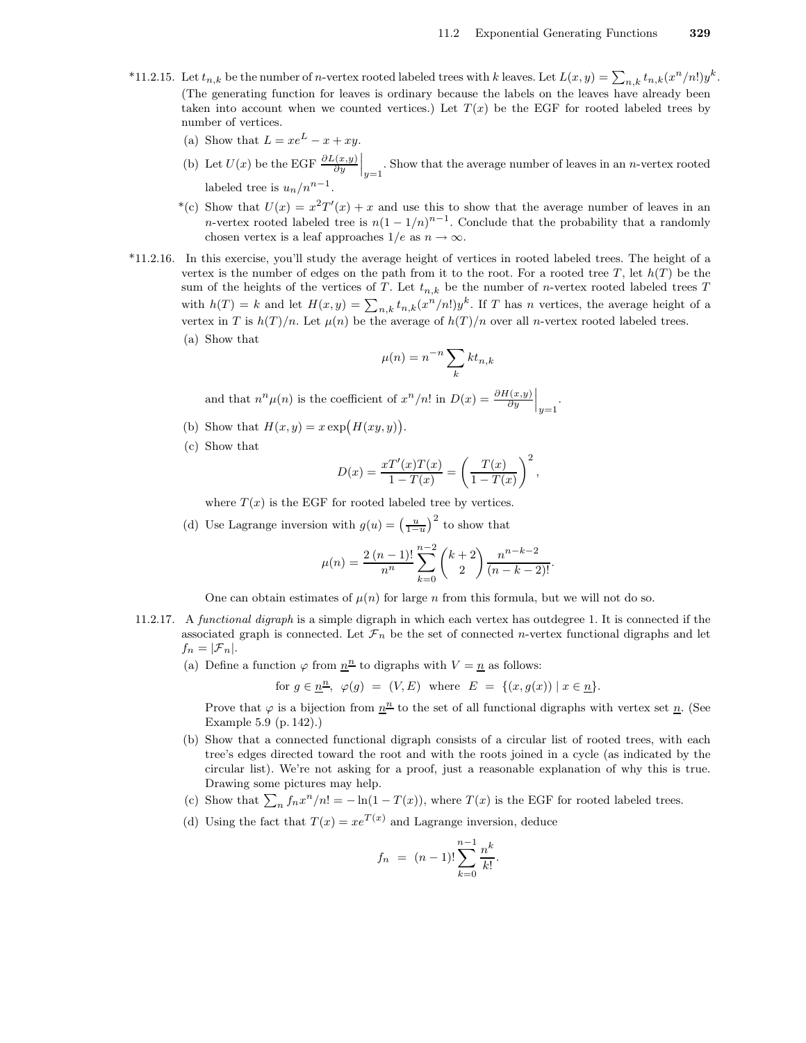*11.2.15. Let $t_{n,k}$ be the number of $n$-vertex rooted labeled trees with $k$ leaves. Let $L(x,y) = \sum_{n,k} t_{n,k}(x^n/n!)y^k$. (The generating function for leaves is ordinary because the labels on the leaves have already been taken into account when we counted vertices.) Let $T(x)$ be the EGF for rooted labeled trees by number of vertices.

(a) Show that $L = xe^L - x + xy$.

(b) Let $U(x)$ be the EGF $\left.\frac{\partial L(x,y)}{\partial y}\right|_{y=1}$. Show that the average number of leaves in an $n$-vertex rooted labeled tree is $u_n/n^{n-1}$.

*(c) Show that $U(x) = x^2T'(x) + x$ and use this to show that the average number of leaves in an $n$-vertex rooted labeled tree is $n(1-1/n)^{n-1}$. Conclude that the probability that a randomly chosen vertex is a leaf approaches $1/e$ as $n \to \infty$.

*11.2.16. In this exercise, you'll study the average height of vertices in rooted labeled trees. The height of a vertex is the number of edges on the path from it to the root. For a rooted tree $T$, let $h(T)$ be the sum of the heights of the vertices of $T$. Let $t_{n,k}$ be the number of $n$-vertex rooted labeled trees $T$ with $h(T) = k$ and let $H(x,y) = \sum_{n,k} t_{n,k}(x^n/n!)y^k$. If $T$ has $n$ vertices, the average height of a vertex in $T$ is $h(T)/n$. Let $\mu(n)$ be the average of $h(T)/n$ over all $n$-vertex rooted labeled trees.

(a) Show that

$$\mu(n) = n^{-n}\sum_k k t_{n,k}$$

and that $n^n\mu(n)$ is the coefficient of $x^n/n!$ in $D(x) = \left.\frac{\partial H(x,y)}{\partial y}\right|_{y=1}$.

(b) Show that $H(x,y) = x\exp\big(H(xy,y)\big)$.

(c) Show that

$$D(x) = \frac{xT'(x)T(x)}{1-T(x)} = \left(\frac{T(x)}{1-T(x)}\right)^2,$$

where $T(x)$ is the EGF for rooted labeled tree by vertices.

(d) Use Lagrange inversion with $g(u) = \left(\frac{u}{1-u}\right)^2$ to show that

$$\mu(n) = \frac{2\,(n-1)!}{n^n}\sum_{k=0}^{n-2}\binom{k+2}{2}\frac{n^{n-k-2}}{(n-k-2)!}.$$

One can obtain estimates of $\mu(n)$ for large $n$ from this formula, but we will not do so.

11.2.17. A *functional digraph* is a simple digraph in which each vertex has outdegree 1. It is connected if the associated graph is connected. Let $\mathcal{F}_n$ be the set of connected $n$-vertex functional digraphs and let $f_n = |\mathcal{F}_n|$.

(a) Define a function $\varphi$ from $\underline{n}^{\underline{n}}$ to digraphs with $V = \underline{n}$ as follows:

$$\text{for } g \in \underline{n}^{\underline{n}},\ \ \varphi(g)\ =\ (V,E)\ \ \text{where}\ \ E\ =\ \{(x, g(x)) \mid x \in \underline{n}\}.$$

Prove that $\varphi$ is a bijection from $\underline{n}^{\underline{n}}$ to the set of all functional digraphs with vertex set $\underline{n}$. (See Example 5.9 (p. 142).)

(b) Show that a connected functional digraph consists of a circular list of rooted trees, with each tree's edges directed toward the root and with the roots joined in a cycle (as indicated by the circular list). We're not asking for a proof, just a reasonable explanation of why this is true. Drawing some pictures may help.

(c) Show that $\sum_n f_n x^n/n! = -\ln(1-T(x))$, where $T(x)$ is the EGF for rooted labeled trees.

(d) Using the fact that $T(x) = xe^{T(x)}$ and Lagrange inversion, deduce

$$f_n\ =\ (n-1)!\sum_{k=0}^{n-1}\frac{n^k}{k!}.$$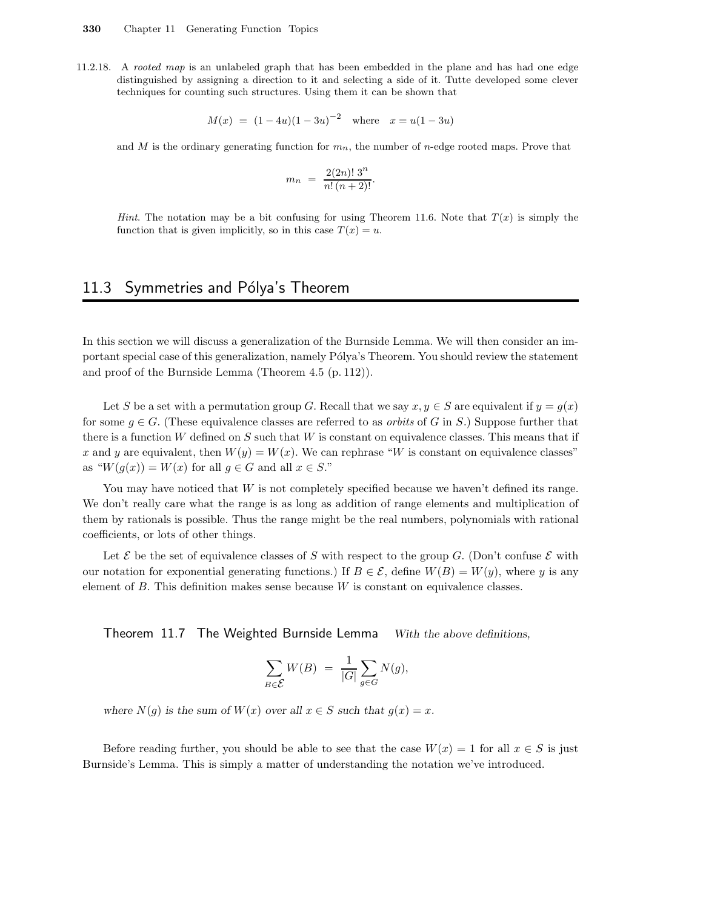11.2.18. A *rooted map* is an unlabeled graph that has been embedded in the plane and has had one edge distinguished by assigning a direction to it and selecting a side of it. Tutte developed some clever techniques for counting such structures. Using them it can be shown that

$$M(x) \;=\; (1-4u)(1-3u)^{-2} \quad \text{where} \quad x = u(1-3u)$$

and $M$ is the ordinary generating function for $m_n$, the number of $n$-edge rooted maps. Prove that

$$m_n \;=\; \frac{2(2n)!\,3^n}{n!\,(n+2)!}.$$

*Hint*. The notation may be a bit confusing for using Theorem 11.6. Note that $T(x)$ is simply the function that is given implicitly, so in this case $T(x) = u$.

## 11.3 Symmetries and Pólya's Theorem

In this section we will discuss a generalization of the Burnside Lemma. We will then consider an important special case of this generalization, namely Pólya's Theorem. You should review the statement and proof of the Burnside Lemma (Theorem 4.5 (p. 112)).

Let $S$ be a set with a permutation group $G$. Recall that we say $x, y \in S$ are equivalent if $y = g(x)$ for some $g \in G$. (These equivalence classes are referred to as *orbits* of $G$ in $S$.) Suppose further that there is a function $W$ defined on $S$ such that $W$ is constant on equivalence classes. This means that if $x$ and $y$ are equivalent, then $W(y) = W(x)$. We can rephrase "$W$ is constant on equivalence classes" as "$W(g(x)) = W(x)$ for all $g \in G$ and all $x \in S$."

You may have noticed that $W$ is not completely specified because we haven't defined its range. We don't really care what the range is as long as addition of range elements and multiplication of them by rationals is possible. Thus the range might be the real numbers, polynomials with rational coefficients, or lots of other things.

Let $\mathcal{E}$ be the set of equivalence classes of $S$ with respect to the group $G$. (Don't confuse $\mathcal{E}$ with our notation for exponential generating functions.) If $B \in \mathcal{E}$, define $W(B) = W(y)$, where $y$ is any element of $B$. This definition makes sense because $W$ is constant on equivalence classes.

**Theorem 11.7 The Weighted Burnside Lemma** *With the above definitions,*

$$\sum_{B \in \mathcal{E}} W(B) \;=\; \frac{1}{|G|} \sum_{g \in G} N(g),$$

*where $N(g)$ is the sum of $W(x)$ over all $x \in S$ such that $g(x) = x$.*

Before reading further, you should be able to see that the case $W(x) = 1$ for all $x \in S$ is just Burnside's Lemma. This is simply a matter of understanding the notation we've introduced.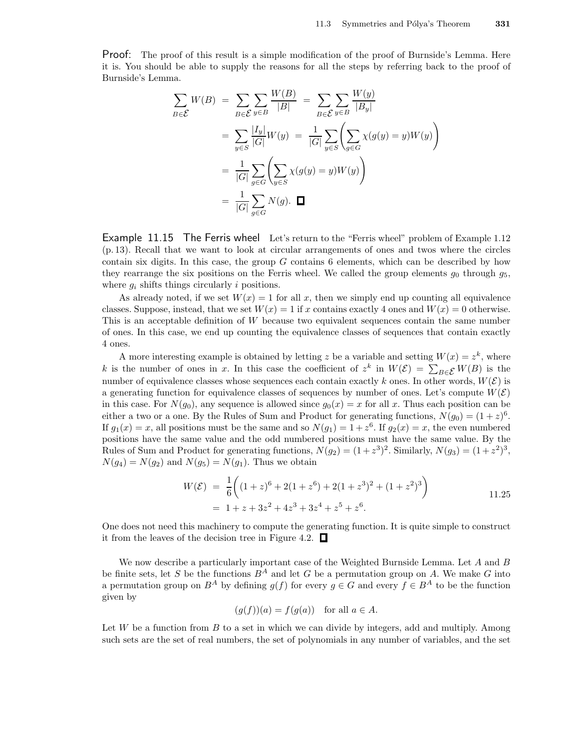**Proof:** The proof of this result is a simple modification of the proof of Burnside's Lemma. Here it is. You should be able to supply the reasons for all the steps by referring back to the proof of Burnside's Lemma.

$$\begin{aligned}
\sum_{B\in\mathcal{E}} W(B) &= \sum_{B\in\mathcal{E}}\sum_{y\in B}\frac{W(B)}{|B|} = \sum_{B\in\mathcal{E}}\sum_{y\in B}\frac{W(y)}{|B_y|} \\
&= \sum_{y\in S}\frac{|I_y|}{|G|}W(y) = \frac{1}{|G|}\sum_{y\in S}\left(\sum_{g\in G}\chi(g(y)=y)W(y)\right) \\
&= \frac{1}{|G|}\sum_{g\in G}\left(\sum_{y\in S}\chi(g(y)=y)W(y)\right) \\
&= \frac{1}{|G|}\sum_{g\in G}N(g). \quad \square
\end{aligned}$$

**Example 11.15 The Ferris wheel** Let's return to the "Ferris wheel" problem of Example 1.12 (p. 13). Recall that we want to look at circular arrangements of ones and twos where the circles contain six digits. In this case, the group $G$ contains 6 elements, which can be described by how they rearrange the six positions on the Ferris wheel. We called the group elements $g_0$ through $g_5$, where $g_i$ shifts things circularly $i$ positions.

As already noted, if we set $W(x)=1$ for all $x$, then we simply end up counting all equivalence classes. Suppose, instead, that we set $W(x)=1$ if $x$ contains exactly 4 ones and $W(x)=0$ otherwise. This is an acceptable definition of $W$ because two equivalent sequences contain the same number of ones. In this case, we end up counting the equivalence classes of sequences that contain exactly 4 ones.

A more interesting example is obtained by letting $z$ be a variable and setting $W(x)=z^k$, where $k$ is the number of ones in $x$. In this case the coefficient of $z^k$ in $W(\mathcal{E})=\sum_{B\in\mathcal{E}}W(B)$ is the number of equivalence classes whose sequences each contain exactly $k$ ones. In other words, $W(\mathcal{E})$ is a generating function for equivalence classes of sequences by number of ones. Let's compute $W(\mathcal{E})$ in this case. For $N(g_0)$, any sequence is allowed since $g_0(x)=x$ for all $x$. Thus each position can be either a two or a one. By the Rules of Sum and Product for generating functions, $N(g_0)=(1+z)^6$. If $g_1(x)=x$, all positions must be the same and so $N(g_1)=1+z^6$. If $g_2(x)=x$, the even numbered positions have the same value and the odd numbered positions must have the same value. By the Rules of Sum and Product for generating functions, $N(g_2)=(1+z^3)^2$. Similarly, $N(g_3)=(1+z^2)^3$, $N(g_4)=N(g_2)$ and $N(g_5)=N(g_1)$. Thus we obtain

$$\begin{aligned}
W(\mathcal{E}) &= \frac{1}{6}\bigg((1+z)^6+2(1+z^6)+2(1+z^3)^2+(1+z^2)^3\bigg) \\
&= 1+z+3z^2+4z^3+3z^4+z^5+z^6.
\end{aligned} \tag{11.25}$$

One does not need this machinery to compute the generating function. It is quite simple to construct it from the leaves of the decision tree in Figure 4.2. $\square$

We now describe a particularly important case of the Weighted Burnside Lemma. Let $A$ and $B$ be finite sets, let $S$ be the functions $B^A$ and let $G$ be a permutation group on $A$. We make $G$ into a permutation group on $B^A$ by defining $g(f)$ for every $g\in G$ and every $f\in B^A$ to be the function given by

$$(g(f))(a)=f(g(a)) \quad \text{for all } a\in A.$$

Let $W$ be a function from $B$ to a set in which we can divide by integers, add and multiply. Among such sets are the set of real numbers, the set of polynomials in any number of variables, and the set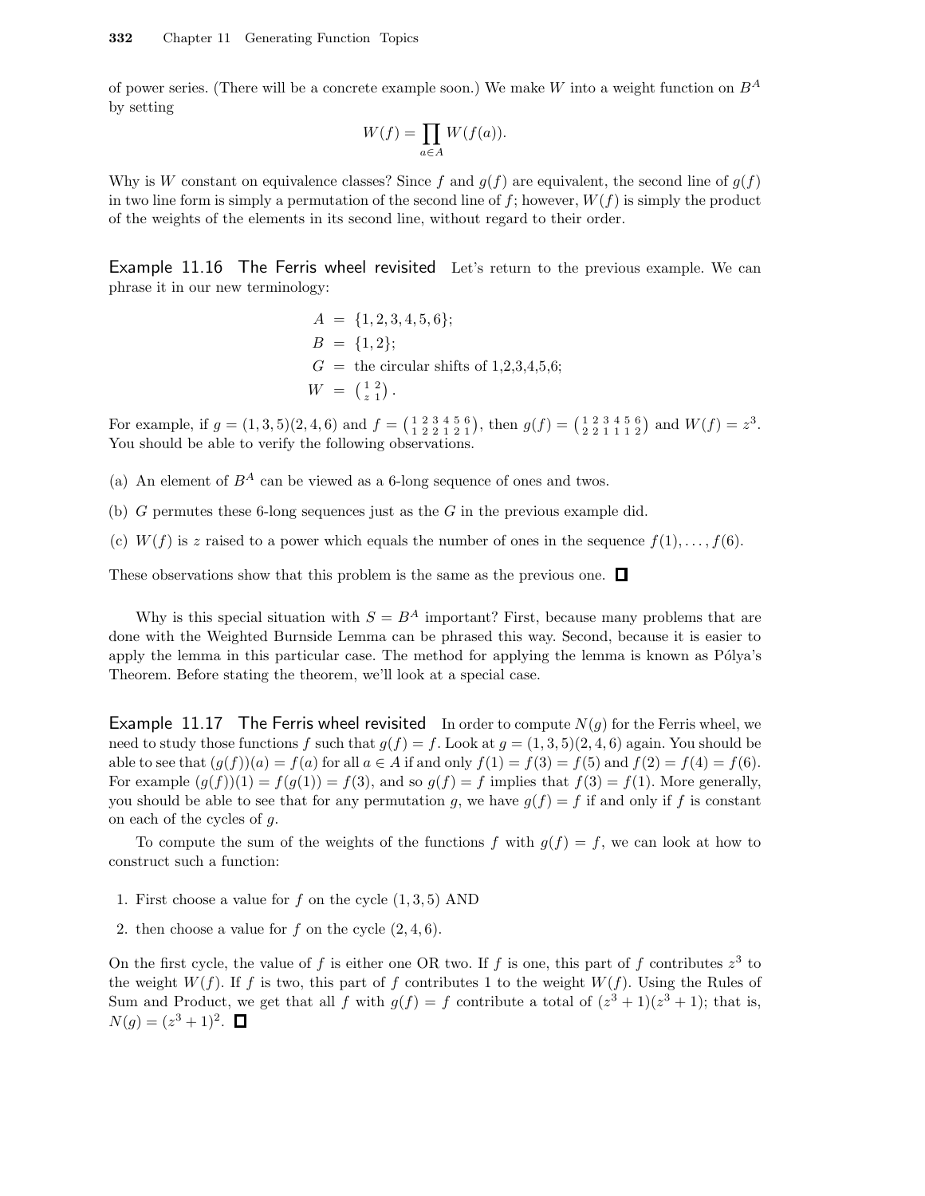of power series. (There will be a concrete example soon.) We make $W$ into a weight function on $B^A$ by setting

$$W(f) = \prod_{a \in A} W(f(a)).$$

Why is $W$ constant on equivalence classes? Since $f$ and $g(f)$ are equivalent, the second line of $g(f)$ in two line form is simply a permutation of the second line of $f$; however, $W(f)$ is simply the product of the weights of the elements in its second line, without regard to their order.

**Example 11.16 The Ferris wheel revisited** Let's return to the previous example. We can phrase it in our new terminology:

$$\begin{aligned} A &= \{1,2,3,4,5,6\}; \\ B &= \{1,2\}; \\ G &= \text{the circular shifts of } 1,2,3,4,5,6; \\ W &= \left(\begin{smallmatrix} 1 & 2 \\ z & 1 \end{smallmatrix}\right). \end{aligned}$$

For example, if $g = (1,3,5)(2,4,6)$ and $f = \left(\begin{smallmatrix} 1 & 2 & 3 & 4 & 5 & 6 \\ 1 & 2 & 2 & 1 & 2 & 1 \end{smallmatrix}\right)$, then $g(f) = \left(\begin{smallmatrix} 1 & 2 & 3 & 4 & 5 & 6 \\ 2 & 2 & 1 & 1 & 1 & 2 \end{smallmatrix}\right)$ and $W(f) = z^3$. You should be able to verify the following observations.

(a) An element of $B^A$ can be viewed as a 6-long sequence of ones and twos.

(b) $G$ permutes these 6-long sequences just as the $G$ in the previous example did.

(c) $W(f)$ is $z$ raised to a power which equals the number of ones in the sequence $f(1), \ldots, f(6)$.

These observations show that this problem is the same as the previous one. □

Why is this special situation with $S = B^A$ important? First, because many problems that are done with the Weighted Burnside Lemma can be phrased this way. Second, because it is easier to apply the lemma in this particular case. The method for applying the lemma is known as Pólya's Theorem. Before stating the theorem, we'll look at a special case.

**Example 11.17 The Ferris wheel revisited** In order to compute $N(g)$ for the Ferris wheel, we need to study those functions $f$ such that $g(f) = f$. Look at $g = (1,3,5)(2,4,6)$ again. You should be able to see that $(g(f))(a) = f(a)$ for all $a \in A$ if and only $f(1) = f(3) = f(5)$ and $f(2) = f(4) = f(6)$. For example $(g(f))(1) = f(g(1)) = f(3)$, and so $g(f) = f$ implies that $f(3) = f(1)$. More generally, you should be able to see that for any permutation $g$, we have $g(f) = f$ if and only if $f$ is constant on each of the cycles of $g$.

To compute the sum of the weights of the functions $f$ with $g(f) = f$, we can look at how to construct such a function:

1. First choose a value for $f$ on the cycle $(1,3,5)$ AND
2. then choose a value for $f$ on the cycle $(2,4,6)$.

On the first cycle, the value of $f$ is either one OR two. If $f$ is one, this part of $f$ contributes $z^3$ to the weight $W(f)$. If $f$ is two, this part of $f$ contributes 1 to the weight $W(f)$. Using the Rules of Sum and Product, we get that all $f$ with $g(f) = f$ contribute a total of $(z^3+1)(z^3+1)$; that is, $N(g) = (z^3+1)^2$. □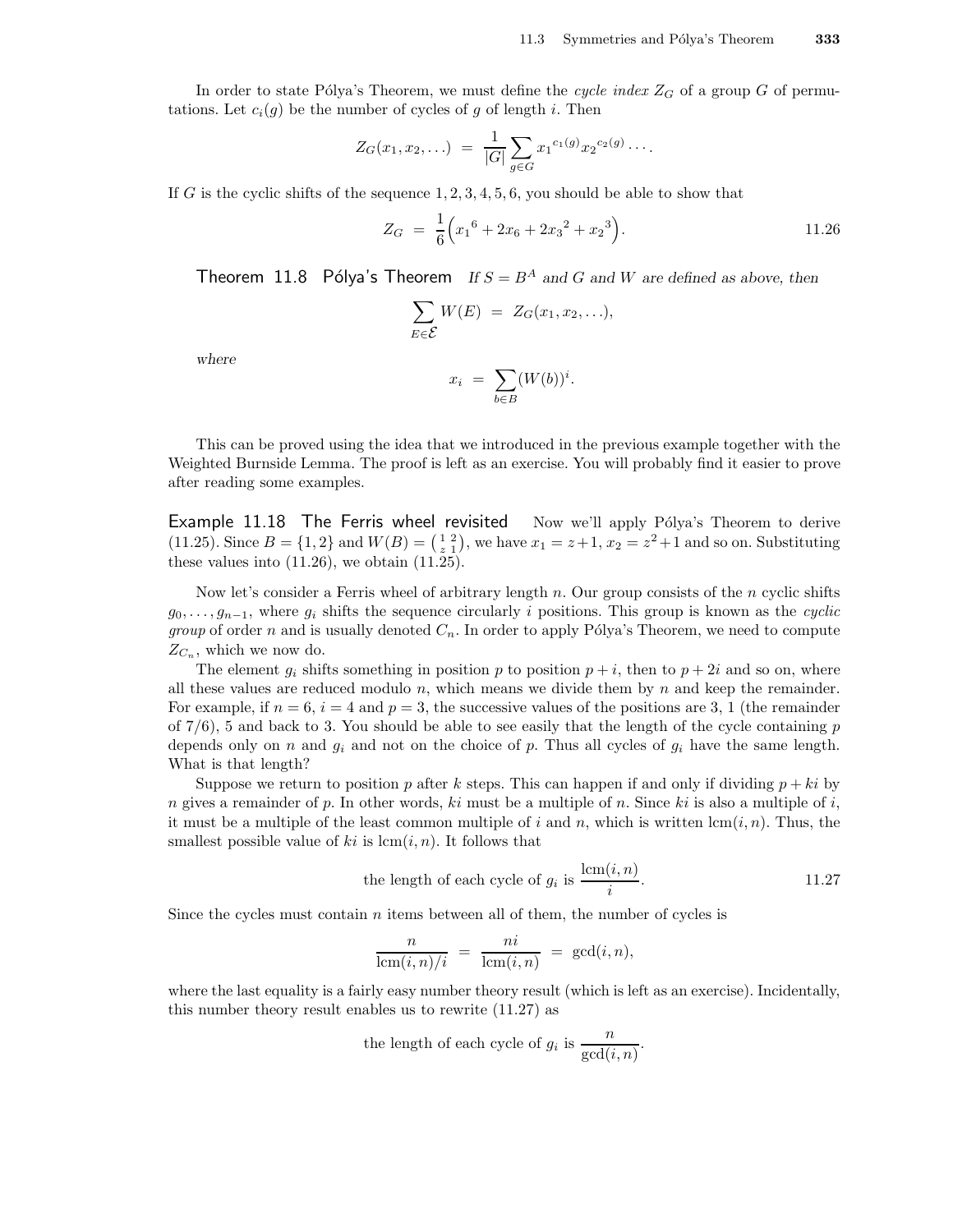In order to state Pólya's Theorem, we must define the *cycle index* $Z_G$ of a group $G$ of permutations. Let $c_i(g)$ be the number of cycles of $g$ of length $i$. Then

$$Z_G(x_1, x_2, \ldots) \;=\; \frac{1}{|G|} \sum_{g \in G} {x_1}^{c_1(g)} {x_2}^{c_2(g)} \cdots.$$

If $G$ is the cyclic shifts of the sequence $1, 2, 3, 4, 5, 6$, you should be able to show that

$$Z_G \;=\; \frac{1}{6}\Big({x_1}^6 + 2x_6 + 2{x_3}^2 + {x_2}^3\Big). \tag{11.26}$$

**Theorem 11.8 Pólya's Theorem** *If $S = B^A$ and $G$ and $W$ are defined as above, then*

$$\sum_{E \in \mathcal{E}} W(E) \;=\; Z_G(x_1, x_2, \ldots),$$

*where*

$$x_i \;=\; \sum_{b \in B} (W(b))^i.$$

This can be proved using the idea that we introduced in the previous example together with the Weighted Burnside Lemma. The proof is left as an exercise. You will probably find it easier to prove after reading some examples.

**Example 11.18 The Ferris wheel revisited** Now we'll apply Pólya's Theorem to derive (11.25). Since $B = \{1, 2\}$ and $W(B) = \binom{1\ 2}{z\ 1}$, we have $x_1 = z+1$, $x_2 = z^2+1$ and so on. Substituting these values into (11.26), we obtain (11.25).

Now let's consider a Ferris wheel of arbitrary length $n$. Our group consists of the $n$ cyclic shifts $g_0, \ldots, g_{n-1}$, where $g_i$ shifts the sequence circularly $i$ positions. This group is known as the *cyclic group* of order $n$ and is usually denoted $C_n$. In order to apply Pólya's Theorem, we need to compute $Z_{C_n}$, which we now do.

The element $g_i$ shifts something in position $p$ to position $p+i$, then to $p+2i$ and so on, where all these values are reduced modulo $n$, which means we divide them by $n$ and keep the remainder. For example, if $n = 6$, $i = 4$ and $p = 3$, the successive values of the positions are 3, 1 (the remainder of $7/6$), 5 and back to 3. You should be able to see easily that the length of the cycle containing $p$ depends only on $n$ and $g_i$ and not on the choice of $p$. Thus all cycles of $g_i$ have the same length. What is that length?

Suppose we return to position $p$ after $k$ steps. This can happen if and only if dividing $p + ki$ by $n$ gives a remainder of $p$. In other words, $ki$ must be a multiple of $n$. Since $ki$ is also a multiple of $i$, it must be a multiple of the least common multiple of $i$ and $n$, which is written $\mathrm{lcm}(i, n)$. Thus, the smallest possible value of $ki$ is $\mathrm{lcm}(i, n)$. It follows that

$$\text{the length of each cycle of } g_i \text{ is } \frac{\mathrm{lcm}(i, n)}{i}. \tag{11.27}$$

Since the cycles must contain $n$ items between all of them, the number of cycles is

$$\frac{n}{\mathrm{lcm}(i, n)/i} \;=\; \frac{ni}{\mathrm{lcm}(i, n)} \;=\; \gcd(i, n),$$

where the last equality is a fairly easy number theory result (which is left as an exercise). Incidentally, this number theory result enables us to rewrite (11.27) as

$$\text{the length of each cycle of } g_i \text{ is } \frac{n}{\gcd(i, n)}.$$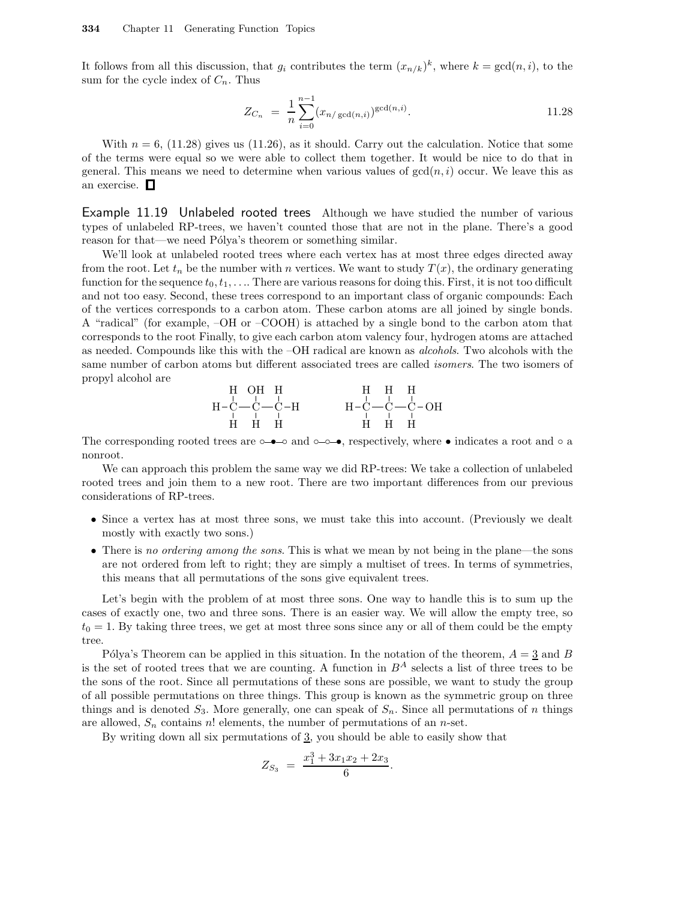It follows from all this discussion, that $g_i$ contributes the term $(x_{n/k})^k$, where $k = \gcd(n, i)$, to the sum for the cycle index of $C_n$. Thus

$$Z_{C_n} = \frac{1}{n} \sum_{i=0}^{n-1} (x_{n/\gcd(n,i)})^{\gcd(n,i)}. \qquad 11.28$$

With $n = 6$, (11.28) gives us (11.26), as it should. Carry out the calculation. Notice that some of the terms were equal so we were able to collect them together. It would be nice to do that in general. This means we need to determine when various values of $\gcd(n, i)$ occur. We leave this as an exercise. □

**Example 11.19 Unlabeled rooted trees** Although we have studied the number of various types of unlabeled RP-trees, we haven't counted those that are not in the plane. There's a good reason for that—we need Pólya's theorem or something similar.

We'll look at unlabeled rooted trees where each vertex has at most three edges directed away from the root. Let $t_n$ be the number with $n$ vertices. We want to study $T(x)$, the ordinary generating function for the sequence $t_0, t_1, \ldots$. There are various reasons for doing this. First, it is not too difficult and not too easy. Second, these trees correspond to an important class of organic compounds: Each of the vertices corresponds to a carbon atom. These carbon atoms are all joined by single bonds. A "radical" (for example, –OH or –COOH) is attached by a single bond to the carbon atom that corresponds to the root Finally, to give each carbon atom valency four, hydrogen atoms are attached as needed. Compounds like this with the –OH radical are known as *alcohols*. Two alcohols with the same number of carbon atoms but different associated trees are called *isomers*. The two isomers of propyl alcohol are

```
   H  OH  H            H   H   H
   |   |  |            |   |   |
H- C — C — C -H     H- C — C — C - OH
   |   |  |            |   |   |
   H   H  H            H   H   H
```

The corresponding rooted trees are ○—●—○ and ○—○—●, respectively, where ● indicates a root and ○ a nonroot.

We can approach this problem the same way we did RP-trees: We take a collection of unlabeled rooted trees and join them to a new root. There are two important differences from our previous considerations of RP-trees.

- Since a vertex has at most three sons, we must take this into account. (Previously we dealt mostly with exactly two sons.)
- There is *no ordering among the sons*. This is what we mean by not being in the plane—the sons are not ordered from left to right; they are simply a multiset of trees. In terms of symmetries, this means that all permutations of the sons give equivalent trees.

Let's begin with the problem of at most three sons. One way to handle this is to sum up the cases of exactly one, two and three sons. There is an easier way. We will allow the empty tree, so $t_0 = 1$. By taking three trees, we get at most three sons since any or all of them could be the empty tree.

Pólya's Theorem can be applied in this situation. In the notation of the theorem, $A = \underline{3}$ and $B$ is the set of rooted trees that we are counting. A function in $B^A$ selects a list of three trees to be the sons of the root. Since all permutations of these sons are possible, we want to study the group of all possible permutations on three things. This group is known as the symmetric group on three things and is denoted $S_3$. More generally, one can speak of $S_n$. Since all permutations of $n$ things are allowed, $S_n$ contains $n!$ elements, the number of permutations of an $n$-set.

By writing down all six permutations of $\underline{3}$, you should be able to easily show that

$$Z_{S_3} = \frac{x_1^3 + 3x_1x_2 + 2x_3}{6}.$$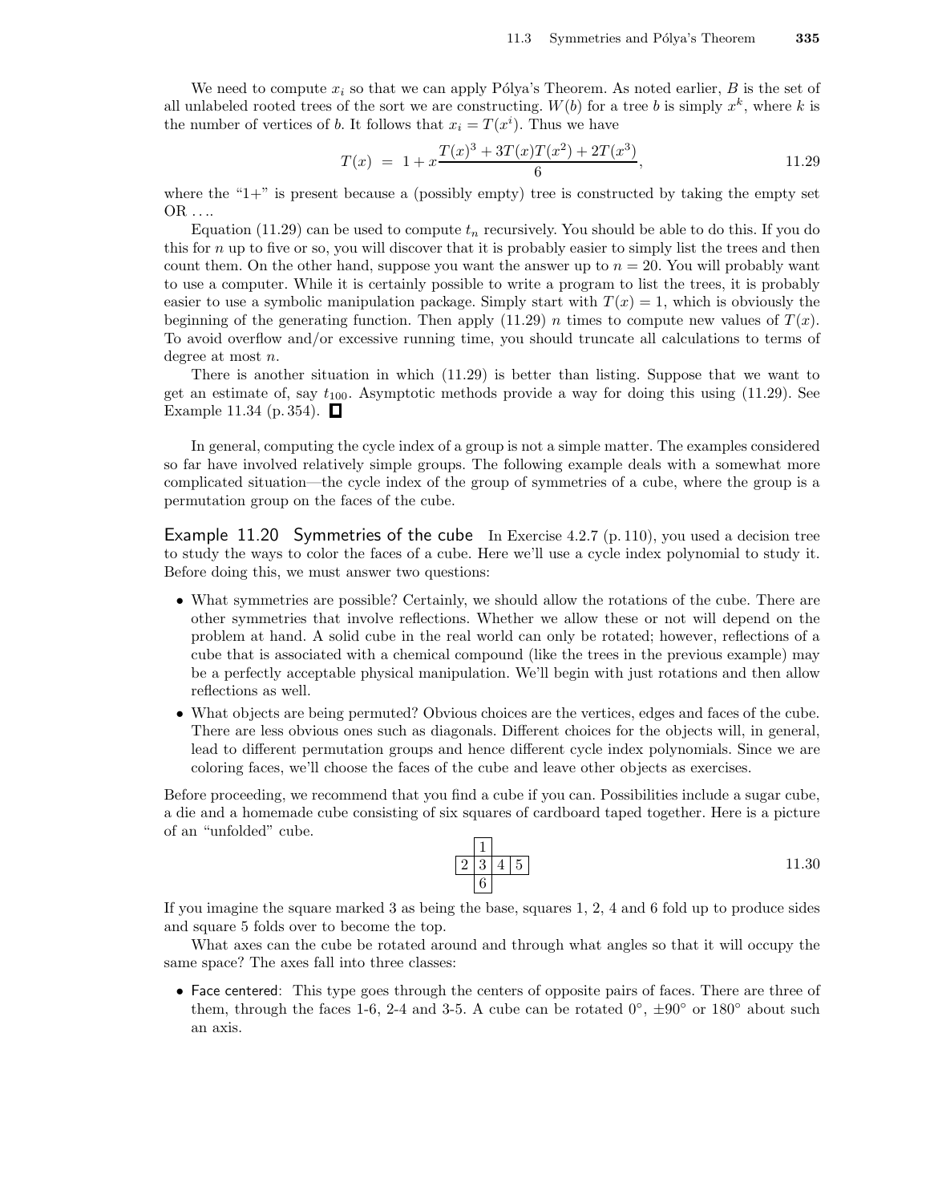We need to compute $x_i$ so that we can apply Pólya's Theorem. As noted earlier, $B$ is the set of all unlabeled rooted trees of the sort we are constructing. $W(b)$ for a tree $b$ is simply $x^k$, where $k$ is the number of vertices of $b$. It follows that $x_i = T(x^i)$. Thus we have

$$T(x) \;=\; 1 + x\frac{T(x)^3 + 3T(x)T(x^2) + 2T(x^3)}{6}, \qquad 11.29$$

where the "1+" is present because a (possibly empty) tree is constructed by taking the empty set OR ....

Equation (11.29) can be used to compute $t_n$ recursively. You should be able to do this. If you do this for $n$ up to five or so, you will discover that it is probably easier to simply list the trees and then count them. On the other hand, suppose you want the answer up to $n = 20$. You will probably want to use a computer. While it is certainly possible to write a program to list the trees, it is probably easier to use a symbolic manipulation package. Simply start with $T(x) = 1$, which is obviously the beginning of the generating function. Then apply (11.29) $n$ times to compute new values of $T(x)$. To avoid overflow and/or excessive running time, you should truncate all calculations to terms of degree at most $n$.

There is another situation in which (11.29) is better than listing. Suppose that we want to get an estimate of, say $t_{100}$. Asymptotic methods provide a way for doing this using (11.29). See Example 11.34 (p. 354). ◻

In general, computing the cycle index of a group is not a simple matter. The examples considered so far have involved relatively simple groups. The following example deals with a somewhat more complicated situation—the cycle index of the group of symmetries of a cube, where the group is a permutation group on the faces of the cube.

**Example 11.20 Symmetries of the cube** In Exercise 4.2.7 (p. 110), you used a decision tree to study the ways to color the faces of a cube. Here we'll use a cycle index polynomial to study it. Before doing this, we must answer two questions:

- What symmetries are possible? Certainly, we should allow the rotations of the cube. There are other symmetries that involve reflections. Whether we allow these or not will depend on the problem at hand. A solid cube in the real world can only be rotated; however, reflections of a cube that is associated with a chemical compound (like the trees in the previous example) may be a perfectly acceptable physical manipulation. We'll begin with just rotations and then allow reflections as well.
- What objects are being permuted? Obvious choices are the vertices, edges and faces of the cube. There are less obvious ones such as diagonals. Different choices for the objects will, in general, lead to different permutation groups and hence different cycle index polynomials. Since we are coloring faces, we'll choose the faces of the cube and leave other objects as exercises.

Before proceeding, we recommend that you find a cube if you can. Possibilities include a sugar cube, a die and a homemade cube consisting of six squares of cardboard taped together. Here is a picture of an "unfolded" cube.

| | | | |
|---|---|---|---|
| | 1 | | |
| 2 | 3 | 4 | 5 |
| | 6 | | |

11.30

If you imagine the square marked 3 as being the base, squares 1, 2, 4 and 6 fold up to produce sides and square 5 folds over to become the top.

What axes can the cube be rotated around and through what angles so that it will occupy the same space? The axes fall into three classes:

- Face centered: This type goes through the centers of opposite pairs of faces. There are three of them, through the faces 1-6, 2-4 and 3-5. A cube can be rotated 0°, ±90° or 180° about such an axis.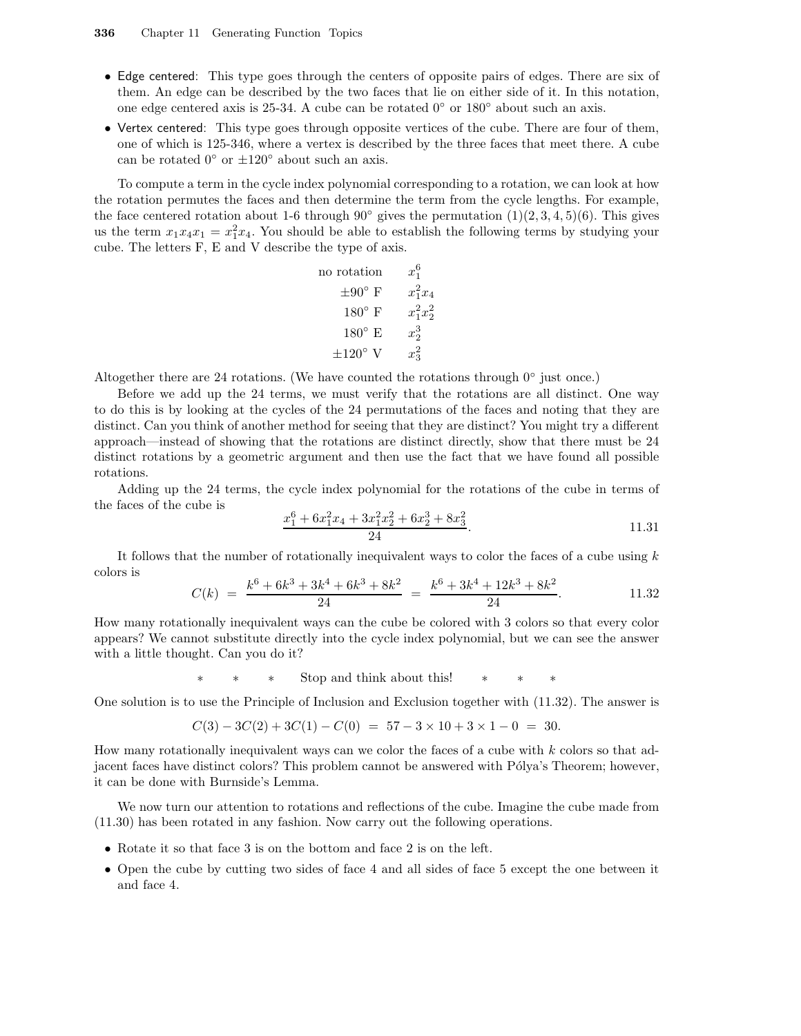- Edge centered: This type goes through the centers of opposite pairs of edges. There are six of them. An edge can be described by the two faces that lie on either side of it. In this notation, one edge centered axis is 25-34. A cube can be rotated 0° or 180° about such an axis.
- Vertex centered: This type goes through opposite vertices of the cube. There are four of them, one of which is 125-346, where a vertex is described by the three faces that meet there. A cube can be rotated 0° or ±120° about such an axis.

To compute a term in the cycle index polynomial corresponding to a rotation, we can look at how the rotation permutes the faces and then determine the term from the cycle lengths. For example, the face centered rotation about 1-6 through 90° gives the permutation $(1)(2,3,4,5)(6)$. This gives us the term $x_1x_4x_1 = x_1^2x_4$. You should be able to establish the following terms by studying your cube. The letters F, E and V describe the type of axis.

| | |
|---|---|
| no rotation | $x_1^6$ |
| ±90° F | $x_1^2x_4$ |
| 180° F | $x_1^2x_2^2$ |
| 180° E | $x_2^3$ |
| ±120° V | $x_3^2$ |

Altogether there are 24 rotations. (We have counted the rotations through 0° just once.)

Before we add up the 24 terms, we must verify that the rotations are all distinct. One way to do this is by looking at the cycles of the 24 permutations of the faces and noting that they are distinct. Can you think of another method for seeing that they are distinct? You might try a different approach—instead of showing that the rotations are distinct directly, show that there must be 24 distinct rotations by a geometric argument and then use the fact that we have found all possible rotations.

Adding up the 24 terms, the cycle index polynomial for the rotations of the cube in terms of the faces of the cube is

$$\frac{x_1^6 + 6x_1^2x_4 + 3x_1^2x_2^2 + 6x_2^3 + 8x_3^2}{24}. \qquad 11.31$$

It follows that the number of rotationally inequivalent ways to color the faces of a cube using $k$ colors is

$$C(k) \;=\; \frac{k^6 + 6k^3 + 3k^4 + 6k^3 + 8k^2}{24} \;=\; \frac{k^6 + 3k^4 + 12k^3 + 8k^2}{24}. \qquad 11.32$$

How many rotationally inequivalent ways can the cube be colored with 3 colors so that every color appears? We cannot substitute directly into the cycle index polynomial, but we can see the answer with a little thought. Can you do it?

\* \* \* Stop and think about this! \* \* \*

One solution is to use the Principle of Inclusion and Exclusion together with (11.32). The answer is

$$C(3) - 3C(2) + 3C(1) - C(0) \;=\; 57 - 3 \times 10 + 3 \times 1 - 0 \;=\; 30.$$

How many rotationally inequivalent ways can we color the faces of a cube with $k$ colors so that adjacent faces have distinct colors? This problem cannot be answered with Pólya's Theorem; however, it can be done with Burnside's Lemma.

We now turn our attention to rotations and reflections of the cube. Imagine the cube made from (11.30) has been rotated in any fashion. Now carry out the following operations.

- Rotate it so that face 3 is on the bottom and face 2 is on the left.
- Open the cube by cutting two sides of face 4 and all sides of face 5 except the one between it and face 4.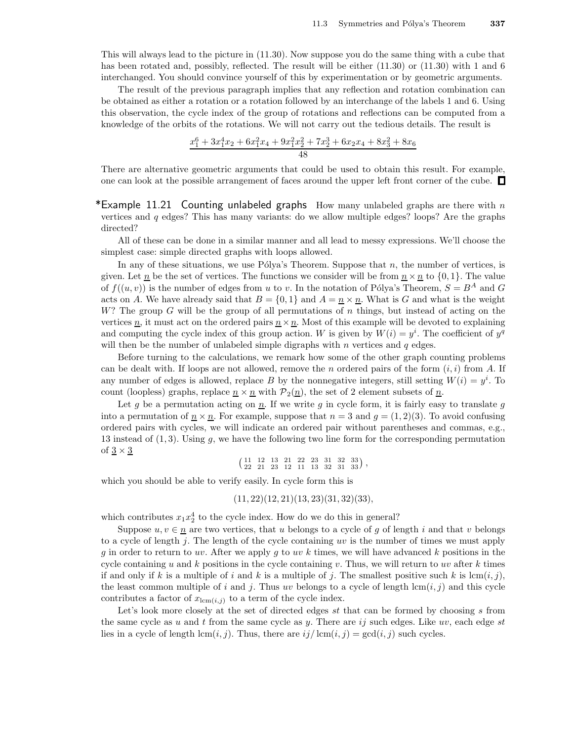This will always lead to the picture in (11.30). Now suppose you do the same thing with a cube that has been rotated and, possibly, reflected. The result will be either (11.30) or (11.30) with 1 and 6 interchanged. You should convince yourself of this by experimentation or by geometric arguments.

The result of the previous paragraph implies that any reflection and rotation combination can be obtained as either a rotation or a rotation followed by an interchange of the labels 1 and 6. Using this observation, the cycle index of the group of rotations and reflections can be computed from a knowledge of the orbits of the rotations. We will not carry out the tedious details. The result is

$$\frac{x_1^6 + 3x_1^4x_2 + 6x_1^2x_4 + 9x_1^2x_2^2 + 7x_2^3 + 6x_2x_4 + 8x_3^2 + 8x_6}{48}$$

There are alternative geometric arguments that could be used to obtain this result. For example, one can look at the possible arrangement of faces around the upper left front corner of the cube. □

**\*Example 11.21 Counting unlabeled graphs** How many unlabeled graphs are there with $n$ vertices and $q$ edges? This has many variants: do we allow multiple edges? loops? Are the graphs directed?

All of these can be done in a similar manner and all lead to messy expressions. We'll choose the simplest case: simple directed graphs with loops allowed.

In any of these situations, we use Pólya's Theorem. Suppose that $n$, the number of vertices, is given. Let $\underline{n}$ be the set of vertices. The functions we consider will be from $\underline{n} \times \underline{n}$ to $\{0, 1\}$. The value of $f((u, v))$ is the number of edges from $u$ to $v$. In the notation of Pólya's Theorem, $S = B^A$ and $G$ acts on $A$. We have already said that $B = \{0, 1\}$ and $A = \underline{n} \times \underline{n}$. What is $G$ and what is the weight $W$? The group $G$ will be the group of all permutations of $n$ things, but instead of acting on the vertices $\underline{n}$, it must act on the ordered pairs $\underline{n} \times \underline{n}$. Most of this example will be devoted to explaining and computing the cycle index of this group action. $W$ is given by $W(i) = y^i$. The coefficient of $y^q$ will then be the number of unlabeled simple digraphs with $n$ vertices and $q$ edges.

Before turning to the calculations, we remark how some of the other graph counting problems can be dealt with. If loops are not allowed, remove the $n$ ordered pairs of the form $(i, i)$ from $A$. If any number of edges is allowed, replace $B$ by the nonnegative integers, still setting $W(i) = y^i$. To count (loopless) graphs, replace $\underline{n} \times \underline{n}$ with $\mathcal{P}_2(\underline{n})$, the set of 2 element subsets of $\underline{n}$.

Let $g$ be a permutation acting on $\underline{n}$. If we write $g$ in cycle form, it is fairly easy to translate $g$ into a permutation of $\underline{n} \times \underline{n}$. For example, suppose that $n = 3$ and $g = (1, 2)(3)$. To avoid confusing ordered pairs with cycles, we will indicate an ordered pair without parentheses and commas, e.g., 13 instead of $(1, 3)$. Using $g$, we have the following two line form for the corresponding permutation of $\underline{3} \times \underline{3}$

$$\begin{pmatrix} 11 & 12 & 13 & 21 & 22 & 23 & 31 & 32 & 33 \\ 22 & 21 & 23 & 12 & 11 & 13 & 32 & 31 & 33 \end{pmatrix},$$

which you should be able to verify easily. In cycle form this is

$$(11, 22)(12, 21)(13, 23)(31, 32)(33),$$

which contributes $x_1x_2^4$ to the cycle index. How do we do this in general?

Suppose $u, v \in \underline{n}$ are two vertices, that $u$ belongs to a cycle of $g$ of length $i$ and that $v$ belongs to a cycle of length $j$. The length of the cycle containing $uv$ is the number of times we must apply $g$ in order to return to $uv$. After we apply $g$ to $uv$ $k$ times, we will have advanced $k$ positions in the cycle containing $u$ and $k$ positions in the cycle containing $v$. Thus, we will return to $uv$ after $k$ times if and only if $k$ is a multiple of $i$ and $k$ is a multiple of $j$. The smallest positive such $k$ is $\mathrm{lcm}(i, j)$, the least common multiple of $i$ and $j$. Thus $uv$ belongs to a cycle of length $\mathrm{lcm}(i, j)$ and this cycle contributes a factor of $x_{\mathrm{lcm}(i,j)}$ to a term of the cycle index.

Let's look more closely at the set of directed edges $st$ that can be formed by choosing $s$ from the same cycle as $u$ and $t$ from the same cycle as $y$. There are $ij$ such edges. Like $uv$, each edge $st$ lies in a cycle of length $\mathrm{lcm}(i, j)$. Thus, there are $ij/\mathrm{lcm}(i, j) = \gcd(i, j)$ such cycles.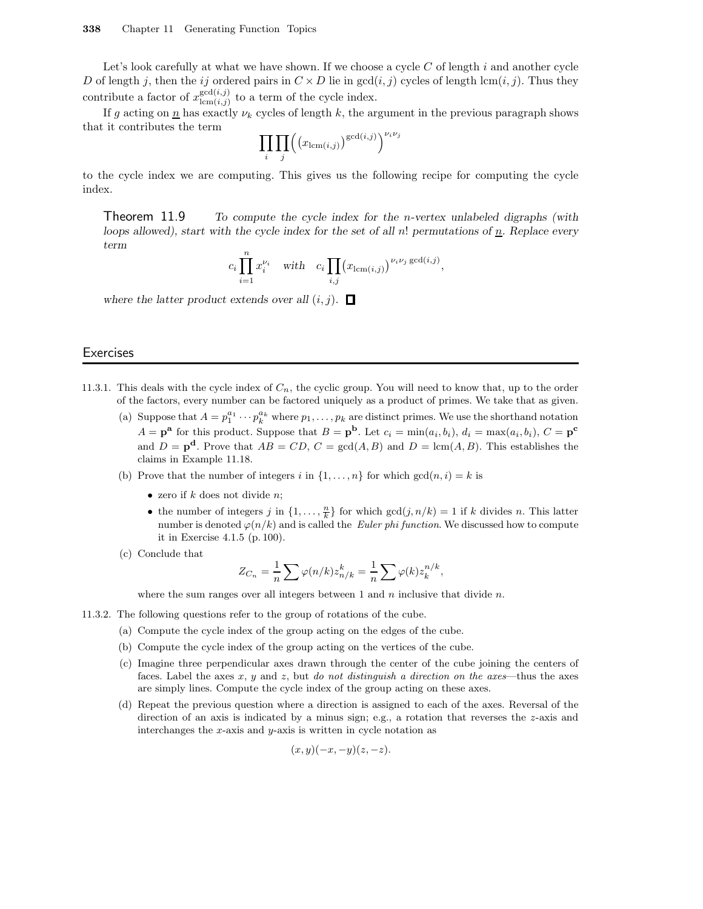Let's look carefully at what we have shown. If we choose a cycle $C$ of length $i$ and another cycle $D$ of length $j$, then the $ij$ ordered pairs in $C \times D$ lie in $\gcd(i,j)$ cycles of length $\mathrm{lcm}(i,j)$. Thus they contribute a factor of $x_{\mathrm{lcm}(i,j)}^{\gcd(i,j)}$ to a term of the cycle index.

If $g$ acting on $\underline{n}$ has exactly $\nu_k$ cycles of length $k$, the argument in the previous paragraph shows that it contributes the term

$$\prod_i \prod_j \Big( \big(x_{\mathrm{lcm}(i,j)}\big)^{\gcd(i,j)} \Big)^{\nu_i \nu_j}$$

to the cycle index we are computing. This gives us the following recipe for computing the cycle index.

**Theorem 11.9** *To compute the cycle index for the $n$-vertex unlabeled digraphs (with loops allowed), start with the cycle index for the set of all $n!$ permutations of $\underline{n}$. Replace every term*

$$c_i \prod_{i=1}^{n} x_i^{\nu_i} \quad \text{with} \quad c_i \prod_{i,j} \big(x_{\mathrm{lcm}(i,j)}\big)^{\nu_i \nu_j \gcd(i,j)},$$

*where the latter product extends over all $(i,j)$.* ☐

## Exercises

11.3.1. This deals with the cycle index of $C_n$, the cyclic group. You will need to know that, up to the order of the factors, every number can be factored uniquely as a product of primes. We take that as given.

(a) Suppose that $A = p_1^{a_1} \cdots p_k^{a_k}$ where $p_1, \ldots, p_k$ are distinct primes. We use the shorthand notation $A = \mathbf{p}^{\mathbf{a}}$ for this product. Suppose that $B = \mathbf{p}^{\mathbf{b}}$. Let $c_i = \min(a_i, b_i)$, $d_i = \max(a_i, b_i)$, $C = \mathbf{p}^{\mathbf{c}}$ and $D = \mathbf{p}^{\mathbf{d}}$. Prove that $AB = CD$, $C = \gcd(A,B)$ and $D = \mathrm{lcm}(A,B)$. This establishes the claims in Example 11.18.

(b) Prove that the number of integers $i$ in $\{1, \ldots, n\}$ for which $\gcd(n,i) = k$ is

- zero if $k$ does not divide $n$;
- the number of integers $j$ in $\{1, \ldots, \frac{n}{k}\}$ for which $\gcd(j, n/k) = 1$ if $k$ divides $n$. This latter number is denoted $\varphi(n/k)$ and is called the *Euler phi function*. We discussed how to compute it in Exercise 4.1.5 (p. 100).

(c) Conclude that

$$Z_{C_n} = \frac{1}{n} \sum \varphi(n/k) z_{n/k}^{k} = \frac{1}{n} \sum \varphi(k) z_k^{n/k},$$

where the sum ranges over all integers between 1 and $n$ inclusive that divide $n$.

11.3.2. The following questions refer to the group of rotations of the cube.

(a) Compute the cycle index of the group acting on the edges of the cube.

(b) Compute the cycle index of the group acting on the vertices of the cube.

(c) Imagine three perpendicular axes drawn through the center of the cube joining the centers of faces. Label the axes $x$, $y$ and $z$, but *do not distinguish a direction on the axes*—thus the axes are simply lines. Compute the cycle index of the group acting on these axes.

(d) Repeat the previous question where a direction is assigned to each of the axes. Reversal of the direction of an axis is indicated by a minus sign; e.g., a rotation that reverses the $z$-axis and interchanges the $x$-axis and $y$-axis is written in cycle notation as

$$(x,y)(-x,-y)(z,-z).$$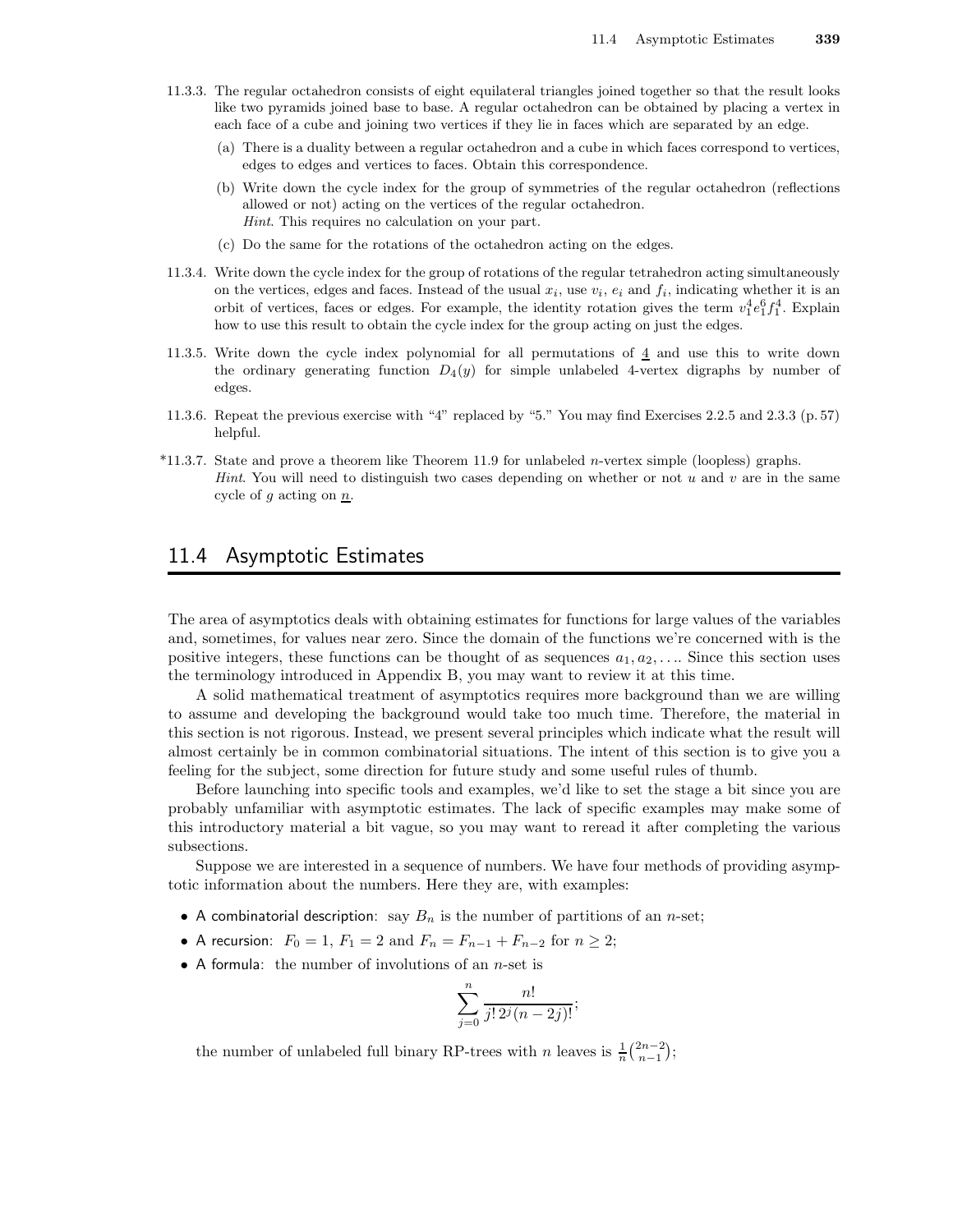11.3.3. The regular octahedron consists of eight equilateral triangles joined together so that the result looks like two pyramids joined base to base. A regular octahedron can be obtained by placing a vertex in each face of a cube and joining two vertices if they lie in faces which are separated by an edge.

   (a) There is a duality between a regular octahedron and a cube in which faces correspond to vertices, edges to edges and vertices to faces. Obtain this correspondence.

   (b) Write down the cycle index for the group of symmetries of the regular octahedron (reflections allowed or not) acting on the vertices of the regular octahedron.
   *Hint*. This requires no calculation on your part.

   (c) Do the same for the rotations of the octahedron acting on the edges.

11.3.4. Write down the cycle index for the group of rotations of the regular tetrahedron acting simultaneously on the vertices, edges and faces. Instead of the usual $x_i$, use $v_i$, $e_i$ and $f_i$, indicating whether it is an orbit of vertices, faces or edges. For example, the identity rotation gives the term $v_1^4 e_1^6 f_1^4$. Explain how to use this result to obtain the cycle index for the group acting on just the edges.

11.3.5. Write down the cycle index polynomial for all permutations of $\underline{4}$ and use this to write down the ordinary generating function $D_4(y)$ for simple unlabeled 4-vertex digraphs by number of edges.

11.3.6. Repeat the previous exercise with "4" replaced by "5." You may find Exercises 2.2.5 and 2.3.3 (p. 57) helpful.

*11.3.7. State and prove a theorem like Theorem 11.9 for unlabeled $n$-vertex simple (loopless) graphs.
*Hint*. You will need to distinguish two cases depending on whether or not $u$ and $v$ are in the same cycle of $g$ acting on $\underline{n}$.

## 11.4 Asymptotic Estimates

The area of asymptotics deals with obtaining estimates for functions for large values of the variables and, sometimes, for values near zero. Since the domain of the functions we're concerned with is the positive integers, these functions can be thought of as sequences $a_1, a_2, \ldots$. Since this section uses the terminology introduced in Appendix B, you may want to review it at this time.

A solid mathematical treatment of asymptotics requires more background than we are willing to assume and developing the background would take too much time. Therefore, the material in this section is not rigorous. Instead, we present several principles which indicate what the result will almost certainly be in common combinatorial situations. The intent of this section is to give you a feeling for the subject, some direction for future study and some useful rules of thumb.

Before launching into specific tools and examples, we'd like to set the stage a bit since you are probably unfamiliar with asymptotic estimates. The lack of specific examples may make some of this introductory material a bit vague, so you may want to reread it after completing the various subsections.

Suppose we are interested in a sequence of numbers. We have four methods of providing asymptotic information about the numbers. Here they are, with examples:

- A combinatorial description: say $B_n$ is the number of partitions of an $n$-set;
- A recursion: $F_0 = 1$, $F_1 = 2$ and $F_n = F_{n-1} + F_{n-2}$ for $n \geq 2$;
- A formula: the number of involutions of an $n$-set is

$$\sum_{j=0}^{n} \frac{n!}{j!\, 2^j (n-2j)!};$$

  the number of unlabeled full binary RP-trees with $n$ leaves is $\frac{1}{n}\binom{2n-2}{n-1}$;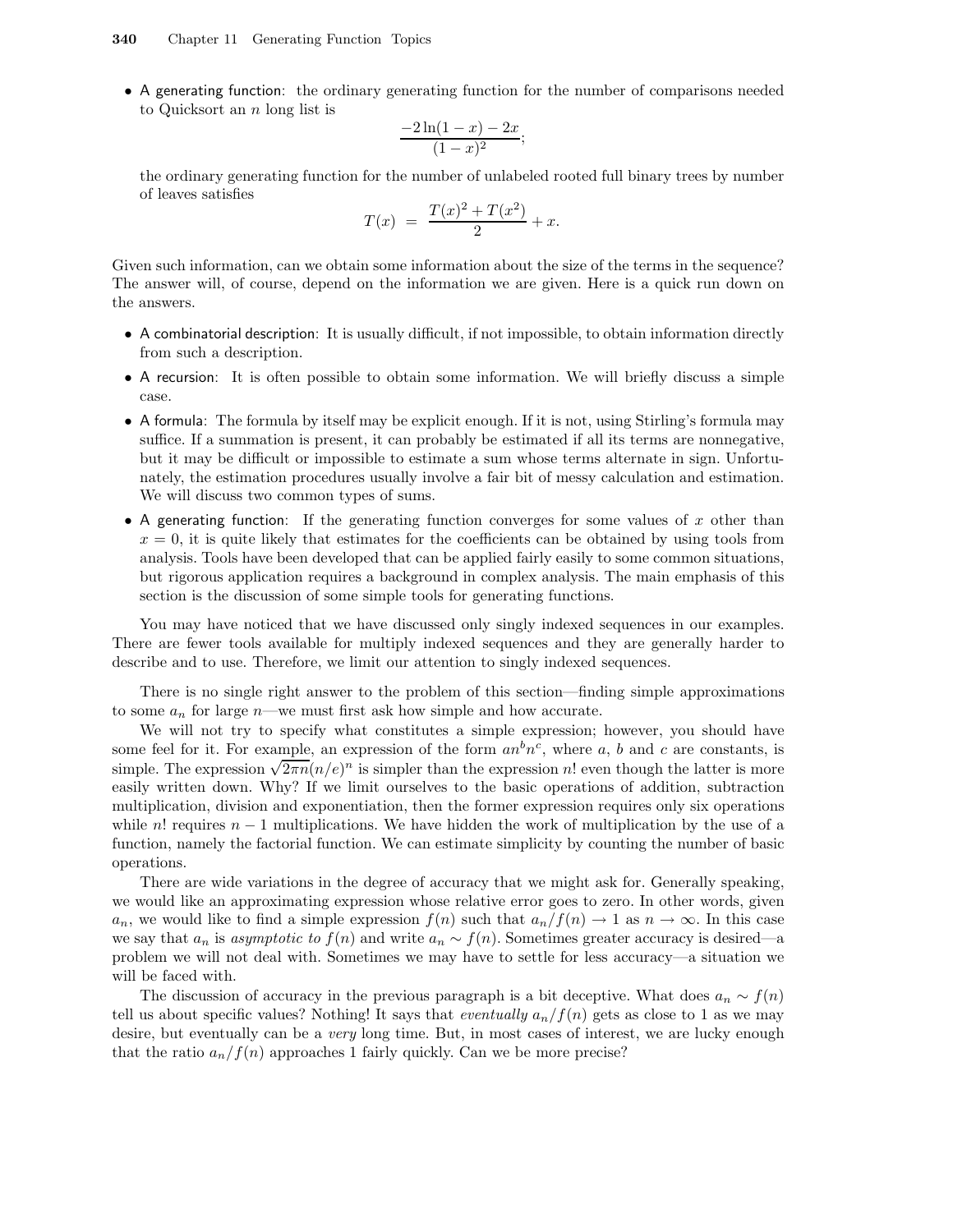- A generating function: the ordinary generating function for the number of comparisons needed to Quicksort an $n$ long list is

$$\frac{-2\ln(1-x)-2x}{(1-x)^2};$$

the ordinary generating function for the number of unlabeled rooted full binary trees by number of leaves satisfies

$$T(x) \;=\; \frac{T(x)^2+T(x^2)}{2}+x.$$

Given such information, can we obtain some information about the size of the terms in the sequence? The answer will, of course, depend on the information we are given. Here is a quick run down on the answers.

- A combinatorial description: It is usually difficult, if not impossible, to obtain information directly from such a description.
- A recursion: It is often possible to obtain some information. We will briefly discuss a simple case.
- A formula: The formula by itself may be explicit enough. If it is not, using Stirling's formula may suffice. If a summation is present, it can probably be estimated if all its terms are nonnegative, but it may be difficult or impossible to estimate a sum whose terms alternate in sign. Unfortunately, the estimation procedures usually involve a fair bit of messy calculation and estimation. We will discuss two common types of sums.
- A generating function: If the generating function converges for some values of $x$ other than $x = 0$, it is quite likely that estimates for the coefficients can be obtained by using tools from analysis. Tools have been developed that can be applied fairly easily to some common situations, but rigorous application requires a background in complex analysis. The main emphasis of this section is the discussion of some simple tools for generating functions.

You may have noticed that we have discussed only singly indexed sequences in our examples. There are fewer tools available for multiply indexed sequences and they are generally harder to describe and to use. Therefore, we limit our attention to singly indexed sequences.

There is no single right answer to the problem of this section—finding simple approximations to some $a_n$ for large $n$—we must first ask how simple and how accurate.

We will not try to specify what constitutes a simple expression; however, you should have some feel for it. For example, an expression of the form $an^b n^c$, where $a$, $b$ and $c$ are constants, is simple. The expression $\sqrt{2\pi n}(n/e)^n$ is simpler than the expression $n!$ even though the latter is more easily written down. Why? If we limit ourselves to the basic operations of addition, subtraction multiplication, division and exponentiation, then the former expression requires only six operations while $n!$ requires $n-1$ multiplications. We have hidden the work of multiplication by the use of a function, namely the factorial function. We can estimate simplicity by counting the number of basic operations.

There are wide variations in the degree of accuracy that we might ask for. Generally speaking, we would like an approximating expression whose relative error goes to zero. In other words, given $a_n$, we would like to find a simple expression $f(n)$ such that $a_n/f(n) \to 1$ as $n \to \infty$. In this case we say that $a_n$ is *asymptotic to* $f(n)$ and write $a_n \sim f(n)$. Sometimes greater accuracy is desired—a problem we will not deal with. Sometimes we may have to settle for less accuracy—a situation we will be faced with.

The discussion of accuracy in the previous paragraph is a bit deceptive. What does $a_n \sim f(n)$ tell us about specific values? Nothing! It says that *eventually* $a_n/f(n)$ gets as close to 1 as we may desire, but eventually can be a *very* long time. But, in most cases of interest, we are lucky enough that the ratio $a_n/f(n)$ approaches 1 fairly quickly. Can we be more precise?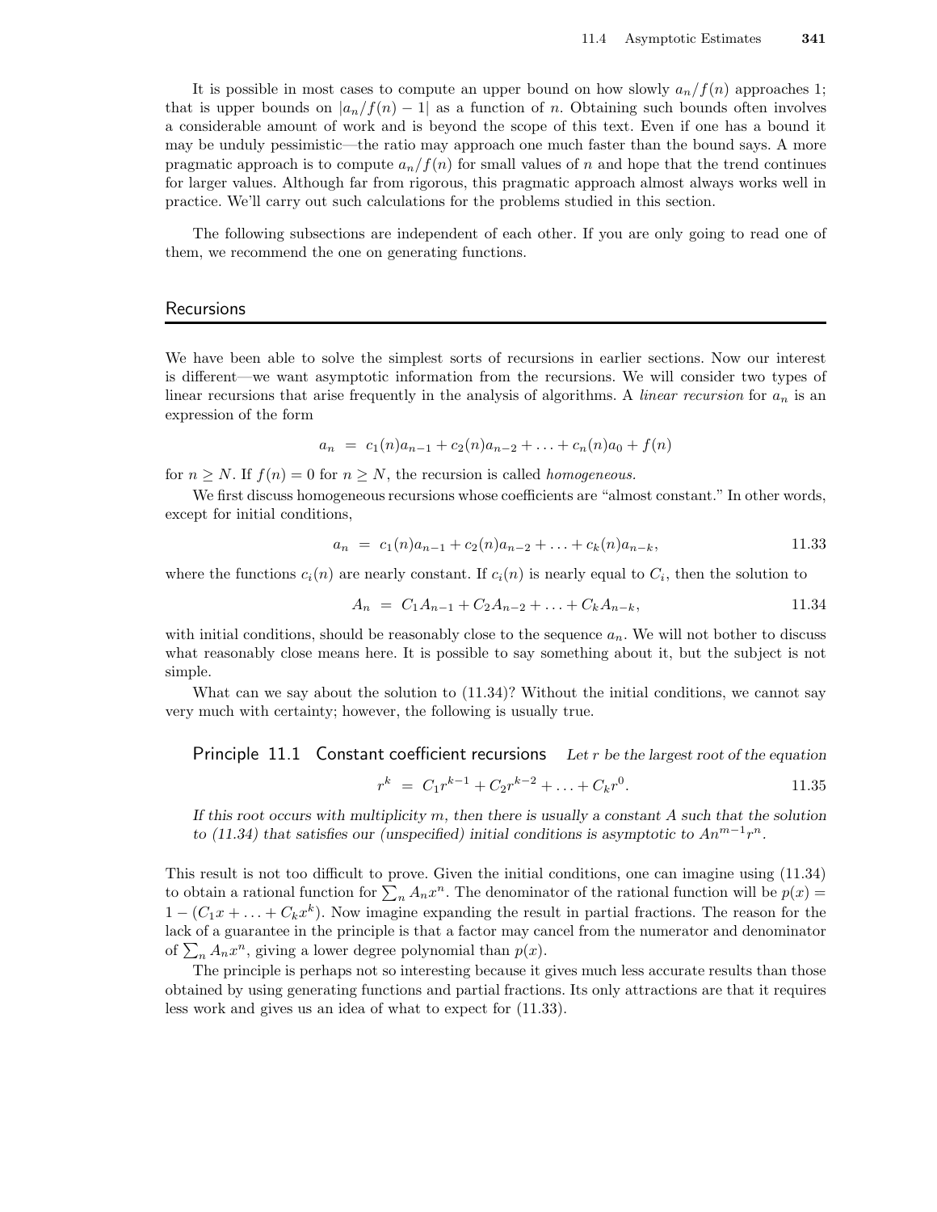It is possible in most cases to compute an upper bound on how slowly $a_n/f(n)$ approaches 1; that is upper bounds on $|a_n/f(n) - 1|$ as a function of $n$. Obtaining such bounds often involves a considerable amount of work and is beyond the scope of this text. Even if one has a bound it may be unduly pessimistic—the ratio may approach one much faster than the bound says. A more pragmatic approach is to compute $a_n/f(n)$ for small values of $n$ and hope that the trend continues for larger values. Although far from rigorous, this pragmatic approach almost always works well in practice. We'll carry out such calculations for the problems studied in this section.

The following subsections are independent of each other. If you are only going to read one of them, we recommend the one on generating functions.

## Recursions

We have been able to solve the simplest sorts of recursions in earlier sections. Now our interest is different—we want asymptotic information from the recursions. We will consider two types of linear recursions that arise frequently in the analysis of algorithms. A *linear recursion* for $a_n$ is an expression of the form

$$a_n \;=\; c_1(n)a_{n-1} + c_2(n)a_{n-2} + \ldots + c_n(n)a_0 + f(n)$$

for $n \geq N$. If $f(n) = 0$ for $n \geq N$, the recursion is called *homogeneous.*

We first discuss homogeneous recursions whose coefficients are "almost constant." In other words, except for initial conditions,

$$a_n \;=\; c_1(n)a_{n-1} + c_2(n)a_{n-2} + \ldots + c_k(n)a_{n-k}, \tag{11.33}$$

where the functions $c_i(n)$ are nearly constant. If $c_i(n)$ is nearly equal to $C_i$, then the solution to

$$A_n \;=\; C_1A_{n-1} + C_2A_{n-2} + \ldots + C_kA_{n-k}, \tag{11.34}$$

with initial conditions, should be reasonably close to the sequence $a_n$. We will not bother to discuss what reasonably close means here. It is possible to say something about it, but the subject is not simple.

What can we say about the solution to (11.34)? Without the initial conditions, we cannot say very much with certainty; however, the following is usually true.

**Principle 11.1 Constant coefficient recursions** *Let $r$ be the largest root of the equation*

$$r^k \;=\; C_1r^{k-1} + C_2r^{k-2} + \ldots + C_kr^0. \tag{11.35}$$

*If this root occurs with multiplicity $m$, then there is usually a constant $A$ such that the solution to (11.34) that satisfies our (unspecified) initial conditions is asymptotic to $An^{m-1}r^n$.*

This result is not too difficult to prove. Given the initial conditions, one can imagine using (11.34) to obtain a rational function for $\sum_n A_nx^n$. The denominator of the rational function will be $p(x) = 1 - (C_1x + \ldots + C_kx^k)$. Now imagine expanding the result in partial fractions. The reason for the lack of a guarantee in the principle is that a factor may cancel from the numerator and denominator of $\sum_n A_nx^n$, giving a lower degree polynomial than $p(x)$.

The principle is perhaps not so interesting because it gives much less accurate results than those obtained by using generating functions and partial fractions. Its only attractions are that it requires less work and gives us an idea of what to expect for (11.33).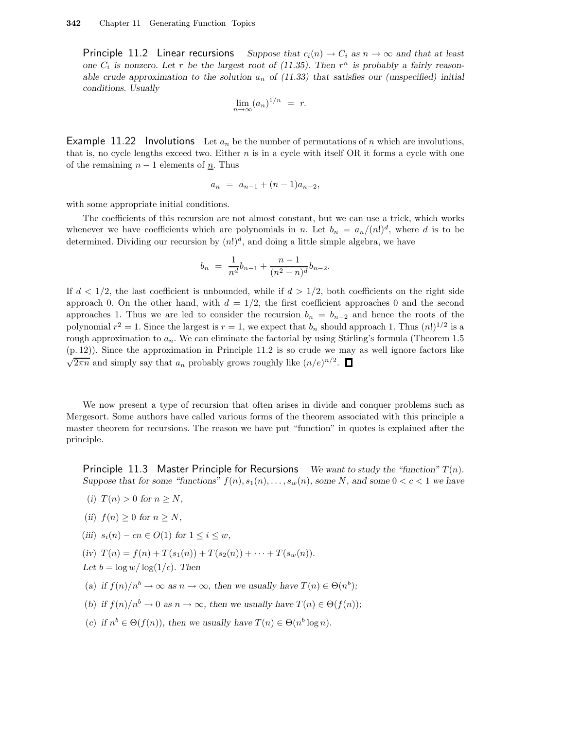**Principle 11.2 Linear recursions** *Suppose that $c_i(n) \to C_i$ as $n \to \infty$ and that at least one $C_i$ is nonzero. Let $r$ be the largest root of (11.35). Then $r^n$ is probably a fairly reasonable crude approximation to the solution $a_n$ of (11.33) that satisfies our (unspecified) initial conditions. Usually*

$$\lim_{n\to\infty} (a_n)^{1/n} \;=\; r.$$

**Example 11.22 Involutions** Let $a_n$ be the number of permutations of $\underline{n}$ which are involutions, that is, no cycle lengths exceed two. Either $n$ is in a cycle with itself OR it forms a cycle with one of the remaining $n-1$ elements of $\underline{n}$. Thus

$$a_n \;=\; a_{n-1} + (n-1)a_{n-2},$$

with some appropriate initial conditions.

The coefficients of this recursion are not almost constant, but we can use a trick, which works whenever we have coefficients which are polynomials in $n$. Let $b_n = a_n/(n!)^d$, where $d$ is to be determined. Dividing our recursion by $(n!)^d$, and doing a little simple algebra, we have

$$b_n \;=\; \frac{1}{n^d}b_{n-1} + \frac{n-1}{(n^2-n)^d}b_{n-2}.$$

If $d < 1/2$, the last coefficient is unbounded, while if $d > 1/2$, both coefficients on the right side approach 0. On the other hand, with $d = 1/2$, the first coefficient approaches 0 and the second approaches 1. Thus we are led to consider the recursion $b_n = b_{n-2}$ and hence the roots of the polynomial $r^2 = 1$. Since the largest is $r = 1$, we expect that $b_n$ should approach 1. Thus $(n!)^{1/2}$ is a rough approximation to $a_n$. We can eliminate the factorial by using Stirling's formula (Theorem 1.5 (p. 12)). Since the approximation in Principle 11.2 is so crude we may as well ignore factors like $\sqrt{2\pi n}$ and simply say that $a_n$ probably grows roughly like $(n/e)^{n/2}$. □

We now present a type of recursion that often arises in divide and conquer problems such as Mergesort. Some authors have called various forms of the theorem associated with this principle a master theorem for recursions. The reason we have put "function" in quotes is explained after the principle.

**Principle 11.3 Master Principle for Recursions** *We want to study the "function" $T(n)$. Suppose that for some "functions" $f(n), s_1(n), \ldots, s_w(n)$, some $N$, and some $0 < c < 1$ we have*

*(i)* $T(n) > 0$ *for* $n \geq N$,

*(ii)* $f(n) \geq 0$ *for* $n \geq N$,

*(iii)* $s_i(n) - cn \in O(1)$ *for* $1 \leq i \leq w$,

*(iv)* $T(n) = f(n) + T(s_1(n)) + T(s_2(n)) + \cdots + T(s_w(n))$.

*Let* $b = \log w / \log(1/c)$. *Then*

*(a) if* $f(n)/n^b \to \infty$ *as* $n \to \infty$, *then we usually have* $T(n) \in \Theta(n^b)$;

*(b) if* $f(n)/n^b \to 0$ *as* $n \to \infty$, *then we usually have* $T(n) \in \Theta(f(n))$;

*(c) if* $n^b \in \Theta(f(n))$, *then we usually have* $T(n) \in \Theta(n^b \log n)$.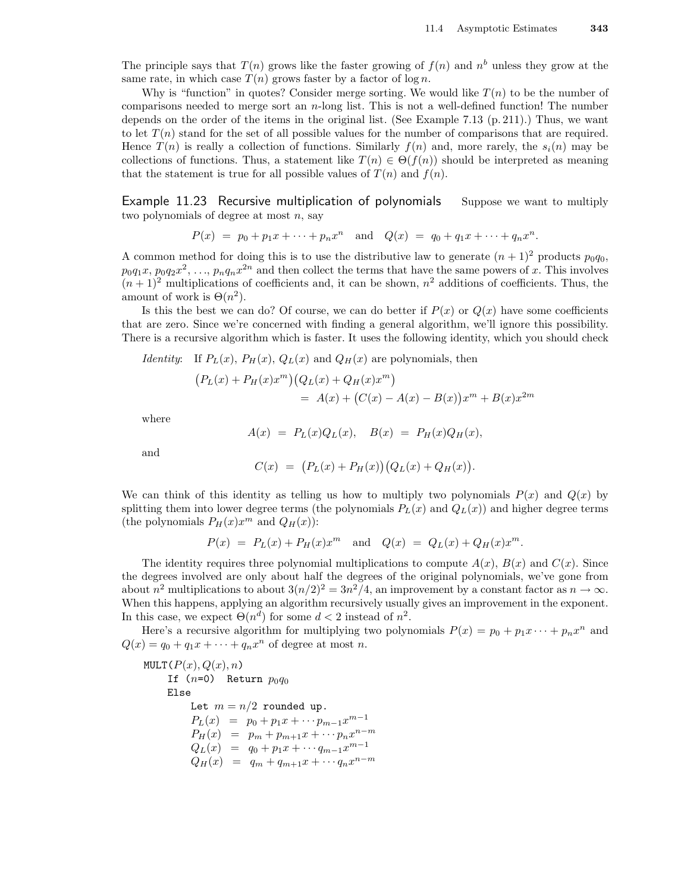The principle says that $T(n)$ grows like the faster growing of $f(n)$ and $n^b$ unless they grow at the same rate, in which case $T(n)$ grows faster by a factor of $\log n$.

Why is "function" in quotes? Consider merge sorting. We would like $T(n)$ to be the number of comparisons needed to merge sort an $n$-long list. This is not a well-defined function! The number depends on the order of the items in the original list. (See Example 7.13 (p. 211).) Thus, we want to let $T(n)$ stand for the set of all possible values for the number of comparisons that are required. Hence $T(n)$ is really a collection of functions. Similarly $f(n)$ and, more rarely, the $s_i(n)$ may be collections of functions. Thus, a statement like $T(n) \in \Theta(f(n))$ should be interpreted as meaning that the statement is true for all possible values of $T(n)$ and $f(n)$.

**Example 11.23 Recursive multiplication of polynomials** Suppose we want to multiply two polynomials of degree at most $n$, say

$$P(x) \;=\; p_0 + p_1x + \cdots + p_nx^n \quad\text{and}\quad Q(x) \;=\; q_0 + q_1x + \cdots + q_nx^n.$$

A common method for doing this is to use the distributive law to generate $(n+1)^2$ products $p_0q_0$, $p_0q_1x$, $p_0q_2x^2$, ..., $p_nq_nx^{2n}$ and then collect the terms that have the same powers of $x$. This involves $(n+1)^2$ multiplications of coefficients and, it can be shown, $n^2$ additions of coefficients. Thus, the amount of work is $\Theta(n^2)$.

Is this the best we can do? Of course, we can do better if $P(x)$ or $Q(x)$ have some coefficients that are zero. Since we're concerned with finding a general algorithm, we'll ignore this possibility. There is a recursive algorithm which is faster. It uses the following identity, which you should check

*Identity*: If $P_L(x)$, $P_H(x)$, $Q_L(x)$ and $Q_H(x)$ are polynomials, then

$$\begin{aligned}\big(P_L(x) + P_H(x)x^m\big)\big(Q_L(x) + Q_H(x)x^m\big)\\ = A(x) + \big(C(x) - A(x) - B(x)\big)x^m + B(x)x^{2m}\end{aligned}$$

where

$$A(x) \;=\; P_L(x)Q_L(x), \quad B(x) \;=\; P_H(x)Q_H(x),$$

and

$$C(x) \;=\; \big(P_L(x) + P_H(x)\big)\big(Q_L(x) + Q_H(x)\big).$$

We can think of this identity as telling us how to multiply two polynomials $P(x)$ and $Q(x)$ by splitting them into lower degree terms (the polynomials $P_L(x)$ and $Q_L(x)$) and higher degree terms (the polynomials $P_H(x)x^m$ and $Q_H(x)$):

$$P(x) \;=\; P_L(x) + P_H(x)x^m \quad\text{and}\quad Q(x) \;=\; Q_L(x) + Q_H(x)x^m.$$

The identity requires three polynomial multiplications to compute $A(x)$, $B(x)$ and $C(x)$. Since the degrees involved are only about half the degrees of the original polynomials, we've gone from about $n^2$ multiplications to about $3(n/2)^2 = 3n^2/4$, an improvement by a constant factor as $n \to \infty$. When this happens, applying an algorithm recursively usually gives an improvement in the exponent. In this case, we expect $\Theta(n^d)$ for some $d < 2$ instead of $n^2$.

Here's a recursive algorithm for multiplying two polynomials $P(x) = p_0 + p_1x\cdots + p_nx^n$ and $Q(x) = q_0 + q_1x + \cdots + q_nx^n$ of degree at most $n$.

```
MULT(P(x), Q(x), n)
    If (n=0)  Return p0q0
    Else
        Let m = n/2 rounded up.
        PL(x) = p0 + p1x + ··· p(m-1)x^(m-1)
        PH(x) = pm + p(m+1)x + ··· pnx^(n-m)
        QL(x) = q0 + p1x + ··· q(m-1)x^(m-1)
        QH(x) = qm + q(m+1)x + ··· qnx^(n-m)
```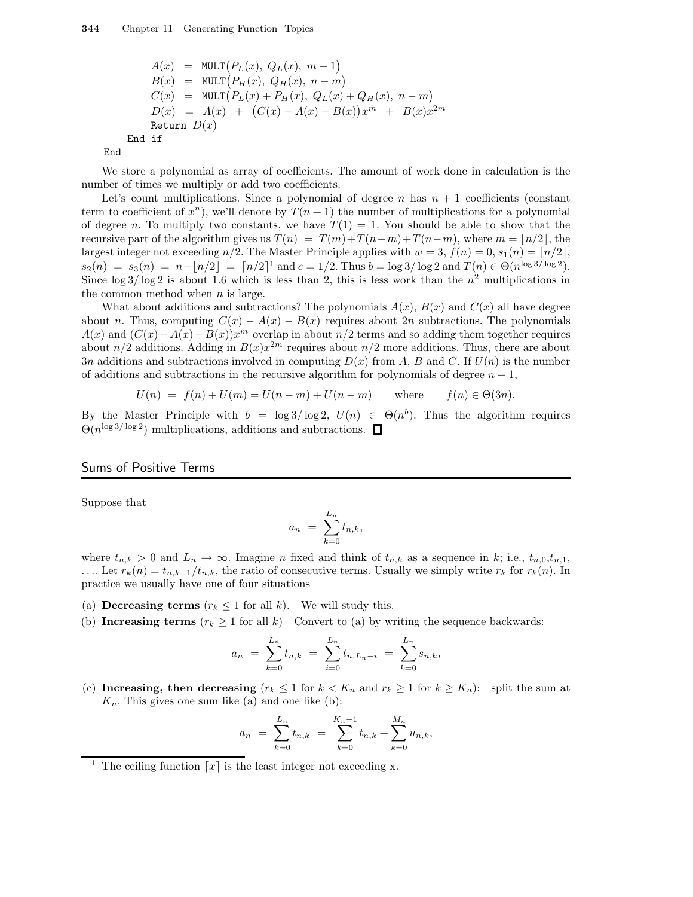```
        A(x)  =  MULT(P_L(x), Q_L(x), m − 1)
        B(x)  =  MULT(P_H(x), Q_H(x), n − m)
        C(x)  =  MULT(P_L(x) + P_H(x), Q_L(x) + Q_H(x), n − m)
        D(x)  =  A(x)  +  (C(x) − A(x) − B(x))x^m  +  B(x)x^{2m}
        Return D(x)
    End if
End
```

We store a polynomial as array of coefficients. The amount of work done in calculation is the number of times we multiply or add two coefficients.

Let's count multiplications. Since a polynomial of degree $n$ has $n+1$ coefficients (constant term to coefficient of $x^n$), we'll denote by $T(n+1)$ the number of multiplications for a polynomial of degree $n$. To multiply two constants, we have $T(1) = 1$. You should be able to show that the recursive part of the algorithm gives us $T(n) = T(m)+T(n-m)+T(n-m)$, where $m = \lfloor n/2 \rfloor$, the largest integer not exceeding $n/2$. The Master Principle applies with $w = 3$, $f(n) = 0$, $s_1(n) = \lfloor n/2 \rfloor$, $s_2(n) = s_3(n) = n - \lfloor n/2 \rfloor = \lceil n/2 \rceil$[1] and $c = 1/2$. Thus $b = \log 3/\log 2$ and $T(n) \in \Theta(n^{\log 3/\log 2})$. Since $\log 3/\log 2$ is about 1.6 which is less than 2, this is less work than the $n^2$ multiplications in the common method when $n$ is large.

What about additions and subtractions? The polynomials $A(x)$, $B(x)$ and $C(x)$ all have degree about $n$. Thus, computing $C(x) - A(x) - B(x)$ requires about $2n$ subtractions. The polynomials $A(x)$ and $(C(x)-A(x)-B(x))x^m$ overlap in about $n/2$ terms and so adding them together requires about $n/2$ additions. Adding in $B(x)x^{2m}$ requires about $n/2$ more additions. Thus, there are about $3n$ additions and subtractions involved in computing $D(x)$ from $A$, $B$ and $C$. If $U(n)$ is the number of additions and subtractions in the recursive algorithm for polynomials of degree $n-1$,

$$U(n) \;=\; f(n) + U(m) = U(n-m) + U(n-m) \qquad \text{where} \qquad f(n) \in \Theta(3n).$$

By the Master Principle with $b = \log 3/\log 2$, $U(n) \in \Theta(n^b)$. Thus the algorithm requires $\Theta(n^{\log 3/\log 2})$ multiplications, additions and subtractions. ☐

## Sums of Positive Terms

Suppose that

$$a_n \;=\; \sum_{k=0}^{L_n} t_{n,k},$$

where $t_{n,k} > 0$ and $L_n \to \infty$. Imagine $n$ fixed and think of $t_{n,k}$ as a sequence in $k$; i.e., $t_{n,0}$, $t_{n,1}$, …. Let $r_k(n) = t_{n,k+1}/t_{n,k}$, the ratio of consecutive terms. Usually we simply write $r_k$ for $r_k(n)$. In practice we usually have one of four situations

(a) **Decreasing terms** ($r_k \le 1$ for all $k$). We will study this.

(b) **Increasing terms** ($r_k \ge 1$ for all $k$) Convert to (a) by writing the sequence backwards:

$$a_n \;=\; \sum_{k=0}^{L_n} t_{n,k} \;=\; \sum_{i=0}^{L_n} t_{n,L_n-i} \;=\; \sum_{k=0}^{L_n} s_{n,k},$$

(c) **Increasing, then decreasing** ($r_k \le 1$ for $k < K_n$ and $r_k \ge 1$ for $k \ge K_n$): split the sum at $K_n$. This gives one sum like (a) and one like (b):

$$a_n \;=\; \sum_{k=0}^{L_n} t_{n,k} \;=\; \sum_{k=0}^{K_n-1} t_{n,k} + \sum_{k=0}^{M_n} u_{n,k},$$

[1] The ceiling function $\lceil x \rceil$ is the least integer not exceeding x.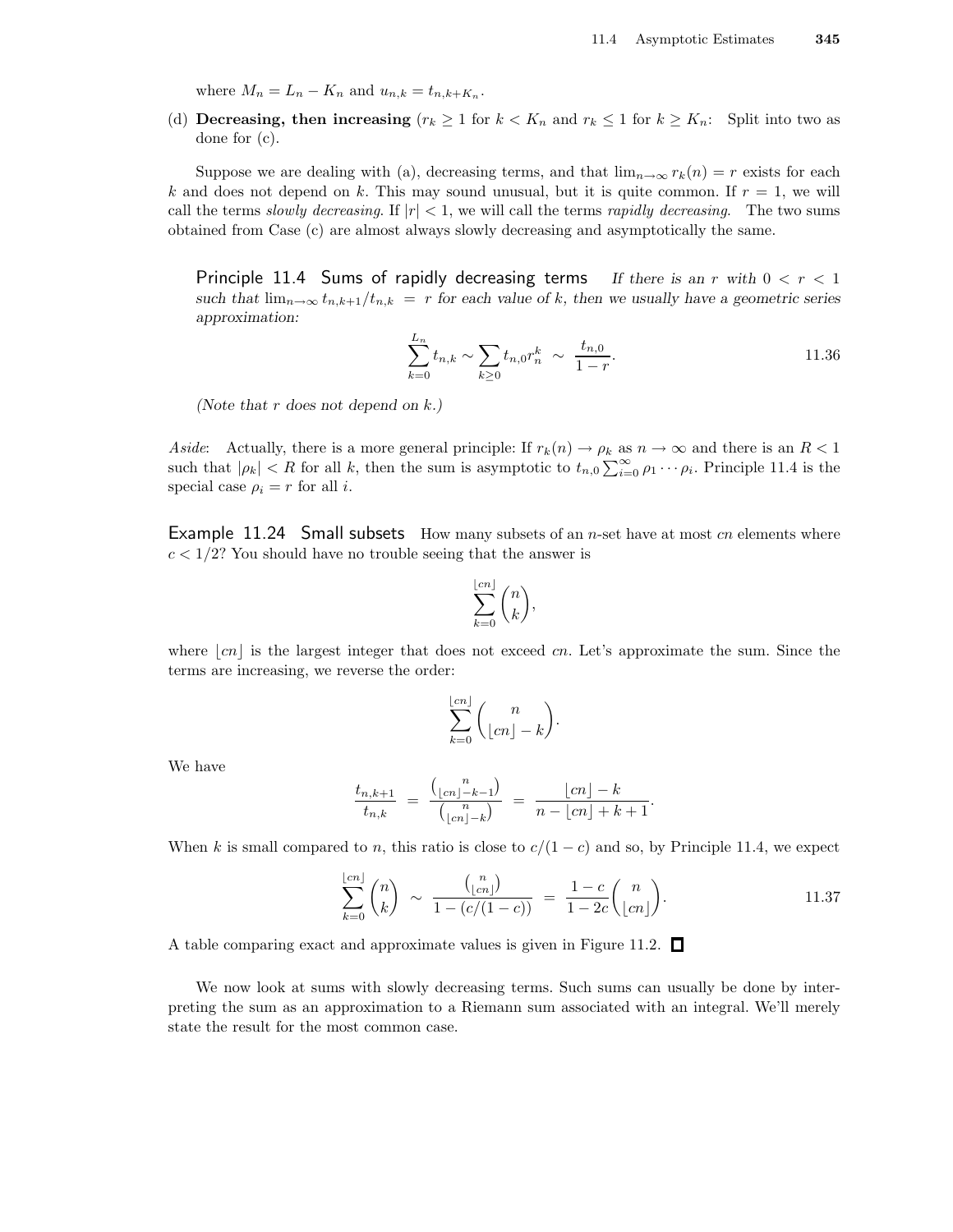where $M_n = L_n - K_n$ and $u_{n,k} = t_{n,k+K_n}$.

(d) **Decreasing, then increasing** ($r_k \geq 1$ for $k < K_n$ and $r_k \leq 1$ for $k \geq K_n$: Split into two as done for (c).

Suppose we are dealing with (a), decreasing terms, and that $\lim_{n\to\infty} r_k(n) = r$ exists for each $k$ and does not depend on $k$. This may sound unusual, but it is quite common. If $r = 1$, we will call the terms *slowly decreasing*. If $|r| < 1$, we will call the terms *rapidly decreasing*. The two sums obtained from Case (c) are almost always slowly decreasing and asymptotically the same.

**Principle 11.4 Sums of rapidly decreasing terms** *If there is an $r$ with $0 < r < 1$ such that $\lim_{n\to\infty} t_{n,k+1}/t_{n,k} = r$ for each value of $k$, then we usually have a geometric series approximation:*

$$\sum_{k=0}^{L_n} t_{n,k} \sim \sum_{k\geq 0} t_{n,0} r_n^k \sim \frac{t_{n,0}}{1-r}. \tag{11.36}$$

*(Note that $r$ does not depend on $k$.)*

*Aside*: Actually, there is a more general principle: If $r_k(n) \to \rho_k$ as $n \to \infty$ and there is an $R < 1$ such that $|\rho_k| < R$ for all $k$, then the sum is asymptotic to $t_{n,0} \sum_{i=0}^{\infty} \rho_1 \cdots \rho_i$. Principle 11.4 is the special case $\rho_i = r$ for all $i$.

**Example 11.24 Small subsets** How many subsets of an $n$-set have at most $cn$ elements where $c < 1/2$? You should have no trouble seeing that the answer is

$$\sum_{k=0}^{\lfloor cn \rfloor} \binom{n}{k},$$

where $\lfloor cn \rfloor$ is the largest integer that does not exceed $cn$. Let's approximate the sum. Since the terms are increasing, we reverse the order:

$$\sum_{k=0}^{\lfloor cn \rfloor} \binom{n}{\lfloor cn \rfloor - k}.$$

We have

$$\frac{t_{n,k+1}}{t_{n,k}} = \frac{\binom{n}{\lfloor cn \rfloor - k - 1}}{\binom{n}{\lfloor cn \rfloor - k}} = \frac{\lfloor cn \rfloor - k}{n - \lfloor cn \rfloor + k + 1}.$$

When $k$ is small compared to $n$, this ratio is close to $c/(1-c)$ and so, by Principle 11.4, we expect

$$\sum_{k=0}^{\lfloor cn \rfloor} \binom{n}{k} \sim \frac{\binom{n}{\lfloor cn \rfloor}}{1 - (c/(1-c))} = \frac{1-c}{1-2c} \binom{n}{\lfloor cn \rfloor}. \tag{11.37}$$

A table comparing exact and approximate values is given in Figure 11.2. □

We now look at sums with slowly decreasing terms. Such sums can usually be done by interpreting the sum as an approximation to a Riemann sum associated with an integral. We'll merely state the result for the most common case.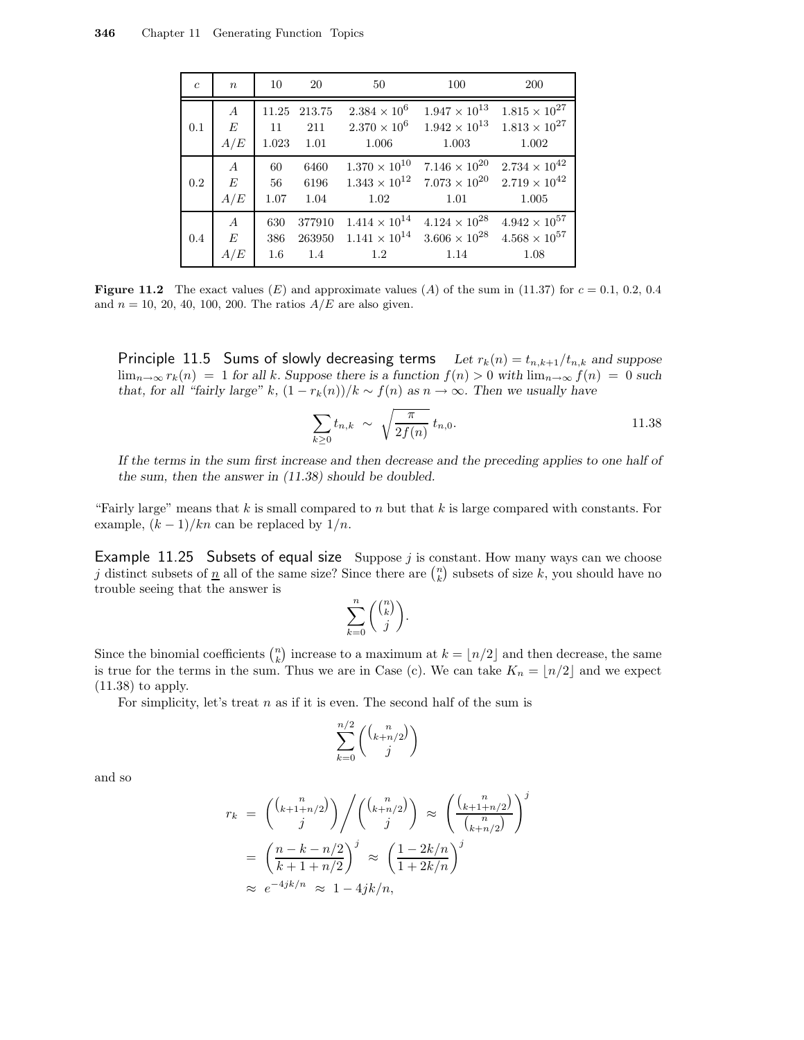| $c$ | $n$ | 10 | 20 | 50 | 100 | 200 |
|---|---|---|---|---|---|---|
| 0.1 | $A$ | 11.25 | 213.75 | $2.384 \times 10^6$ | $1.947 \times 10^{13}$ | $1.815 \times 10^{27}$ |
| | $E$ | 11 | 211 | $2.370 \times 10^6$ | $1.942 \times 10^{13}$ | $1.813 \times 10^{27}$ |
| | $A/E$ | 1.023 | 1.01 | 1.006 | 1.003 | 1.002 |
| 0.2 | $A$ | 60 | 6460 | $1.370 \times 10^{10}$ | $7.146 \times 10^{20}$ | $2.734 \times 10^{42}$ |
| | $E$ | 56 | 6196 | $1.343 \times 10^{12}$ | $7.073 \times 10^{20}$ | $2.719 \times 10^{42}$ |
| | $A/E$ | 1.07 | 1.04 | 1.02 | 1.01 | 1.005 |
| 0.4 | $A$ | 630 | 377910 | $1.414 \times 10^{14}$ | $4.124 \times 10^{28}$ | $4.942 \times 10^{57}$ |
| | $E$ | 386 | 263950 | $1.141 \times 10^{14}$ | $3.606 \times 10^{28}$ | $4.568 \times 10^{57}$ |
| | $A/E$ | 1.6 | 1.4 | 1.2 | 1.14 | 1.08 |

**Figure 11.2** The exact values ($E$) and approximate values ($A$) of the sum in (11.37) for $c = 0.1$, 0.2, 0.4 and $n = 10$, 20, 40, 100, 200. The ratios $A/E$ are also given.

**Principle 11.5 Sums of slowly decreasing terms** *Let $r_k(n) = t_{n,k+1}/t_{n,k}$ and suppose $\lim_{n\to\infty} r_k(n) = 1$ for all $k$. Suppose there is a function $f(n) > 0$ with $\lim_{n\to\infty} f(n) = 0$ such that, for all "fairly large" $k$, $(1 - r_k(n))/k \sim f(n)$ as $n \to \infty$. Then we usually have*

$$\sum_{k\geq 0} t_{n,k} \sim \sqrt{\frac{\pi}{2f(n)}}\, t_{n,0}. \qquad 11.38$$

*If the terms in the sum first increase and then decrease and the preceding applies to one half of the sum, then the answer in (11.38) should be doubled.*

"Fairly large" means that $k$ is small compared to $n$ but that $k$ is large compared with constants. For example, $(k-1)/kn$ can be replaced by $1/n$.

**Example 11.25 Subsets of equal size** Suppose $j$ is constant. How many ways can we choose $j$ distinct subsets of $\underline{n}$ all of the same size? Since there are $\binom{n}{k}$ subsets of size $k$, you should have no trouble seeing that the answer is

$$\sum_{k=0}^{n} \binom{\binom{n}{k}}{j}.$$

Since the binomial coefficients $\binom{n}{k}$ increase to a maximum at $k = \lfloor n/2 \rfloor$ and then decrease, the same is true for the terms in the sum. Thus we are in Case (c). We can take $K_n = \lfloor n/2 \rfloor$ and we expect (11.38) to apply.

For simplicity, let's treat $n$ as if it is even. The second half of the sum is

$$\sum_{k=0}^{n/2} \binom{\binom{n}{k+n/2}}{j}$$

and so

$$\begin{aligned} r_k &= \binom{\binom{n}{k+1+n/2}}{j} \Bigg/ \binom{\binom{n}{k+n/2}}{j} \approx \left(\frac{\binom{n}{k+1+n/2}}{\binom{n}{k+n/2}}\right)^j \\ &= \left(\frac{n-k-n/2}{k+1+n/2}\right)^j \approx \left(\frac{1-2k/n}{1+2k/n}\right)^j \\ &\approx e^{-4jk/n} \approx 1 - 4jk/n, \end{aligned}$$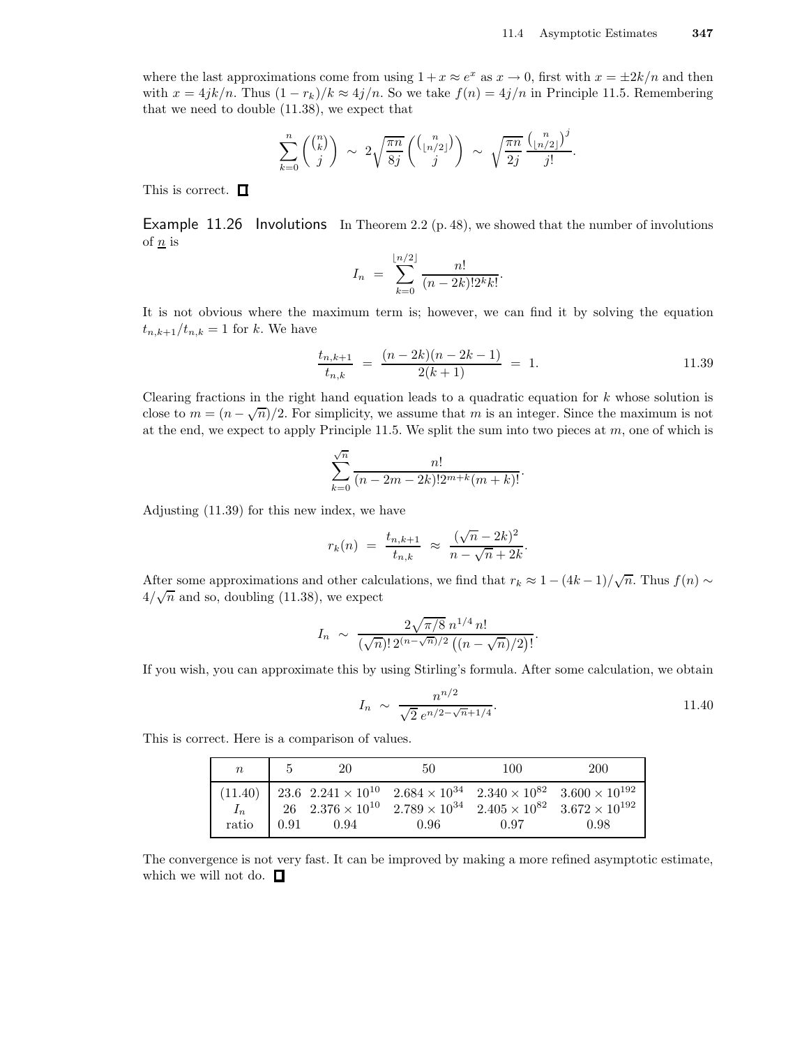where the last approximations come from using $1 + x \approx e^x$ as $x \to 0$, first with $x = \pm 2k/n$ and then with $x = 4jk/n$. Thus $(1 - r_k)/k \approx 4j/n$. So we take $f(n) = 4j/n$ in Principle 11.5. Remembering that we need to double (11.38), we expect that

$$\sum_{k=0}^{n} \binom{\binom{n}{k}}{j} \;\sim\; 2\sqrt{\frac{\pi n}{8j}} \binom{\binom{n}{\lfloor n/2 \rfloor}}{j} \;\sim\; \sqrt{\frac{\pi n}{2j}} \frac{\binom{n}{\lfloor n/2 \rfloor}^j}{j!}.$$

This is correct. □

**Example 11.26 Involutions** In Theorem 2.2 (p. 48), we showed that the number of involutions of $\underline{n}$ is

$$I_n \;=\; \sum_{k=0}^{\lfloor n/2 \rfloor} \frac{n!}{(n-2k)! 2^k k!}.$$

It is not obvious where the maximum term is; however, we can find it by solving the equation $t_{n,k+1}/t_{n,k} = 1$ for $k$. We have

$$\frac{t_{n,k+1}}{t_{n,k}} \;=\; \frac{(n-2k)(n-2k-1)}{2(k+1)} \;=\; 1. \tag{11.39}$$

Clearing fractions in the right hand equation leads to a quadratic equation for $k$ whose solution is close to $m = (n - \sqrt{n})/2$. For simplicity, we assume that $m$ is an integer. Since the maximum is not at the end, we expect to apply Principle 11.5. We split the sum into two pieces at $m$, one of which is

$$\sum_{k=0}^{\sqrt{n}} \frac{n!}{(n-2m-2k)! 2^{m+k} (m+k)!}.$$

Adjusting (11.39) for this new index, we have

$$r_k(n) \;=\; \frac{t_{n,k+1}}{t_{n,k}} \;\approx\; \frac{(\sqrt{n} - 2k)^2}{n - \sqrt{n} + 2k}.$$

After some approximations and other calculations, we find that $r_k \approx 1 - (4k-1)/\sqrt{n}$. Thus $f(n) \sim 4/\sqrt{n}$ and so, doubling (11.38), we expect

$$I_n \;\sim\; \frac{2\sqrt{\pi/8}\, n^{1/4}\, n!}{(\sqrt{n})!\, 2^{(n-\sqrt{n})/2} \big((n-\sqrt{n})/2\big)!}.$$

If you wish, you can approximate this by using Stirling's formula. After some calculation, we obtain

$$I_n \;\sim\; \frac{n^{n/2}}{\sqrt{2}\, e^{n/2 - \sqrt{n} + 1/4}}. \tag{11.40}$$

This is correct. Here is a comparison of values.

| $n$ | 5 | 20 | 50 | 100 | 200 |
|---|---|---|---|---|---|
| (11.40) | 23.6 | $2.241 \times 10^{10}$ | $2.684 \times 10^{34}$ | $2.340 \times 10^{82}$ | $3.600 \times 10^{192}$ |
| $I_n$ | 26 | $2.376 \times 10^{10}$ | $2.789 \times 10^{34}$ | $2.405 \times 10^{82}$ | $3.672 \times 10^{192}$ |
| ratio | 0.91 | 0.94 | 0.96 | 0.97 | 0.98 |

The convergence is not very fast. It can be improved by making a more refined asymptotic estimate, which we will not do. □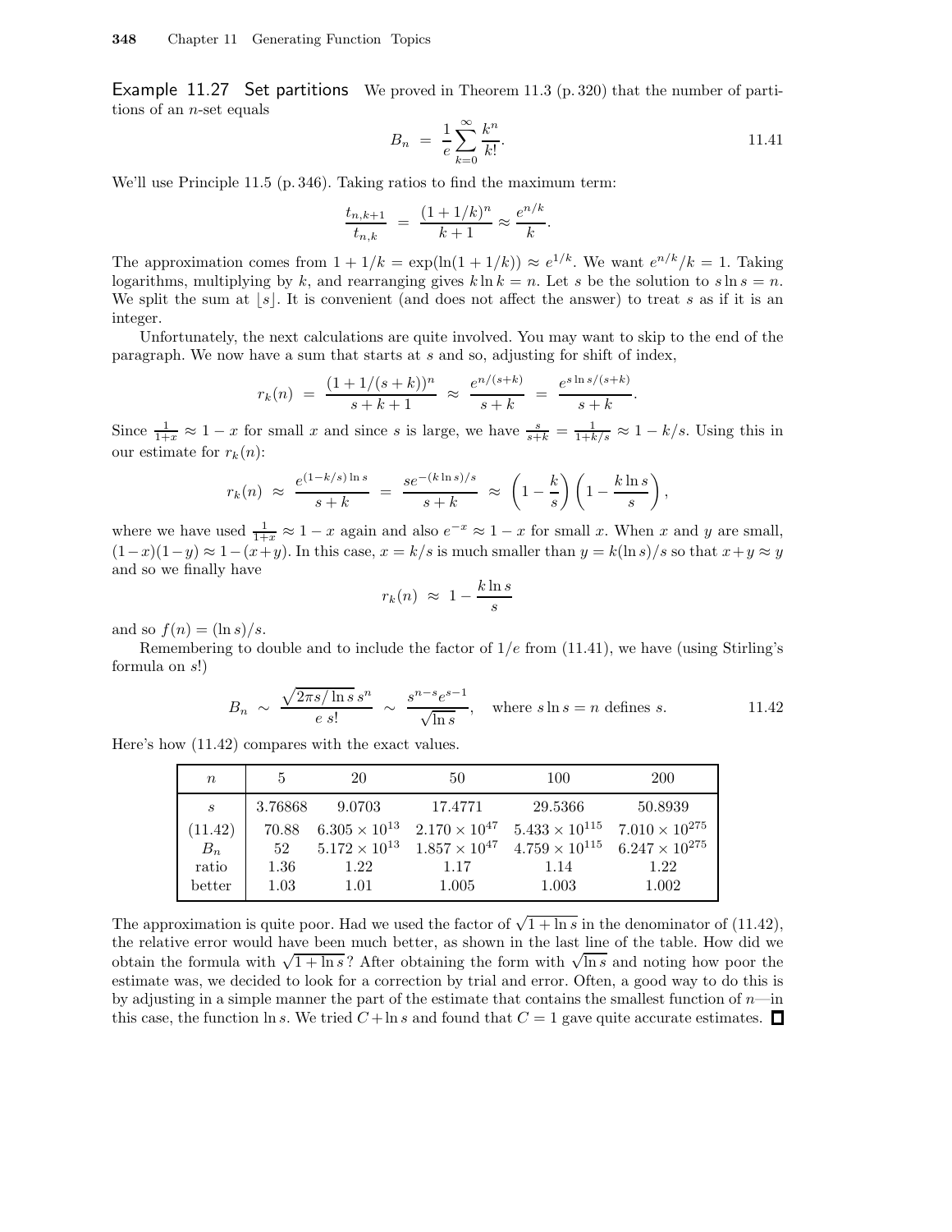**Example 11.27 Set partitions** We proved in Theorem 11.3 (p. 320) that the number of partitions of an $n$-set equals

$$B_n \;=\; \frac{1}{e}\sum_{k=0}^{\infty}\frac{k^n}{k!}. \qquad 11.41$$

We'll use Principle 11.5 (p. 346). Taking ratios to find the maximum term:

$$\frac{t_{n,k+1}}{t_{n,k}} \;=\; \frac{(1+1/k)^n}{k+1} \approx \frac{e^{n/k}}{k}.$$

The approximation comes from $1+1/k = \exp(\ln(1+1/k)) \approx e^{1/k}$. We want $e^{n/k}/k = 1$. Taking logarithms, multiplying by $k$, and rearranging gives $k\ln k = n$. Let $s$ be the solution to $s\ln s = n$. We split the sum at $\lfloor s\rfloor$. It is convenient (and does not affect the answer) to treat $s$ as if it is an integer.

Unfortunately, the next calculations are quite involved. You may want to skip to the end of the paragraph. We now have a sum that starts at $s$ and so, adjusting for shift of index,

$$r_k(n) \;=\; \frac{(1+1/(s+k))^n}{s+k+1} \;\approx\; \frac{e^{n/(s+k)}}{s+k} \;=\; \frac{e^{s\ln s/(s+k)}}{s+k}.$$

Since $\frac{1}{1+x} \approx 1-x$ for small $x$ and since $s$ is large, we have $\frac{s}{s+k} = \frac{1}{1+k/s} \approx 1-k/s$. Using this in our estimate for $r_k(n)$:

$$r_k(n) \;\approx\; \frac{e^{(1-k/s)\ln s}}{s+k} \;=\; \frac{se^{-(k\ln s)/s}}{s+k} \;\approx\; \left(1-\frac{k}{s}\right)\left(1-\frac{k\ln s}{s}\right),$$

where we have used $\frac{1}{1+x} \approx 1-x$ again and also $e^{-x} \approx 1-x$ for small $x$. When $x$ and $y$ are small, $(1-x)(1-y) \approx 1-(x+y)$. In this case, $x = k/s$ is much smaller than $y = k(\ln s)/s$ so that $x+y \approx y$ and so we finally have

$$r_k(n) \;\approx\; 1 - \frac{k\ln s}{s}$$

and so $f(n) = (\ln s)/s$.

Remembering to double and to include the factor of $1/e$ from (11.41), we have (using Stirling's formula on $s!$)

$$B_n \;\sim\; \frac{\sqrt{2\pi s/\ln s}\,s^n}{e\;s!} \;\sim\; \frac{s^{n-s}e^{s-1}}{\sqrt{\ln s}}, \quad \text{where } s\ln s = n \text{ defines } s. \qquad 11.42$$

Here's how (11.42) compares with the exact values.

| $n$ | 5 | 20 | 50 | 100 | 200 |
|---|---|---|---|---|---|
| $s$ | 3.76868 | 9.0703 | 17.4771 | 29.5366 | 50.8939 |
| (11.42) | 70.88 | $6.305 \times 10^{13}$ | $2.170 \times 10^{47}$ | $5.433 \times 10^{115}$ | $7.010 \times 10^{275}$ |
| $B_n$ | 52 | $5.172 \times 10^{13}$ | $1.857 \times 10^{47}$ | $4.759 \times 10^{115}$ | $6.247 \times 10^{275}$ |
| ratio | 1.36 | 1.22 | 1.17 | 1.14 | 1.22 |
| better | 1.03 | 1.01 | 1.005 | 1.003 | 1.002 |

The approximation is quite poor. Had we used the factor of $\sqrt{1+\ln s}$ in the denominator of (11.42), the relative error would have been much better, as shown in the last line of the table. How did we obtain the formula with $\sqrt{1+\ln s}$? After obtaining the form with $\sqrt{\ln s}$ and noting how poor the estimate was, we decided to look for a correction by trial and error. Often, a good way to do this is by adjusting in a simple manner the part of the estimate that contains the smallest function of $n$—in this case, the function $\ln s$. We tried $C + \ln s$ and found that $C = 1$ gave quite accurate estimates. □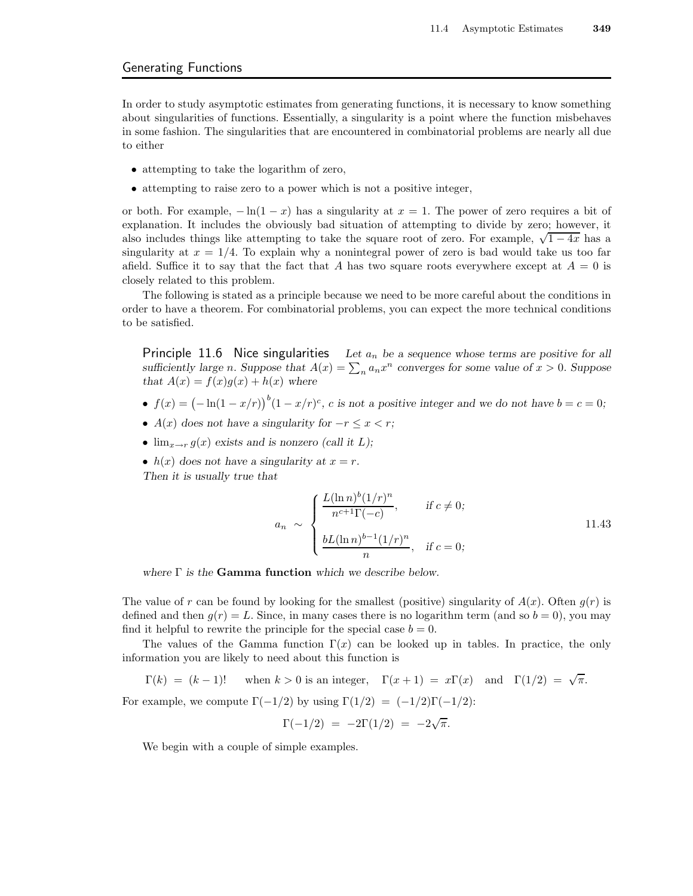## Generating Functions

In order to study asymptotic estimates from generating functions, it is necessary to know something about singularities of functions. Essentially, a singularity is a point where the function misbehaves in some fashion. The singularities that are encountered in combinatorial problems are nearly all due to either

- attempting to take the logarithm of zero,
- attempting to raise zero to a power which is not a positive integer,

or both. For example, $-\ln(1-x)$ has a singularity at $x = 1$. The power of zero requires a bit of explanation. It includes the obviously bad situation of attempting to divide by zero; however, it also includes things like attempting to take the square root of zero. For example, $\sqrt{1-4x}$ has a singularity at $x = 1/4$. To explain why a nonintegral power of zero is bad would take us too far afield. Suffice it to say that the fact that $A$ has two square roots everywhere except at $A = 0$ is closely related to this problem.

The following is stated as a principle because we need to be more careful about the conditions in order to have a theorem. For combinatorial problems, you can expect the more technical conditions to be satisfied.

**Principle 11.6 Nice singularities** *Let $a_n$ be a sequence whose terms are positive for all sufficiently large $n$. Suppose that $A(x) = \sum_n a_n x^n$ converges for some value of $x > 0$. Suppose that $A(x) = f(x)g(x) + h(x)$ where*

- *$f(x) = \big(-\ln(1-x/r)\big)^b (1-x/r)^c$, $c$ is not a positive integer and we do not have $b = c = 0$;*
- *$A(x)$ does not have a singularity for $-r \le x < r$;*
- *$\lim_{x \to r} g(x)$ exists and is nonzero (call it $L$);*
- *$h(x)$ does not have a singularity at $x = r$.*

*Then it is usually true that*

$$a_n \sim \begin{cases} \dfrac{L(\ln n)^b (1/r)^n}{n^{c+1}\Gamma(-c)}, & \text{if } c \neq 0; \\[2ex] \dfrac{bL(\ln n)^{b-1}(1/r)^n}{n}, & \text{if } c = 0; \end{cases} \qquad 11.43$$

*where $\Gamma$ is the* **Gamma function** *which we describe below.*

The value of $r$ can be found by looking for the smallest (positive) singularity of $A(x)$. Often $g(r)$ is defined and then $g(r) = L$. Since, in many cases there is no logarithm term (and so $b = 0$), you may find it helpful to rewrite the principle for the special case $b = 0$.

The values of the Gamma function $\Gamma(x)$ can be looked up in tables. In practice, the only information you are likely to need about this function is

$$\Gamma(k) = (k-1)! \quad \text{when } k > 0 \text{ is an integer}, \quad \Gamma(x+1) = x\Gamma(x) \quad \text{and} \quad \Gamma(1/2) = \sqrt{\pi}.$$

For example, we compute $\Gamma(-1/2)$ by using $\Gamma(1/2) = (-1/2)\Gamma(-1/2)$:

$$\Gamma(-1/2) = -2\Gamma(1/2) = -2\sqrt{\pi}.$$

We begin with a couple of simple examples.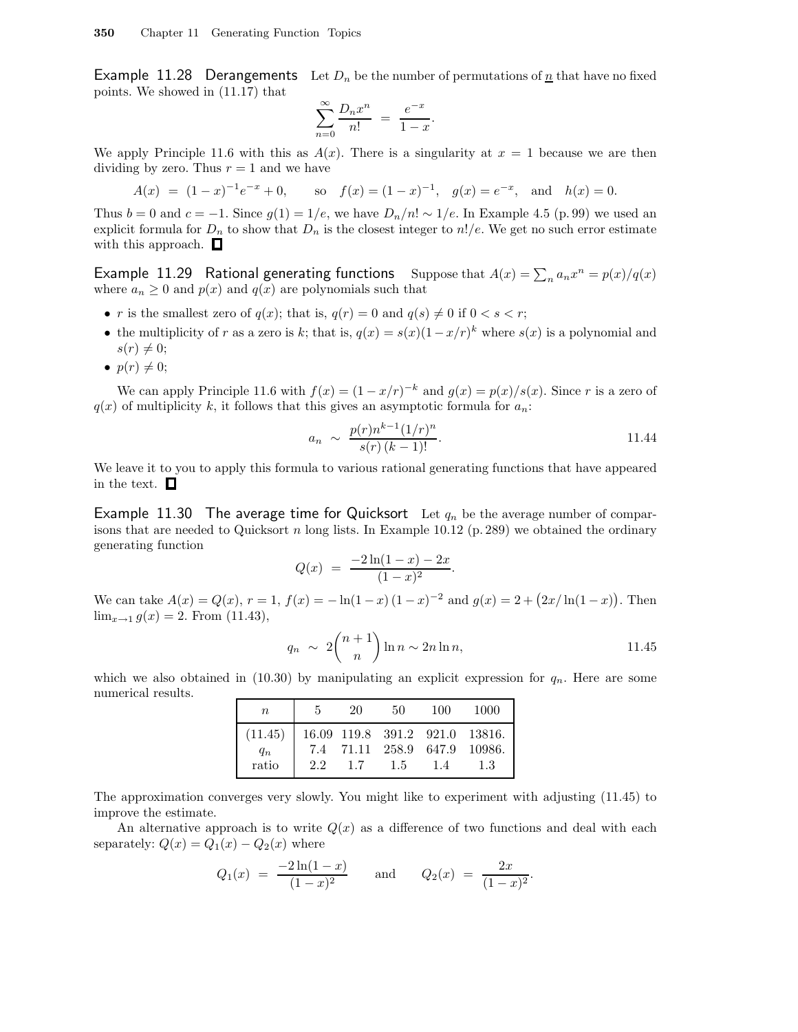**Example 11.28 Derangements** Let $D_n$ be the number of permutations of $\underline{n}$ that have no fixed points. We showed in (11.17) that

$$\sum_{n=0}^{\infty} \frac{D_n x^n}{n!} \;=\; \frac{e^{-x}}{1-x}.$$

We apply Principle 11.6 with this as $A(x)$. There is a singularity at $x = 1$ because we are then dividing by zero. Thus $r = 1$ and we have

$$A(x) \;=\; (1-x)^{-1}e^{-x} + 0, \qquad \text{so} \quad f(x) = (1-x)^{-1}, \quad g(x) = e^{-x}, \quad \text{and} \quad h(x) = 0.$$

Thus $b = 0$ and $c = -1$. Since $g(1) = 1/e$, we have $D_n/n! \sim 1/e$. In Example 4.5 (p. 99) we used an explicit formula for $D_n$ to show that $D_n$ is the closest integer to $n!/e$. We get no such error estimate with this approach. ◻

**Example 11.29 Rational generating functions** Suppose that $A(x) = \sum_n a_n x^n = p(x)/q(x)$ where $a_n \ge 0$ and $p(x)$ and $q(x)$ are polynomials such that

- $r$ is the smallest zero of $q(x)$; that is, $q(r) = 0$ and $q(s) \neq 0$ if $0 < s < r$;
- the multiplicity of $r$ as a zero is $k$; that is, $q(x) = s(x)(1-x/r)^k$ where $s(x)$ is a polynomial and $s(r) \neq 0$;
- $p(r) \neq 0$;

We can apply Principle 11.6 with $f(x) = (1-x/r)^{-k}$ and $g(x) = p(x)/s(x)$. Since $r$ is a zero of $q(x)$ of multiplicity $k$, it follows that this gives an asymptotic formula for $a_n$:

$$a_n \;\sim\; \frac{p(r)n^{k-1}(1/r)^n}{s(r)\,(k-1)!}. \tag{11.44}$$

We leave it to you to apply this formula to various rational generating functions that have appeared in the text. ◻

**Example 11.30 The average time for Quicksort** Let $q_n$ be the average number of comparisons that are needed to Quicksort $n$ long lists. In Example 10.12 (p. 289) we obtained the ordinary generating function

$$Q(x) \;=\; \frac{-2\ln(1-x) - 2x}{(1-x)^2}.$$

We can take $A(x) = Q(x)$, $r = 1$, $f(x) = -\ln(1-x)\,(1-x)^{-2}$ and $g(x) = 2 + \big(2x/\ln(1-x)\big)$. Then $\lim_{x\to 1} g(x) = 2$. From (11.43),

$$q_n \;\sim\; 2\binom{n+1}{n}\ln n \sim 2n\ln n, \tag{11.45}$$

which we also obtained in (10.30) by manipulating an explicit expression for $q_n$. Here are some numerical results.

| $n$ | 5 | 20 | 50 | 100 | 1000 |
|---|---|---|---|---|---|
| (11.45) | 16.09 | 119.8 | 391.2 | 921.0 | 13816. |
| $q_n$ | 7.4 | 71.11 | 258.9 | 647.9 | 10986. |
| ratio | 2.2 | 1.7 | 1.5 | 1.4 | 1.3 |

The approximation converges very slowly. You might like to experiment with adjusting (11.45) to improve the estimate.

An alternative approach is to write $Q(x)$ as a difference of two functions and deal with each separately: $Q(x) = Q_1(x) - Q_2(x)$ where

$$Q_1(x) \;=\; \frac{-2\ln(1-x)}{(1-x)^2} \qquad \text{and} \qquad Q_2(x) \;=\; \frac{2x}{(1-x)^2}.$$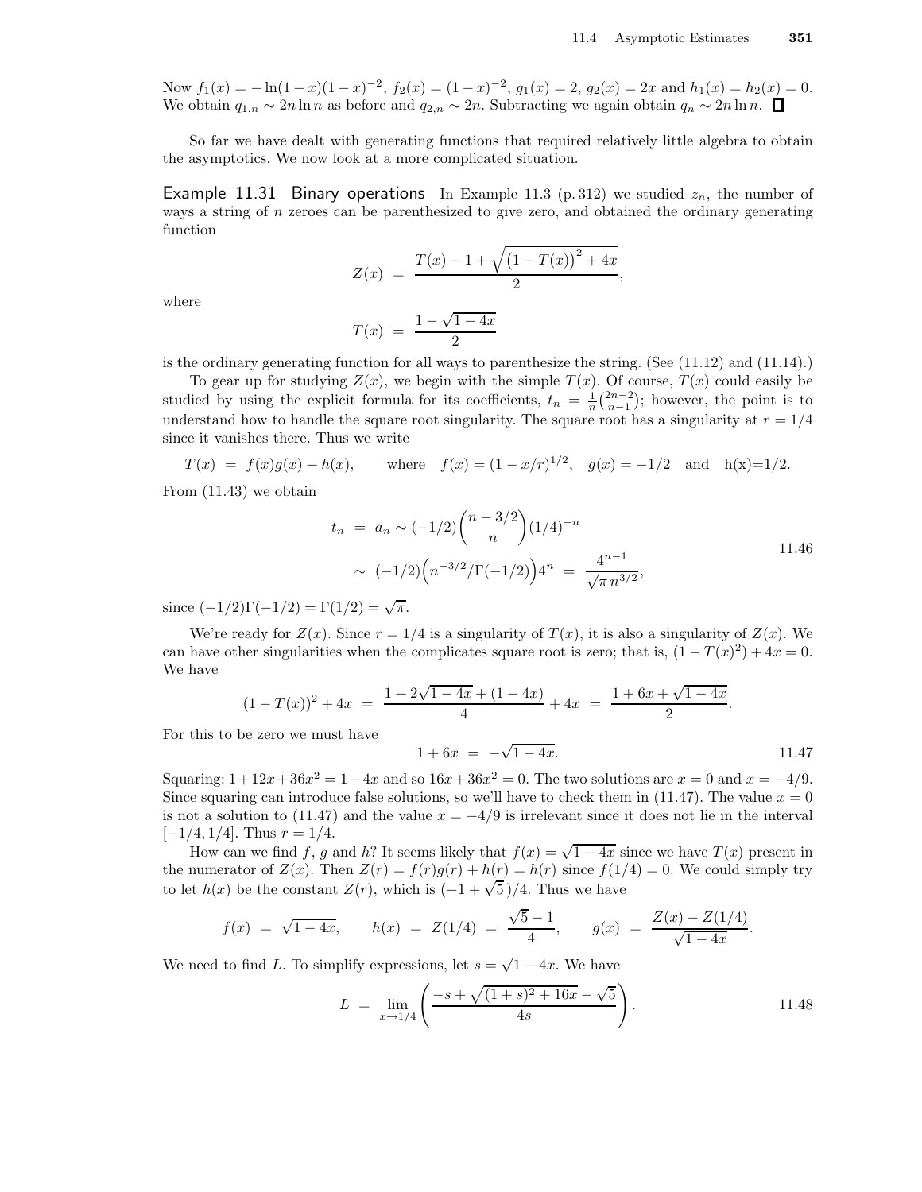Now $f_1(x) = -\ln(1-x)(1-x)^{-2}$, $f_2(x) = (1-x)^{-2}$, $g_1(x) = 2$, $g_2(x) = 2x$ and $h_1(x) = h_2(x) = 0$. We obtain $q_{1,n} \sim 2n \ln n$ as before and $q_{2,n} \sim 2n$. Subtracting we again obtain $q_n \sim 2n \ln n$. □

So far we have dealt with generating functions that required relatively little algebra to obtain the asymptotics. We now look at a more complicated situation.

**Example 11.31 Binary operations** In Example 11.3 (p. 312) we studied $z_n$, the number of ways a string of $n$ zeroes can be parenthesized to give zero, and obtained the ordinary generating function

$$Z(x) = \frac{T(x) - 1 + \sqrt{\left(1 - T(x)\right)^2 + 4x}}{2},$$

where

$$T(x) = \frac{1 - \sqrt{1-4x}}{2}$$

is the ordinary generating function for all ways to parenthesize the string. (See (11.12) and (11.14).)

To gear up for studying $Z(x)$, we begin with the simple $T(x)$. Of course, $T(x)$ could easily be studied by using the explicit formula for its coefficients, $t_n = \frac{1}{n}\binom{2n-2}{n-1}$; however, the point is to understand how to handle the square root singularity. The square root has a singularity at $r = 1/4$ since it vanishes there. Thus we write

$$T(x) = f(x)g(x) + h(x), \qquad \text{where} \quad f(x) = (1 - x/r)^{1/2}, \quad g(x) = -1/2 \quad \text{and} \quad \text{h(x)=1/2}.$$

From (11.43) we obtain

$$\begin{aligned} t_n \;=\; a_n &\sim (-1/2)\binom{n-3/2}{n}(1/4)^{-n} \\ &\sim\; (-1/2)\Big(n^{-3/2}/\Gamma(-1/2)\Big)4^n \;=\; \frac{4^{n-1}}{\sqrt{\pi}\, n^{3/2}}, \end{aligned} \tag{11.46}$$

since $(-1/2)\Gamma(-1/2) = \Gamma(1/2) = \sqrt{\pi}$.

We're ready for $Z(x)$. Since $r = 1/4$ is a singularity of $T(x)$, it is also a singularity of $Z(x)$. We can have other singularities when the complicates square root is zero; that is, $(1 - T(x)^2) + 4x = 0$. We have

$$(1 - T(x))^2 + 4x \;=\; \frac{1 + 2\sqrt{1-4x} + (1-4x)}{4} + 4x \;=\; \frac{1 + 6x + \sqrt{1-4x}}{2}.$$

For this to be zero we must have

$$1 + 6x \;=\; -\sqrt{1-4x}. \tag{11.47}$$

Squaring: $1 + 12x + 36x^2 = 1 - 4x$ and so $16x + 36x^2 = 0$. The two solutions are $x = 0$ and $x = -4/9$. Since squaring can introduce false solutions, so we'll have to check them in (11.47). The value $x = 0$ is not a solution to (11.47) and the value $x = -4/9$ is irrelevant since it does not lie in the interval $[-1/4, 1/4]$. Thus $r = 1/4$.

How can we find $f$, $g$ and $h$? It seems likely that $f(x) = \sqrt{1-4x}$ since we have $T(x)$ present in the numerator of $Z(x)$. Then $Z(r) = f(r)g(r) + h(r) = h(r)$ since $f(1/4) = 0$. We could simply try to let $h(x)$ be the constant $Z(r)$, which is $(-1 + \sqrt{5}\,)/4$. Thus we have

$$f(x) \;=\; \sqrt{1-4x}, \qquad h(x) \;=\; Z(1/4) \;=\; \frac{\sqrt{5} - 1}{4}, \qquad g(x) \;=\; \frac{Z(x) - Z(1/4)}{\sqrt{1-4x}}.$$

We need to find $L$. To simplify expressions, let $s = \sqrt{1-4x}$. We have

$$L \;=\; \lim_{x \to 1/4} \left( \frac{-s + \sqrt{(1+s)^2 + 16x} - \sqrt{5}}{4s} \right). \tag{11.48}$$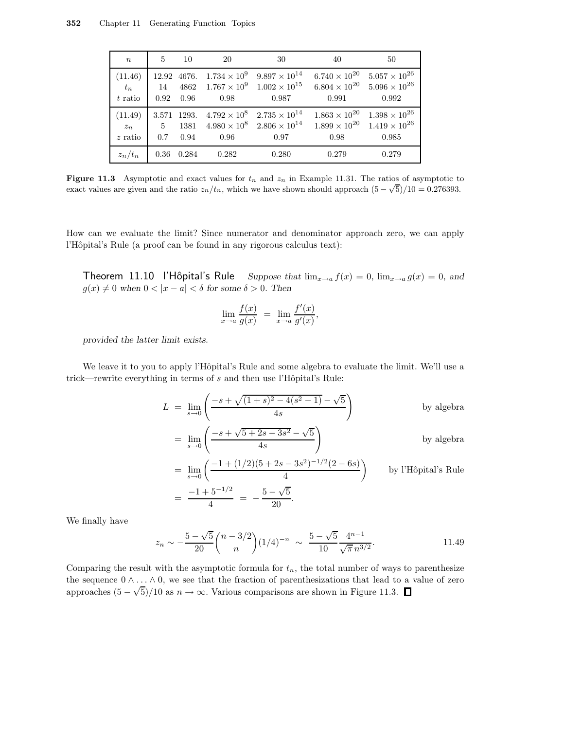| $n$ | 5 | 10 | 20 | 30 | 40 | 50 |
|---|---|---|---|---|---|---|
| (11.46) | 12.92 | 4676. | $1.734 \times 10^9$ | $9.897 \times 10^{14}$ | $6.740 \times 10^{20}$ | $5.057 \times 10^{26}$ |
| $t_n$ | 14 | 4862 | $1.767 \times 10^9$ | $1.002 \times 10^{15}$ | $6.804 \times 10^{20}$ | $5.096 \times 10^{26}$ |
| $t$ ratio | 0.92 | 0.96 | 0.98 | 0.987 | 0.991 | 0.992 |
| (11.49) | 3.571 | 1293. | $4.792 \times 10^8$ | $2.735 \times 10^{14}$ | $1.863 \times 10^{20}$ | $1.398 \times 10^{26}$ |
| $z_n$ | 5 | 1381 | $4.980 \times 10^8$ | $2.806 \times 10^{14}$ | $1.899 \times 10^{20}$ | $1.419 \times 10^{26}$ |
| $z$ ratio | 0.7 | 0.94 | 0.96 | 0.97 | 0.98 | 0.985 |
| $z_n/t_n$ | 0.36 | 0.284 | 0.282 | 0.280 | 0.279 | 0.279 |

**Figure 11.3** Asymptotic and exact values for $t_n$ and $z_n$ in Example 11.31. The ratios of asymptotic to exact values are given and the ratio $z_n/t_n$, which we have shown should approach $(5-\sqrt{5})/10 = 0.276393$.

How can we evaluate the limit? Since numerator and denominator approach zero, we can apply l'Hôpital's Rule (a proof can be found in any rigorous calculus text):

**Theorem 11.10 l'Hôpital's Rule** *Suppose that $\lim_{x\to a} f(x) = 0$, $\lim_{x\to a} g(x) = 0$, and $g(x) \neq 0$ when $0 < |x-a| < \delta$ for some $\delta > 0$. Then*

$$\lim_{x\to a} \frac{f(x)}{g(x)} \;=\; \lim_{x\to a} \frac{f'(x)}{g'(x)},$$

*provided the latter limit exists.*

We leave it to you to apply l'Hôpital's Rule and some algebra to evaluate the limit. We'll use a trick—rewrite everything in terms of $s$ and then use l'Hôpital's Rule:

$$\begin{aligned}
L &= \lim_{s\to 0}\left(\frac{-s+\sqrt{(1+s)^2-4(s^2-1)}-\sqrt{5}}{4s}\right) && \text{by algebra}\\
&= \lim_{s\to 0}\left(\frac{-s+\sqrt{5+2s-3s^2}-\sqrt{5}}{4s}\right) && \text{by algebra}\\
&= \lim_{s\to 0}\left(\frac{-1+(1/2)(5+2s-3s^2)^{-1/2}(2-6s)}{4}\right) && \text{by l'Hôpital's Rule}\\
&= \frac{-1+5^{-1/2}}{4} \;=\; -\frac{5-\sqrt{5}}{20}.
\end{aligned}$$

We finally have

$$z_n \sim -\frac{5-\sqrt{5}}{20}\binom{n-3/2}{n}(1/4)^{-n} \;\sim\; \frac{5-\sqrt{5}}{10}\frac{4^{n-1}}{\sqrt{\pi}\,n^{3/2}}. \tag{11.49}$$

Comparing the result with the asymptotic formula for $t_n$, the total number of ways to parenthesize the sequence $0 \wedge \ldots \wedge 0$, we see that the fraction of parenthesizations that lead to a value of zero approaches $(5-\sqrt{5})/10$ as $n \to \infty$. Various comparisons are shown in Figure 11.3. $\square$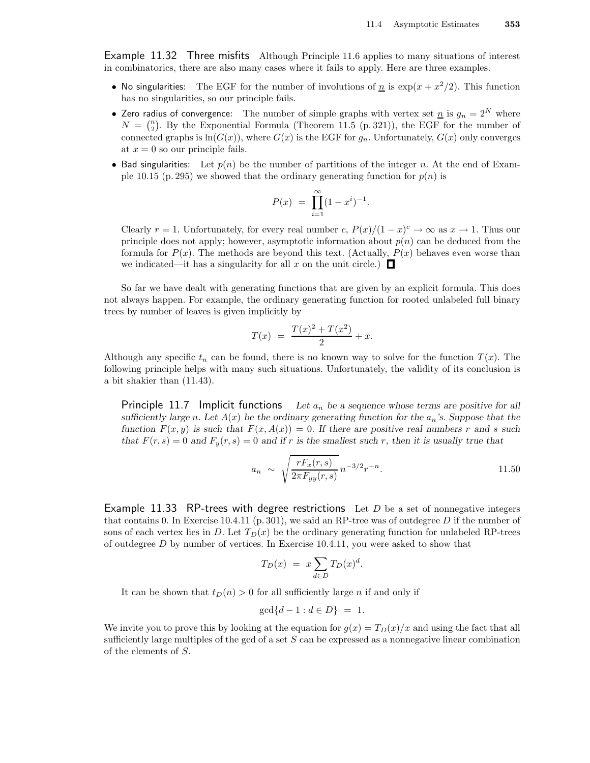**Example 11.32 Three misfits** Although Principle 11.6 applies to many situations of interest in combinatorics, there are also many cases where it fails to apply. Here are three examples.

- No singularities: The EGF for the number of involutions of $\underline{n}$ is $\exp(x + x^2/2)$. This function has no singularities, so our principle fails.
- Zero radius of convergence: The number of simple graphs with vertex set $\underline{n}$ is $g_n = 2^N$ where $N = \binom{n}{2}$. By the Exponential Formula (Theorem 11.5 (p. 321)), the EGF for the number of connected graphs is $\ln(G(x))$, where $G(x)$ is the EGF for $g_n$. Unfortunately, $G(x)$ only converges at $x = 0$ so our principle fails.
- Bad singularities: Let $p(n)$ be the number of partitions of the integer $n$. At the end of Example 10.15 (p. 295) we showed that the ordinary generating function for $p(n)$ is

$$P(x) \;=\; \prod_{i=1}^{\infty}(1 - x^i)^{-1}.$$

  Clearly $r = 1$. Unfortunately, for every real number $c$, $P(x)/(1-x)^c \to \infty$ as $x \to 1$. Thus our principle does not apply; however, asymptotic information about $p(n)$ can be deduced from the formula for $P(x)$. The methods are beyond this text. (Actually, $P(x)$ behaves even worse than we indicated—it has a singularity for all $x$ on the unit circle.) □

So far we have dealt with generating functions that are given by an explicit formula. This does not always happen. For example, the ordinary generating function for rooted unlabeled full binary trees by number of leaves is given implicitly by

$$T(x) \;=\; \frac{T(x)^2 + T(x^2)}{2} + x.$$

Although any specific $t_n$ can be found, there is no known way to solve for the function $T(x)$. The following principle helps with many such situations. Unfortunately, the validity of its conclusion is a bit shakier than (11.43).

**Principle 11.7 Implicit functions** *Let $a_n$ be a sequence whose terms are positive for all sufficiently large $n$. Let $A(x)$ be the ordinary generating function for the $a_n$'s. Suppose that the function $F(x,y)$ is such that $F(x, A(x)) = 0$. If there are positive real numbers $r$ and $s$ such that $F(r,s) = 0$ and $F_y(r,s) = 0$ and if $r$ is the smallest such $r$, then it is usually true that*

$$a_n \;\sim\; \sqrt{\frac{rF_x(r,s)}{2\pi F_{yy}(r,s)}}\, n^{-3/2} r^{-n}. \tag{11.50}$$

**Example 11.33 RP-trees with degree restrictions** Let $D$ be a set of nonnegative integers that contains 0. In Exercise 10.4.11 (p. 301), we said an RP-tree was of outdegree $D$ if the number of sons of each vertex lies in $D$. Let $T_D(x)$ be the ordinary generating function for unlabeled RP-trees of outdegree $D$ by number of vertices. In Exercise 10.4.11, you were asked to show that

$$T_D(x) \;=\; x\sum_{d \in D} T_D(x)^d.$$

It can be shown that $t_D(n) > 0$ for all sufficiently large $n$ if and only if

$$\gcd\{d - 1 : d \in D\} \;=\; 1.$$

We invite you to prove this by looking at the equation for $g(x) = T_D(x)/x$ and using the fact that all sufficiently large multiples of the gcd of a set $S$ can be expressed as a nonnegative linear combination of the elements of $S$.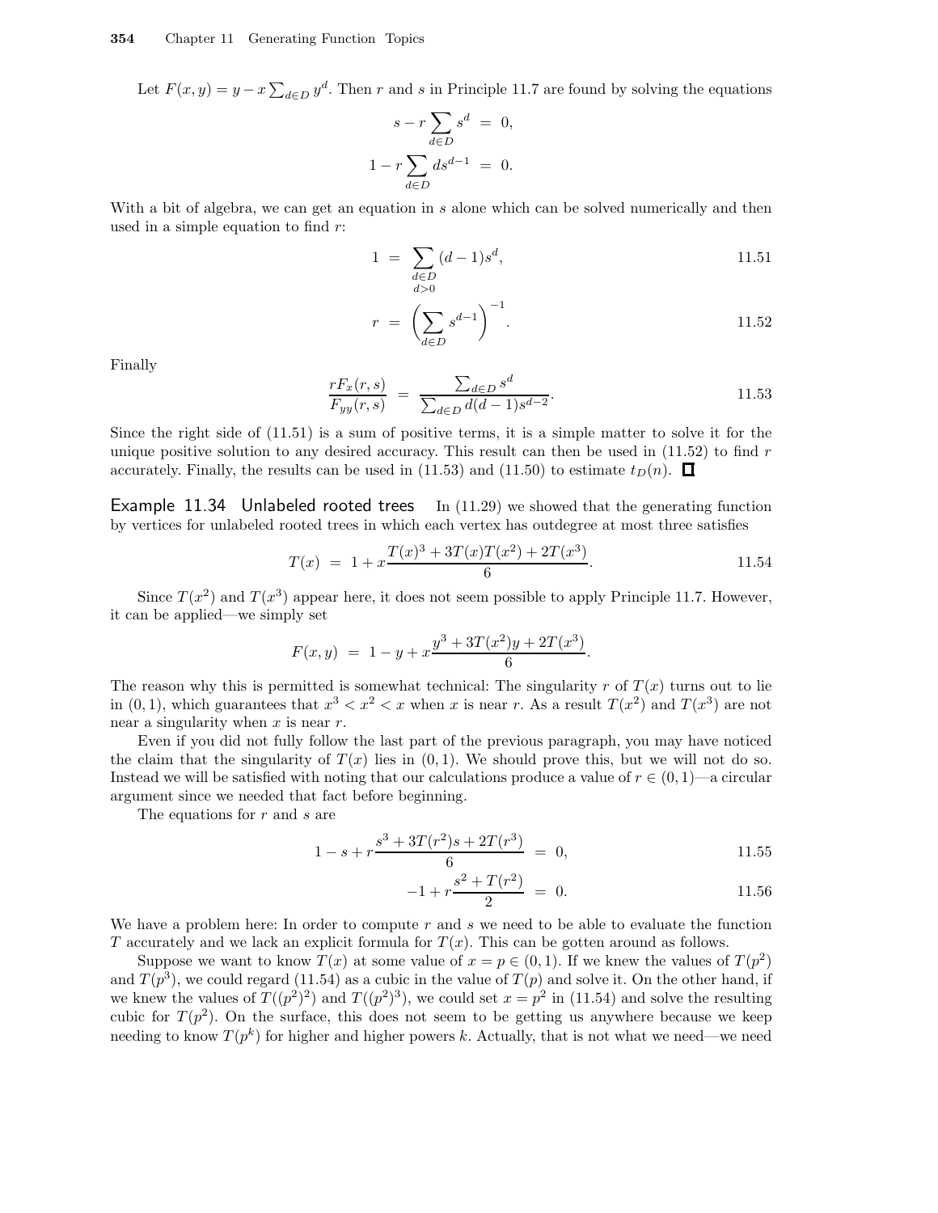Let $F(x, y) = y - x \sum_{d \in D} y^d$. Then $r$ and $s$ in Principle 11.7 are found by solving the equations

$$s - r \sum_{d \in D} s^d = 0,$$

$$1 - r \sum_{d \in D} d s^{d-1} = 0.$$

With a bit of algebra, we can get an equation in $s$ alone which can be solved numerically and then used in a simple equation to find $r$:

$$1 = \sum_{\substack{d \in D \\ d > 0}} (d-1) s^d, \tag{11.51}$$

$$r = \left( \sum_{d \in D} s^{d-1} \right)^{-1}. \tag{11.52}$$

Finally

$$\frac{r F_x(r, s)}{F_{yy}(r, s)} = \frac{\sum_{d \in D} s^d}{\sum_{d \in D} d(d-1) s^{d-2}}. \tag{11.53}$$

Since the right side of (11.51) is a sum of positive terms, it is a simple matter to solve it for the unique positive solution to any desired accuracy. This result can then be used in (11.52) to find $r$ accurately. Finally, the results can be used in (11.53) and (11.50) to estimate $t_D(n)$. □

**Example 11.34 Unlabeled rooted trees** In (11.29) we showed that the generating function by vertices for unlabeled rooted trees in which each vertex has outdegree at most three satisfies

$$T(x) = 1 + x \frac{T(x)^3 + 3T(x)T(x^2) + 2T(x^3)}{6}. \tag{11.54}$$

Since $T(x^2)$ and $T(x^3)$ appear here, it does not seem possible to apply Principle 11.7. However, it can be applied—we simply set

$$F(x, y) = 1 - y + x \frac{y^3 + 3T(x^2)y + 2T(x^3)}{6}.$$

The reason why this is permitted is somewhat technical: The singularity $r$ of $T(x)$ turns out to lie in $(0, 1)$, which guarantees that $x^3 < x^2 < x$ when $x$ is near $r$. As a result $T(x^2)$ and $T(x^3)$ are not near a singularity when $x$ is near $r$.

Even if you did not fully follow the last part of the previous paragraph, you may have noticed the claim that the singularity of $T(x)$ lies in $(0, 1)$. We should prove this, but we will not do so. Instead we will be satisfied with noting that our calculations produce a value of $r \in (0, 1)$—a circular argument since we needed that fact before beginning.

The equations for $r$ and $s$ are

$$1 - s + r \frac{s^3 + 3T(r^2)s + 2T(r^3)}{6} = 0, \tag{11.55}$$

$$-1 + r \frac{s^2 + T(r^2)}{2} = 0. \tag{11.56}$$

We have a problem here: In order to compute $r$ and $s$ we need to be able to evaluate the function $T$ accurately and we lack an explicit formula for $T(x)$. This can be gotten around as follows.

Suppose we want to know $T(x)$ at some value of $x = p \in (0, 1)$. If we knew the values of $T(p^2)$ and $T(p^3)$, we could regard (11.54) as a cubic in the value of $T(p)$ and solve it. On the other hand, if we knew the values of $T((p^2)^2)$ and $T((p^2)^3)$, we could set $x = p^2$ in (11.54) and solve the resulting cubic for $T(p^2)$. On the surface, this does not seem to be getting us anywhere because we keep needing to know $T(p^k)$ for higher and higher powers $k$. Actually, that is not what we need—we need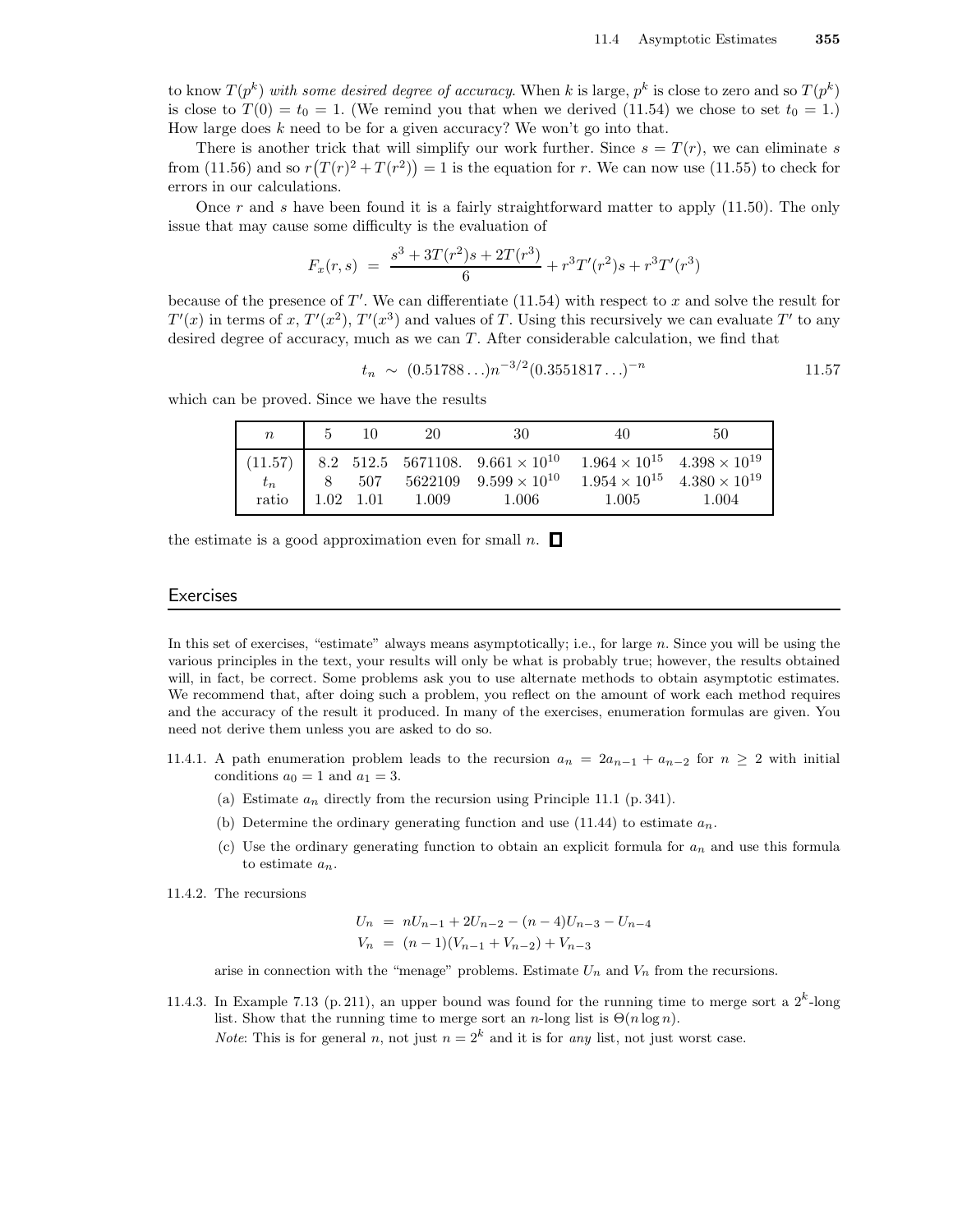to know $T(p^k)$ *with some desired degree of accuracy*. When $k$ is large, $p^k$ is close to zero and so $T(p^k)$ is close to $T(0) = t_0 = 1$. (We remind you that when we derived (11.54) we chose to set $t_0 = 1$.) How large does $k$ need to be for a given accuracy? We won't go into that.

There is another trick that will simplify our work further. Since $s = T(r)$, we can eliminate $s$ from (11.56) and so $r\big(T(r)^2 + T(r^2)\big) = 1$ is the equation for $r$. We can now use (11.55) to check for errors in our calculations.

Once $r$ and $s$ have been found it is a fairly straightforward matter to apply (11.50). The only issue that may cause some difficulty is the evaluation of

$$F_x(r,s) \;=\; \frac{s^3 + 3T(r^2)s + 2T(r^3)}{6} + r^3T'(r^2)s + r^3T'(r^3)$$

because of the presence of $T'$. We can differentiate (11.54) with respect to $x$ and solve the result for $T'(x)$ in terms of $x$, $T'(x^2)$, $T'(x^3)$ and values of $T$. Using this recursively we can evaluate $T'$ to any desired degree of accuracy, much as we can $T$. After considerable calculation, we find that

$$t_n \;\sim\; (0.51788\ldots)n^{-3/2}(0.3551817\ldots)^{-n} \qquad 11.57$$

which can be proved. Since we have the results

| $n$ | 5 | 10 | 20 | 30 | 40 | 50 |
|---|---|---|---|---|---|---|
| (11.57) | 8.2 | 512.5 | 5671108. | $9.661 \times 10^{10}$ | $1.964 \times 10^{15}$ | $4.398 \times 10^{19}$ |
| $t_n$ | 8 | 507 | 5622109 | $9.599 \times 10^{10}$ | $1.954 \times 10^{15}$ | $4.380 \times 10^{19}$ |
| ratio | 1.02 | 1.01 | 1.009 | 1.006 | 1.005 | 1.004 |

the estimate is a good approximation even for small $n$. ☐

## Exercises

In this set of exercises, "estimate" always means asymptotically; i.e., for large $n$. Since you will be using the various principles in the text, your results will only be what is probably true; however, the results obtained will, in fact, be correct. Some problems ask you to use alternate methods to obtain asymptotic estimates. We recommend that, after doing such a problem, you reflect on the amount of work each method requires and the accuracy of the result it produced. In many of the exercises, enumeration formulas are given. You need not derive them unless you are asked to do so.

11.4.1. A path enumeration problem leads to the recursion $a_n = 2a_{n-1} + a_{n-2}$ for $n \geq 2$ with initial conditions $a_0 = 1$ and $a_1 = 3$.

- (a) Estimate $a_n$ directly from the recursion using Principle 11.1 (p. 341).
- (b) Determine the ordinary generating function and use (11.44) to estimate $a_n$.
- (c) Use the ordinary generating function to obtain an explicit formula for $a_n$ and use this formula to estimate $a_n$.

11.4.2. The recursions

$$\begin{aligned} U_n &= nU_{n-1} + 2U_{n-2} - (n-4)U_{n-3} - U_{n-4} \\ V_n &= (n-1)(V_{n-1} + V_{n-2}) + V_{n-3} \end{aligned}$$

arise in connection with the "menage" problems. Estimate $U_n$ and $V_n$ from the recursions.

11.4.3. In Example 7.13 (p. 211), an upper bound was found for the running time to merge sort a $2^k$-long list. Show that the running time to merge sort an $n$-long list is $\Theta(n \log n)$.
*Note*: This is for general $n$, not just $n = 2^k$ and it is for *any* list, not just worst case.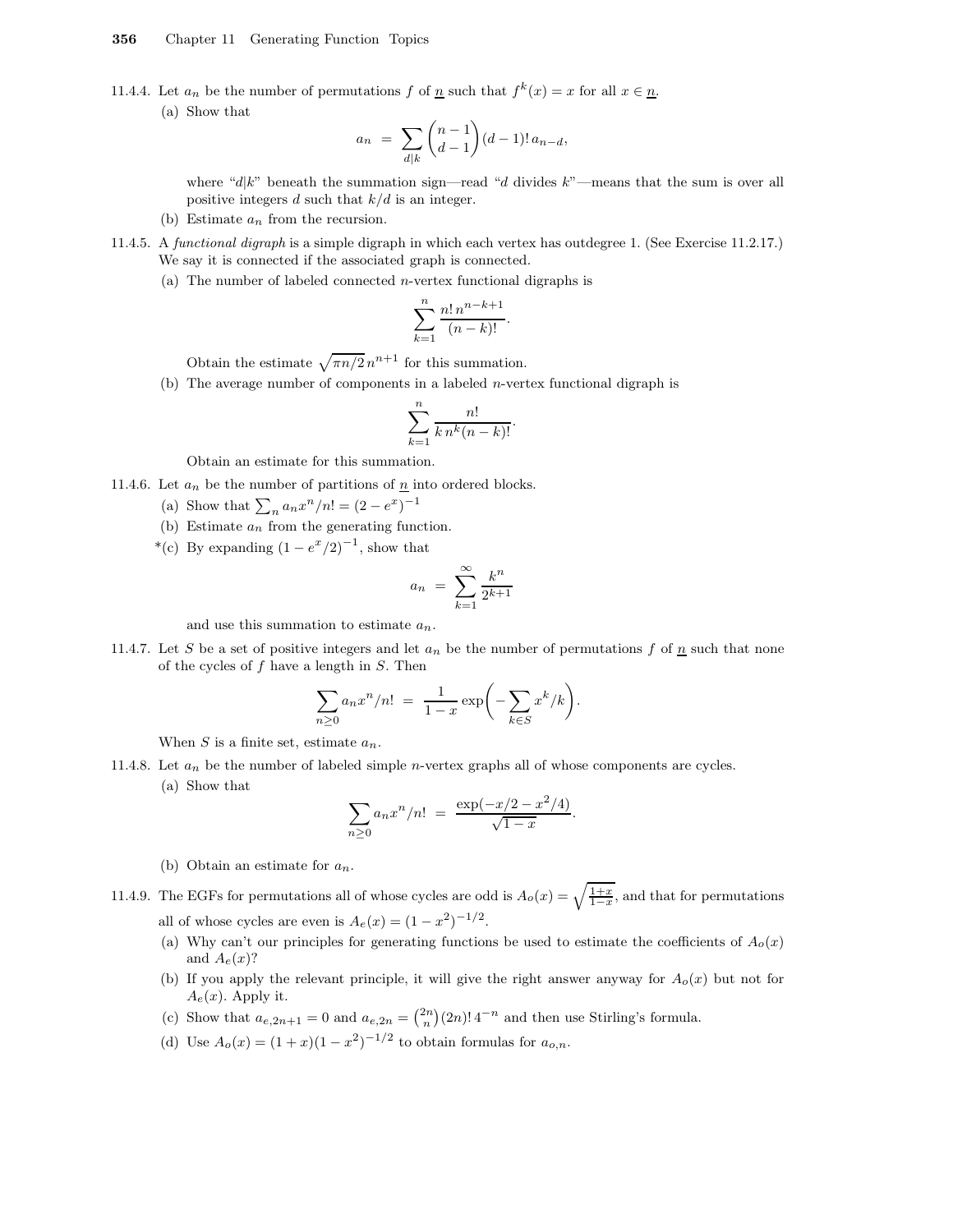11.4.4. Let $a_n$ be the number of permutations $f$ of $\underline{n}$ such that $f^k(x) = x$ for all $x \in \underline{n}$.

(a) Show that

$$a_n = \sum_{d|k} \binom{n-1}{d-1} (d-1)!\, a_{n-d},$$

where "$d|k$" beneath the summation sign—read "$d$ divides $k$"—means that the sum is over all positive integers $d$ such that $k/d$ is an integer.

(b) Estimate $a_n$ from the recursion.

11.4.5. A *functional digraph* is a simple digraph in which each vertex has outdegree 1. (See Exercise 11.2.17.) We say it is connected if the associated graph is connected.

(a) The number of labeled connected $n$-vertex functional digraphs is

$$\sum_{k=1}^{n} \frac{n!\, n^{n-k+1}}{(n-k)!}.$$

Obtain the estimate $\sqrt{\pi n/2}\, n^{n+1}$ for this summation.

(b) The average number of components in a labeled $n$-vertex functional digraph is

$$\sum_{k=1}^{n} \frac{n!}{k\, n^k (n-k)!}.$$

Obtain an estimate for this summation.

11.4.6. Let $a_n$ be the number of partitions of $\underline{n}$ into ordered blocks.

(a) Show that $\sum_n a_n x^n/n! = (2 - e^x)^{-1}$

(b) Estimate $a_n$ from the generating function.

*(c) By expanding $(1 - e^x/2)^{-1}$, show that

$$a_n = \sum_{k=1}^{\infty} \frac{k^n}{2^{k+1}}$$

and use this summation to estimate $a_n$.

11.4.7. Let $S$ be a set of positive integers and let $a_n$ be the number of permutations $f$ of $\underline{n}$ such that none of the cycles of $f$ have a length in $S$. Then

$$\sum_{n \ge 0} a_n x^n/n! = \frac{1}{1-x} \exp\left(-\sum_{k \in S} x^k/k\right).$$

When $S$ is a finite set, estimate $a_n$.

11.4.8. Let $a_n$ be the number of labeled simple $n$-vertex graphs all of whose components are cycles.

(a) Show that

$$\sum_{n \ge 0} a_n x^n/n! = \frac{\exp(-x/2 - x^2/4)}{\sqrt{1-x}}.$$

(b) Obtain an estimate for $a_n$.

11.4.9. The EGFs for permutations all of whose cycles are odd is $A_o(x) = \sqrt{\frac{1+x}{1-x}}$, and that for permutations all of whose cycles are even is $A_e(x) = (1 - x^2)^{-1/2}$.

(a) Why can't our principles for generating functions be used to estimate the coefficients of $A_o(x)$ and $A_e(x)$?

(b) If you apply the relevant principle, it will give the right answer anyway for $A_o(x)$ but not for $A_e(x)$. Apply it.

(c) Show that $a_{e,2n+1} = 0$ and $a_{e,2n} = \binom{2n}{n}(2n)!\, 4^{-n}$ and then use Stirling's formula.

(d) Use $A_o(x) = (1 + x)(1 - x^2)^{-1/2}$ to obtain formulas for $a_{o,n}$.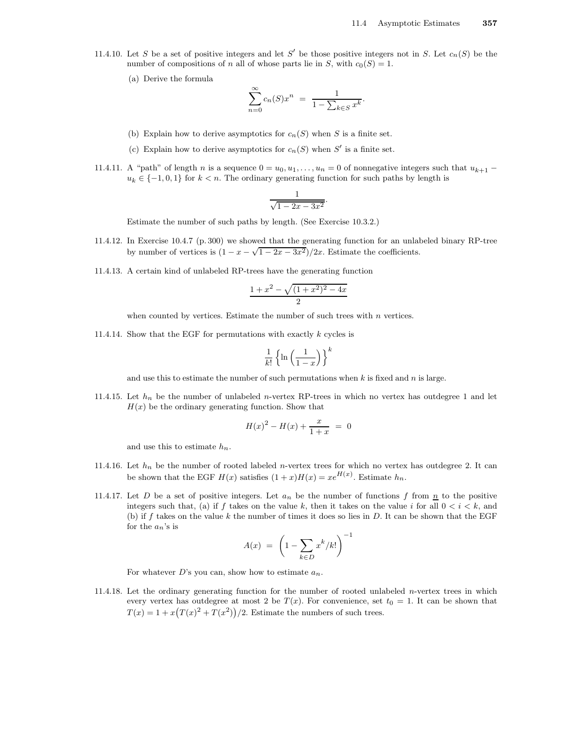11.4.10. Let $S$ be a set of positive integers and let $S'$ be those positive integers not in $S$. Let $c_n(S)$ be the number of compositions of $n$ all of whose parts lie in $S$, with $c_0(S) = 1$.

(a) Derive the formula

$$\sum_{n=0}^{\infty} c_n(S)x^n \;=\; \frac{1}{1 - \sum_{k \in S} x^k}.$$

(b) Explain how to derive asymptotics for $c_n(S)$ when $S$ is a finite set.

(c) Explain how to derive asymptotics for $c_n(S)$ when $S'$ is a finite set.

11.4.11. A "path" of length $n$ is a sequence $0 = u_0, u_1, \ldots, u_n = 0$ of nonnegative integers such that $u_{k+1} - u_k \in \{-1, 0, 1\}$ for $k < n$. The ordinary generating function for such paths by length is

$$\frac{1}{\sqrt{1 - 2x - 3x^2}}.$$

Estimate the number of such paths by length. (See Exercise 10.3.2.)

11.4.12. In Exercise 10.4.7 (p. 300) we showed that the generating function for an unlabeled binary RP-tree by number of vertices is $(1 - x - \sqrt{1 - 2x - 3x^2})/2x$. Estimate the coefficients.

11.4.13. A certain kind of unlabeled RP-trees have the generating function

$$\frac{1 + x^2 - \sqrt{(1 + x^2)^2 - 4x}}{2}$$

when counted by vertices. Estimate the number of such trees with $n$ vertices.

11.4.14. Show that the EGF for permutations with exactly $k$ cycles is

$$\frac{1}{k!}\left\{\ln\left(\frac{1}{1 - x}\right)\right\}^k$$

and use this to estimate the number of such permutations when $k$ is fixed and $n$ is large.

11.4.15. Let $h_n$ be the number of unlabeled $n$-vertex RP-trees in which no vertex has outdegree 1 and let $H(x)$ be the ordinary generating function. Show that

$$H(x)^2 - H(x) + \frac{x}{1 + x} \;=\; 0$$

and use this to estimate $h_n$.

11.4.16. Let $h_n$ be the number of rooted labeled $n$-vertex trees for which no vertex has outdegree 2. It can be shown that the EGF $H(x)$ satisfies $(1 + x)H(x) = xe^{H(x)}$. Estimate $h_n$.

11.4.17. Let $D$ be a set of positive integers. Let $a_n$ be the number of functions $f$ from $\underline{n}$ to the positive integers such that, (a) if $f$ takes on the value $k$, then it takes on the value $i$ for all $0 < i < k$, and (b) if $f$ takes on the value $k$ the number of times it does so lies in $D$. It can be shown that the EGF for the $a_n$'s is

$$A(x) \;=\; \left(1 - \sum_{k \in D} x^k/k!\right)^{-1}$$

For whatever $D$'s you can, show how to estimate $a_n$.

11.4.18. Let the ordinary generating function for the number of rooted unlabeled $n$-vertex trees in which every vertex has outdegree at most 2 be $T(x)$. For convenience, set $t_0 = 1$. It can be shown that $T(x) = 1 + x\big(T(x)^2 + T(x^2)\big)/2$. Estimate the numbers of such trees.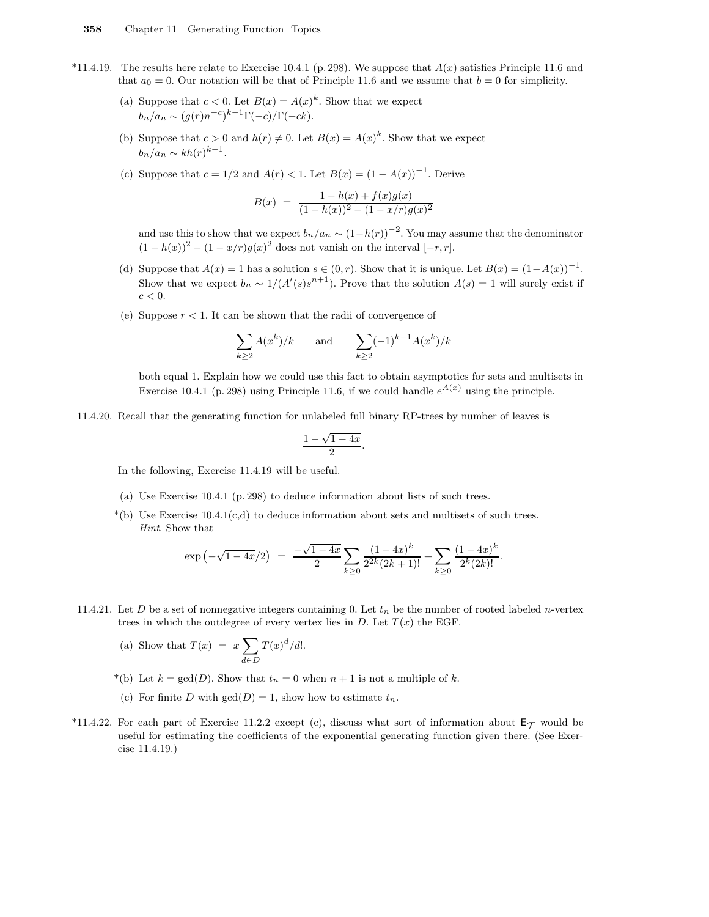*11.4.19. The results here relate to Exercise 10.4.1 (p. 298). We suppose that $A(x)$ satisfies Principle 11.6 and that $a_0 = 0$. Our notation will be that of Principle 11.6 and we assume that $b = 0$ for simplicity.

(a) Suppose that $c < 0$. Let $B(x) = A(x)^k$. Show that we expect $b_n/a_n \sim (g(r)n^{-c})^{k-1}\Gamma(-c)/\Gamma(-ck)$.

(b) Suppose that $c > 0$ and $h(r) \neq 0$. Let $B(x) = A(x)^k$. Show that we expect $b_n/a_n \sim kh(r)^{k-1}$.

(c) Suppose that $c = 1/2$ and $A(r) < 1$. Let $B(x) = (1 - A(x))^{-1}$. Derive

$$B(x) \;=\; \frac{1 - h(x) + f(x)g(x)}{(1 - h(x))^2 - (1 - x/r)g(x)^2}$$

and use this to show that we expect $b_n/a_n \sim (1-h(r))^{-2}$. You may assume that the denominator $(1 - h(x))^2 - (1 - x/r)g(x)^2$ does not vanish on the interval $[-r, r]$.

(d) Suppose that $A(x) = 1$ has a solution $s \in (0, r)$. Show that it is unique. Let $B(x) = (1-A(x))^{-1}$. Show that we expect $b_n \sim 1/(A'(s)s^{n+1})$. Prove that the solution $A(s) = 1$ will surely exist if $c < 0$.

(e) Suppose $r < 1$. It can be shown that the radii of convergence of

$$\sum_{k\ge 2} A(x^k)/k \qquad \text{and} \qquad \sum_{k\ge 2} (-1)^{k-1} A(x^k)/k$$

both equal 1. Explain how we could use this fact to obtain asymptotics for sets and multisets in Exercise 10.4.1 (p. 298) using Principle 11.6, if we could handle $e^{A(x)}$ using the principle.

11.4.20. Recall that the generating function for unlabeled full binary RP-trees by number of leaves is

$$\frac{1 - \sqrt{1-4x}}{2}.$$

In the following, Exercise 11.4.19 will be useful.

(a) Use Exercise 10.4.1 (p. 298) to deduce information about lists of such trees.

*(b) Use Exercise 10.4.1(c,d) to deduce information about sets and multisets of such trees.
*Hint*. Show that

$$\exp\left(-\sqrt{1-4x}/2\right) \;=\; \frac{-\sqrt{1-4x}}{2}\sum_{k\ge 0}\frac{(1-4x)^k}{2^{2k}(2k+1)!} + \sum_{k\ge 0}\frac{(1-4x)^k}{2^k(2k)!}.$$

11.4.21. Let $D$ be a set of nonnegative integers containing 0. Let $t_n$ be the number of rooted labeled $n$-vertex trees in which the outdegree of every vertex lies in $D$. Let $T(x)$ the EGF.

(a) Show that $T(x) \;=\; x\sum_{d\in D} T(x)^d/d!$.

*(b) Let $k = \gcd(D)$. Show that $t_n = 0$ when $n + 1$ is not a multiple of $k$.

(c) For finite $D$ with $\gcd(D) = 1$, show how to estimate $t_n$.

*11.4.22. For each part of Exercise 11.2.2 except (c), discuss what sort of information about $\mathsf{E}_{\mathcal{T}}$ would be useful for estimating the coefficients of the exponential generating function given there. (See Exercise 11.4.19.)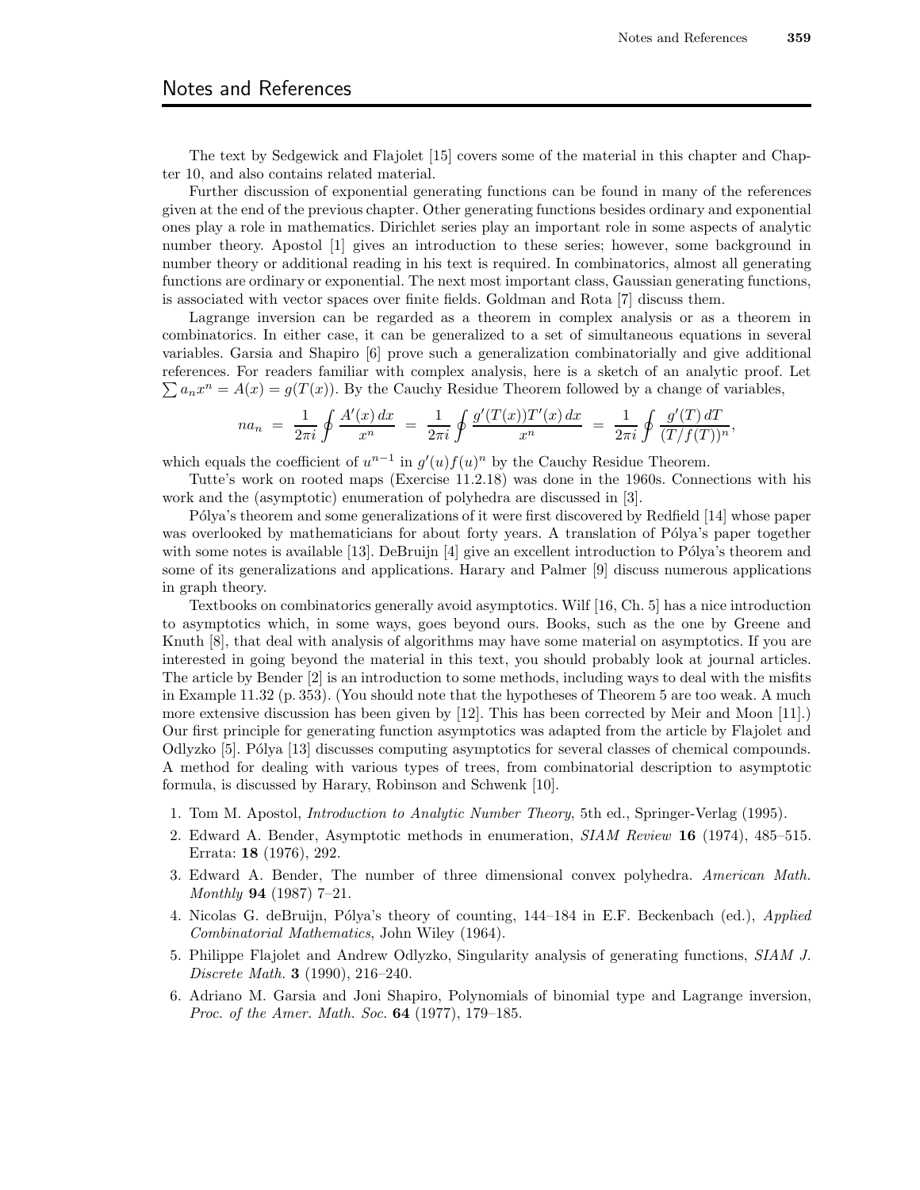# Notes and References

The text by Sedgewick and Flajolet [15] covers some of the material in this chapter and Chapter 10, and also contains related material.

Further discussion of exponential generating functions can be found in many of the references given at the end of the previous chapter. Other generating functions besides ordinary and exponential ones play a role in mathematics. Dirichlet series play an important role in some aspects of analytic number theory. Apostol [1] gives an introduction to these series; however, some background in number theory or additional reading in his text is required. In combinatorics, almost all generating functions are ordinary or exponential. The next most important class, Gaussian generating functions, is associated with vector spaces over finite fields. Goldman and Rota [7] discuss them.

Lagrange inversion can be regarded as a theorem in complex analysis or as a theorem in combinatorics. In either case, it can be generalized to a set of simultaneous equations in several variables. Garsia and Shapiro [6] prove such a generalization combinatorially and give additional references. For readers familiar with complex analysis, here is a sketch of an analytic proof. Let $\sum a_n x^n = A(x) = g(T(x))$. By the Cauchy Residue Theorem followed by a change of variables,

$$na_n \;=\; \frac{1}{2\pi i}\oint \frac{A'(x)\,dx}{x^n} \;=\; \frac{1}{2\pi i}\oint \frac{g'(T(x))T'(x)\,dx}{x^n} \;=\; \frac{1}{2\pi i}\oint \frac{g'(T)\,dT}{(T/f(T))^n},$$

which equals the coefficient of $u^{n-1}$ in $g'(u)f(u)^n$ by the Cauchy Residue Theorem.

Tutte's work on rooted maps (Exercise 11.2.18) was done in the 1960s. Connections with his work and the (asymptotic) enumeration of polyhedra are discussed in [3].

Pólya's theorem and some generalizations of it were first discovered by Redfield [14] whose paper was overlooked by mathematicians for about forty years. A translation of Pólya's paper together with some notes is available [13]. DeBruijn [4] give an excellent introduction to Pólya's theorem and some of its generalizations and applications. Harary and Palmer [9] discuss numerous applications in graph theory.

Textbooks on combinatorics generally avoid asymptotics. Wilf [16, Ch. 5] has a nice introduction to asymptotics which, in some ways, goes beyond ours. Books, such as the one by Greene and Knuth [8], that deal with analysis of algorithms may have some material on asymptotics. If you are interested in going beyond the material in this text, you should probably look at journal articles. The article by Bender [2] is an introduction to some methods, including ways to deal with the misfits in Example 11.32 (p. 353). (You should note that the hypotheses of Theorem 5 are too weak. A much more extensive discussion has been given by [12]. This has been corrected by Meir and Moon [11].) Our first principle for generating function asymptotics was adapted from the article by Flajolet and Odlyzko [5]. Pólya [13] discusses computing asymptotics for several classes of chemical compounds. A method for dealing with various types of trees, from combinatorial description to asymptotic formula, is discussed by Harary, Robinson and Schwenk [10].

1. Tom M. Apostol, *Introduction to Analytic Number Theory*, 5th ed., Springer-Verlag (1995).
2. Edward A. Bender, Asymptotic methods in enumeration, *SIAM Review* **16** (1974), 485–515. Errata: **18** (1976), 292.
3. Edward A. Bender, The number of three dimensional convex polyhedra. *American Math. Monthly* **94** (1987) 7–21.
4. Nicolas G. deBruijn, Pólya's theory of counting, 144–184 in E.F. Beckenbach (ed.), *Applied Combinatorial Mathematics*, John Wiley (1964).
5. Philippe Flajolet and Andrew Odlyzko, Singularity analysis of generating functions, *SIAM J. Discrete Math.* **3** (1990), 216–240.
6. Adriano M. Garsia and Joni Shapiro, Polynomials of binomial type and Lagrange inversion, *Proc. of the Amer. Math. Soc.* **64** (1977), 179–185.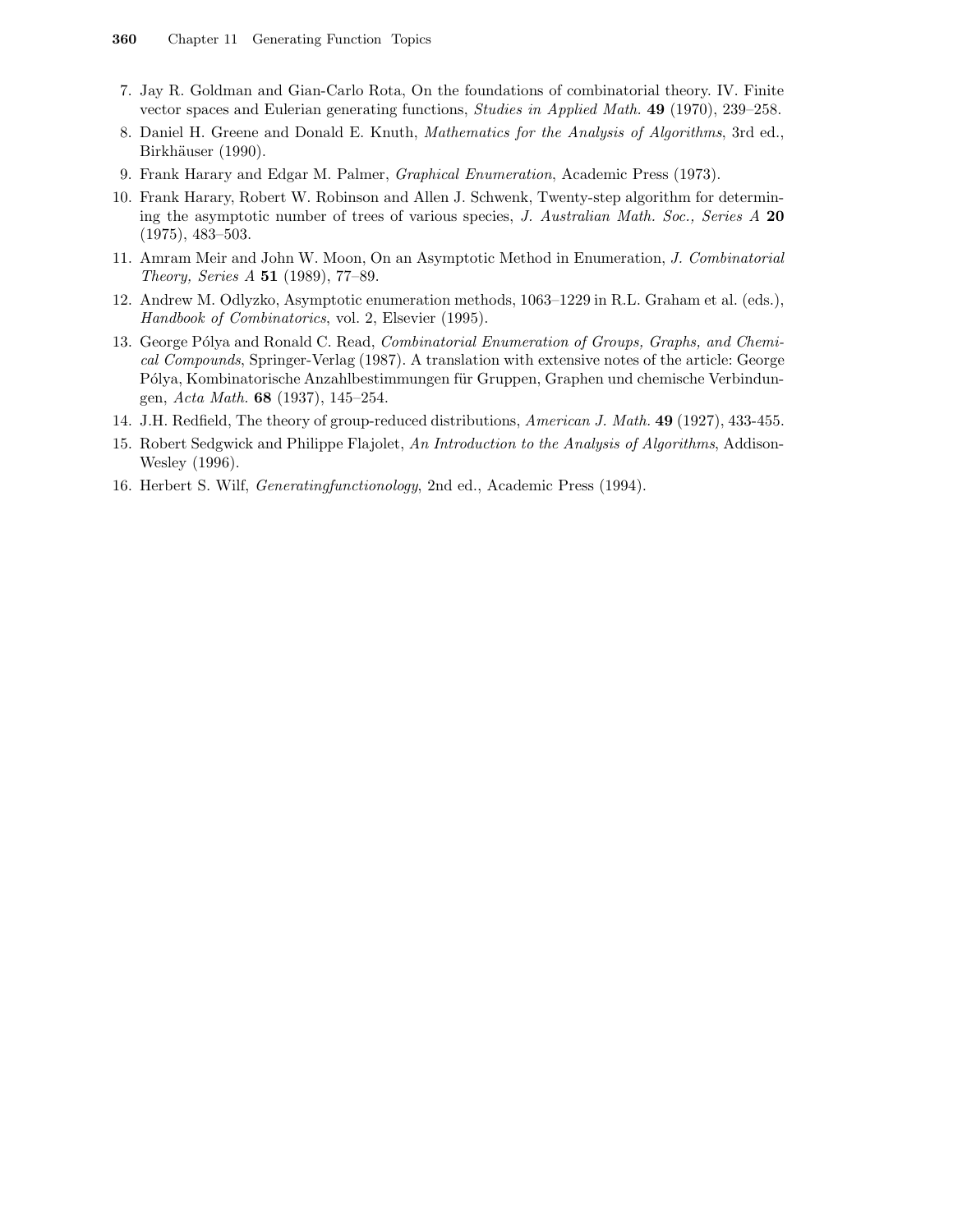7. Jay R. Goldman and Gian-Carlo Rota, On the foundations of combinatorial theory. IV. Finite vector spaces and Eulerian generating functions, *Studies in Applied Math.* **49** (1970), 239–258.
8. Daniel H. Greene and Donald E. Knuth, *Mathematics for the Analysis of Algorithms*, 3rd ed., Birkhäuser (1990).
9. Frank Harary and Edgar M. Palmer, *Graphical Enumeration*, Academic Press (1973).
10. Frank Harary, Robert W. Robinson and Allen J. Schwenk, Twenty-step algorithm for determining the asymptotic number of trees of various species, *J. Australian Math. Soc., Series A* **20** (1975), 483–503.
11. Amram Meir and John W. Moon, On an Asymptotic Method in Enumeration, *J. Combinatorial Theory, Series A* **51** (1989), 77–89.
12. Andrew M. Odlyzko, Asymptotic enumeration methods, 1063–1229 in R.L. Graham et al. (eds.), *Handbook of Combinatorics*, vol. 2, Elsevier (1995).
13. George Pólya and Ronald C. Read, *Combinatorial Enumeration of Groups, Graphs, and Chemical Compounds*, Springer-Verlag (1987). A translation with extensive notes of the article: George Pólya, Kombinatorische Anzahlbestimmungen für Gruppen, Graphen und chemische Verbindungen, *Acta Math.* **68** (1937), 145–254.
14. J.H. Redfield, The theory of group-reduced distributions, *American J. Math.* **49** (1927), 433-455.
15. Robert Sedgwick and Philippe Flajolet, *An Introduction to the Analysis of Algorithms*, Addison-Wesley (1996).
16. Herbert S. Wilf, *Generatingfunctionology*, 2nd ed., Academic Press (1994).